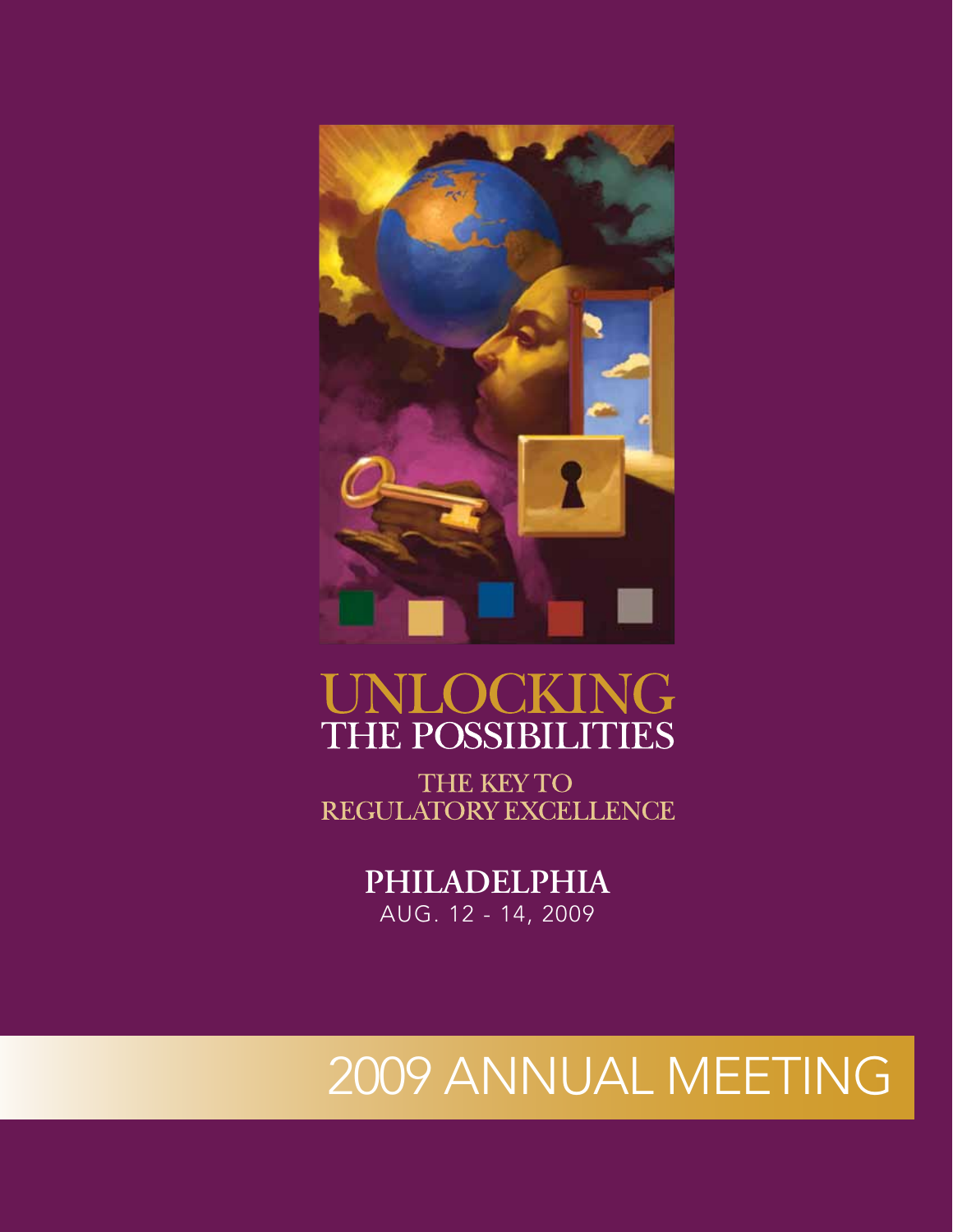# UNLOCKING THE POSSIBILITIES

## THE KEY TO REGULATORY EXCELLENCE

**PHILADELPHIA**
AUG. 12 - 14, 2009

# 2009 ANNUAL MEETING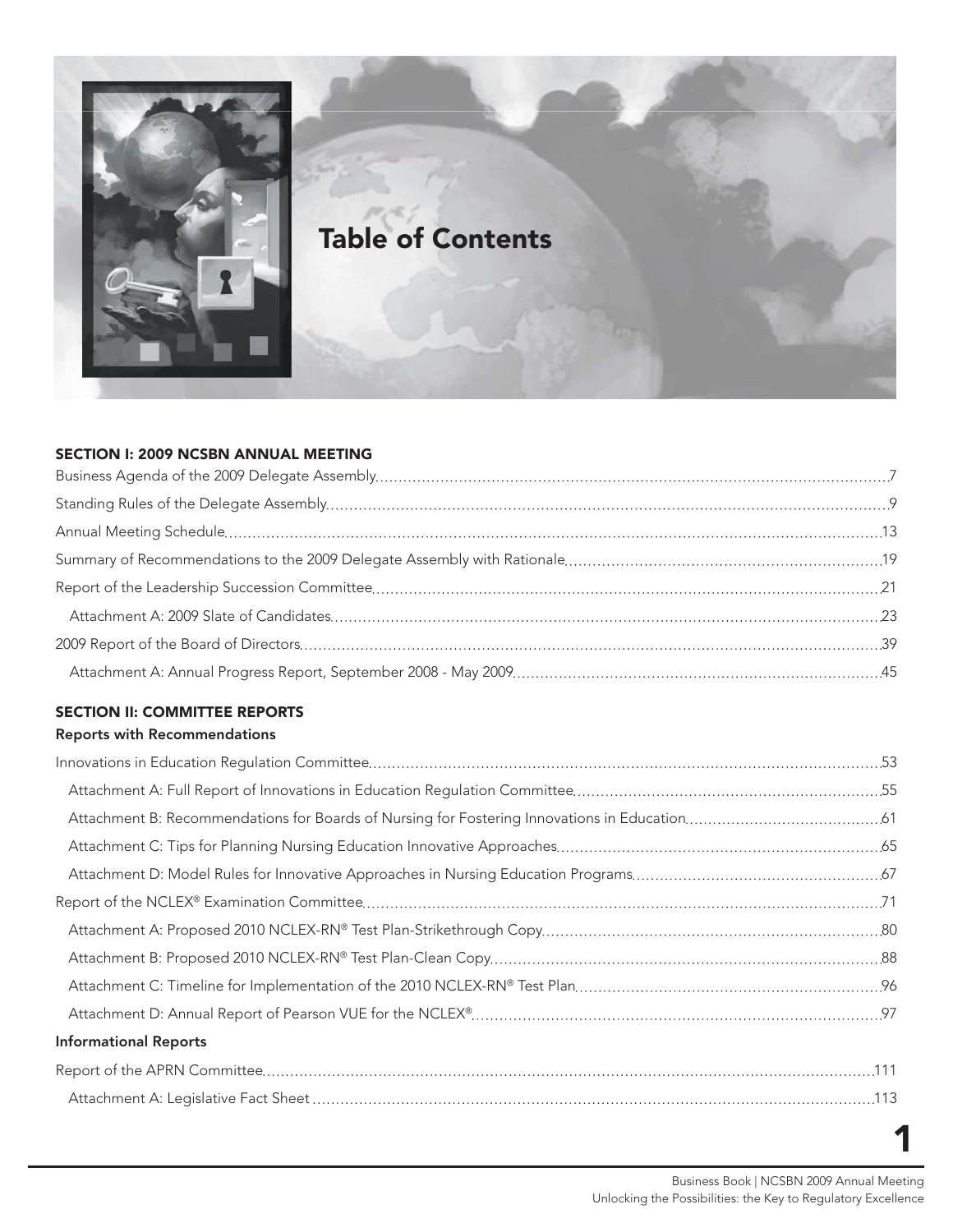# Table of Contents

## SECTION I: 2009 NCSBN ANNUAL MEETING

Business Agenda of the 2009 Delegate Assembly ..... 7

Standing Rules of the Delegate Assembly ..... 9

Annual Meeting Schedule ..... 13

Summary of Recommendations to the 2009 Delegate Assembly with Rationale ..... 19

Report of the Leadership Succession Committee ..... 21

- Attachment A: 2009 Slate of Candidates ..... 23

2009 Report of the Board of Directors ..... 39

- Attachment A: Annual Progress Report, September 2008 - May 2009 ..... 45

## SECTION II: COMMITTEE REPORTS

### Reports with Recommendations

Innovations in Education Regulation Committee ..... 53

- Attachment A: Full Report of Innovations in Education Regulation Committee ..... 55
- Attachment B: Recommendations for Boards of Nursing for Fostering Innovations in Education ..... 61
- Attachment C: Tips for Planning Nursing Education Innovative Approaches ..... 65
- Attachment D: Model Rules for Innovative Approaches in Nursing Education Programs ..... 67

Report of the NCLEX® Examination Committee ..... 71

- Attachment A: Proposed 2010 NCLEX-RN® Test Plan-Strikethrough Copy ..... 80
- Attachment B: Proposed 2010 NCLEX-RN® Test Plan-Clean Copy ..... 88
- Attachment C: Timeline for Implementation of the 2010 NCLEX-RN® Test Plan ..... 96
- Attachment D: Annual Report of Pearson VUE for the NCLEX® ..... 97

### Informational Reports

Report of the APRN Committee ..... 111

- Attachment A: Legislative Fact Sheet ..... 113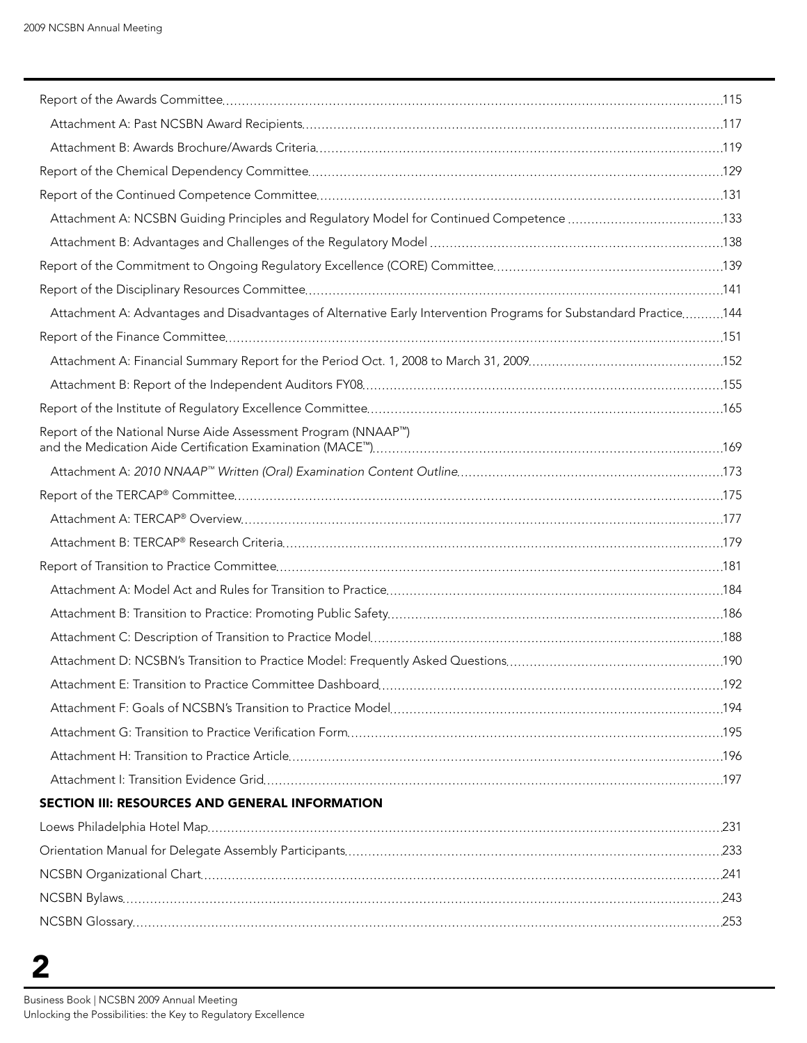Report of the Awards Committee .....115

Attachment A: Past NCSBN Award Recipients .....117

Attachment B: Awards Brochure/Awards Criteria .....119

Report of the Chemical Dependency Committee .....129

Report of the Continued Competence Committee .....131

Attachment A: NCSBN Guiding Principles and Regulatory Model for Continued Competence .....133

Attachment B: Advantages and Challenges of the Regulatory Model .....138

Report of the Commitment to Ongoing Regulatory Excellence (CORE) Committee .....139

Report of the Disciplinary Resources Committee .....141

Attachment A: Advantages and Disadvantages of Alternative Early Intervention Programs for Substandard Practice .....144

Report of the Finance Committee .....151

Attachment A: Financial Summary Report for the Period Oct. 1, 2008 to March 31, 2009 .....152

Attachment B: Report of the Independent Auditors FY08 .....155

Report of the Institute of Regulatory Excellence Committee .....165

Report of the National Nurse Aide Assessment Program (NNAAP™) and the Medication Aide Certification Examination (MACE™) .....169

Attachment A: *2010 NNAAP™ Written (Oral) Examination Content Outline* .....173

Report of the TERCAP® Committee .....175

Attachment A: TERCAP® Overview .....177

Attachment B: TERCAP® Research Criteria .....179

Report of Transition to Practice Committee .....181

Attachment A: Model Act and Rules for Transition to Practice .....184

Attachment B: Transition to Practice: Promoting Public Safety .....186

Attachment C: Description of Transition to Practice Model .....188

Attachment D: NCSBN's Transition to Practice Model: Frequently Asked Questions .....190

Attachment E: Transition to Practice Committee Dashboard .....192

Attachment F: Goals of NCSBN's Transition to Practice Model .....194

Attachment G: Transition to Practice Verification Form .....195

Attachment H: Transition to Practice Article .....196

Attachment I: Transition Evidence Grid .....197

## SECTION III: RESOURCES AND GENERAL INFORMATION

Loews Philadelphia Hotel Map .....231

Orientation Manual for Delegate Assembly Participants .....233

NCSBN Organizational Chart .....241

NCSBN Bylaws .....243

NCSBN Glossary .....253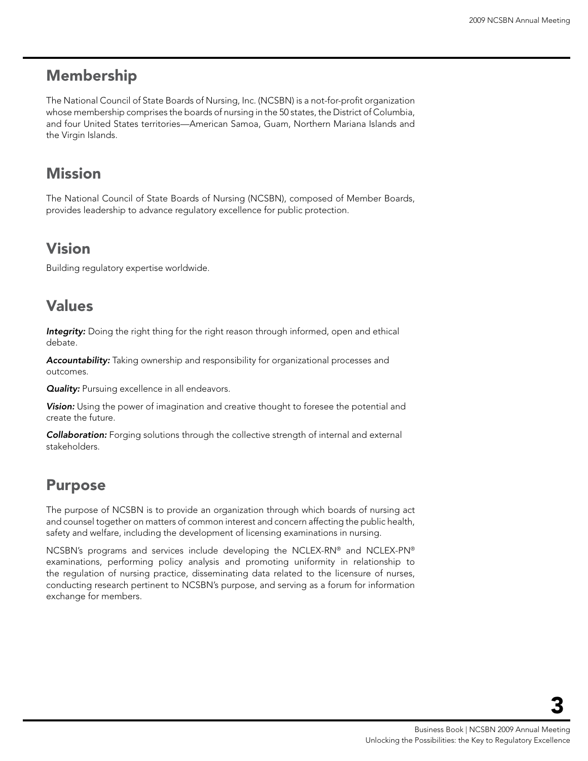## Membership

The National Council of State Boards of Nursing, Inc. (NCSBN) is a not-for-profit organization whose membership comprises the boards of nursing in the 50 states, the District of Columbia, and four United States territories—American Samoa, Guam, Northern Mariana Islands and the Virgin Islands.

## Mission

The National Council of State Boards of Nursing (NCSBN), composed of Member Boards, provides leadership to advance regulatory excellence for public protection.

## Vision

Building regulatory expertise worldwide.

## Values

***Integrity:*** Doing the right thing for the right reason through informed, open and ethical debate.

***Accountability:*** Taking ownership and responsibility for organizational processes and outcomes.

***Quality:*** Pursuing excellence in all endeavors.

***Vision:*** Using the power of imagination and creative thought to foresee the potential and create the future.

***Collaboration:*** Forging solutions through the collective strength of internal and external stakeholders.

## Purpose

The purpose of NCSBN is to provide an organization through which boards of nursing act and counsel together on matters of common interest and concern affecting the public health, safety and welfare, including the development of licensing examinations in nursing.

NCSBN's programs and services include developing the NCLEX-RN® and NCLEX-PN® examinations, performing policy analysis and promoting uniformity in relationship to the regulation of nursing practice, disseminating data related to the licensure of nurses, conducting research pertinent to NCSBN's purpose, and serving as a forum for information exchange for members.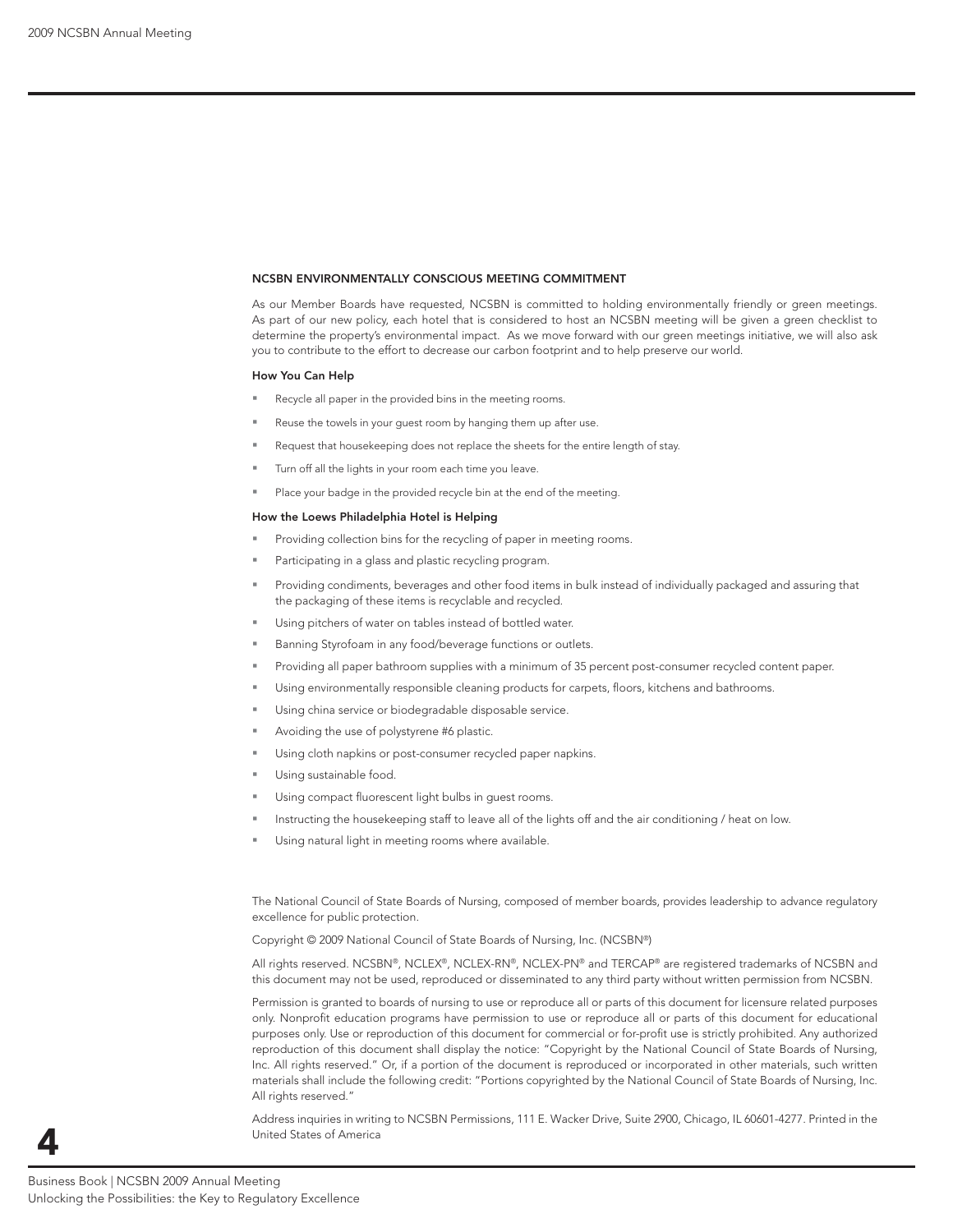## NCSBN ENVIRONMENTALLY CONSCIOUS MEETING COMMITMENT

As our Member Boards have requested, NCSBN is committed to holding environmentally friendly or green meetings. As part of our new policy, each hotel that is considered to host an NCSBN meeting will be given a green checklist to determine the property's environmental impact. As we move forward with our green meetings initiative, we will also ask you to contribute to the effort to decrease our carbon footprint and to help preserve our world.

### How You Can Help

- Recycle all paper in the provided bins in the meeting rooms.
- Reuse the towels in your guest room by hanging them up after use.
- Request that housekeeping does not replace the sheets for the entire length of stay.
- Turn off all the lights in your room each time you leave.
- Place your badge in the provided recycle bin at the end of the meeting.

### How the Loews Philadelphia Hotel is Helping

- Providing collection bins for the recycling of paper in meeting rooms.
- Participating in a glass and plastic recycling program.
- Providing condiments, beverages and other food items in bulk instead of individually packaged and assuring that the packaging of these items is recyclable and recycled.
- Using pitchers of water on tables instead of bottled water.
- Banning Styrofoam in any food/beverage functions or outlets.
- Providing all paper bathroom supplies with a minimum of 35 percent post-consumer recycled content paper.
- Using environmentally responsible cleaning products for carpets, floors, kitchens and bathrooms.
- Using china service or biodegradable disposable service.
- Avoiding the use of polystyrene #6 plastic.
- Using cloth napkins or post-consumer recycled paper napkins.
- Using sustainable food.
- Using compact fluorescent light bulbs in guest rooms.
- Instructing the housekeeping staff to leave all of the lights off and the air conditioning / heat on low.
- Using natural light in meeting rooms where available.

The National Council of State Boards of Nursing, composed of member boards, provides leadership to advance regulatory excellence for public protection.

Copyright © 2009 National Council of State Boards of Nursing, Inc. (NCSBN®)

All rights reserved. NCSBN®, NCLEX®, NCLEX-RN®, NCLEX-PN® and TERCAP® are registered trademarks of NCSBN and this document may not be used, reproduced or disseminated to any third party without written permission from NCSBN.

Permission is granted to boards of nursing to use or reproduce all or parts of this document for licensure related purposes only. Nonprofit education programs have permission to use or reproduce all or parts of this document for educational purposes only. Use or reproduction of this document for commercial or for-profit use is strictly prohibited. Any authorized reproduction of this document shall display the notice: "Copyright by the National Council of State Boards of Nursing, Inc. All rights reserved." Or, if a portion of the document is reproduced or incorporated in other materials, such written materials shall include the following credit: "Portions copyrighted by the National Council of State Boards of Nursing, Inc. All rights reserved."

Address inquiries in writing to NCSBN Permissions, 111 E. Wacker Drive, Suite 2900, Chicago, IL 60601-4277. Printed in the United States of America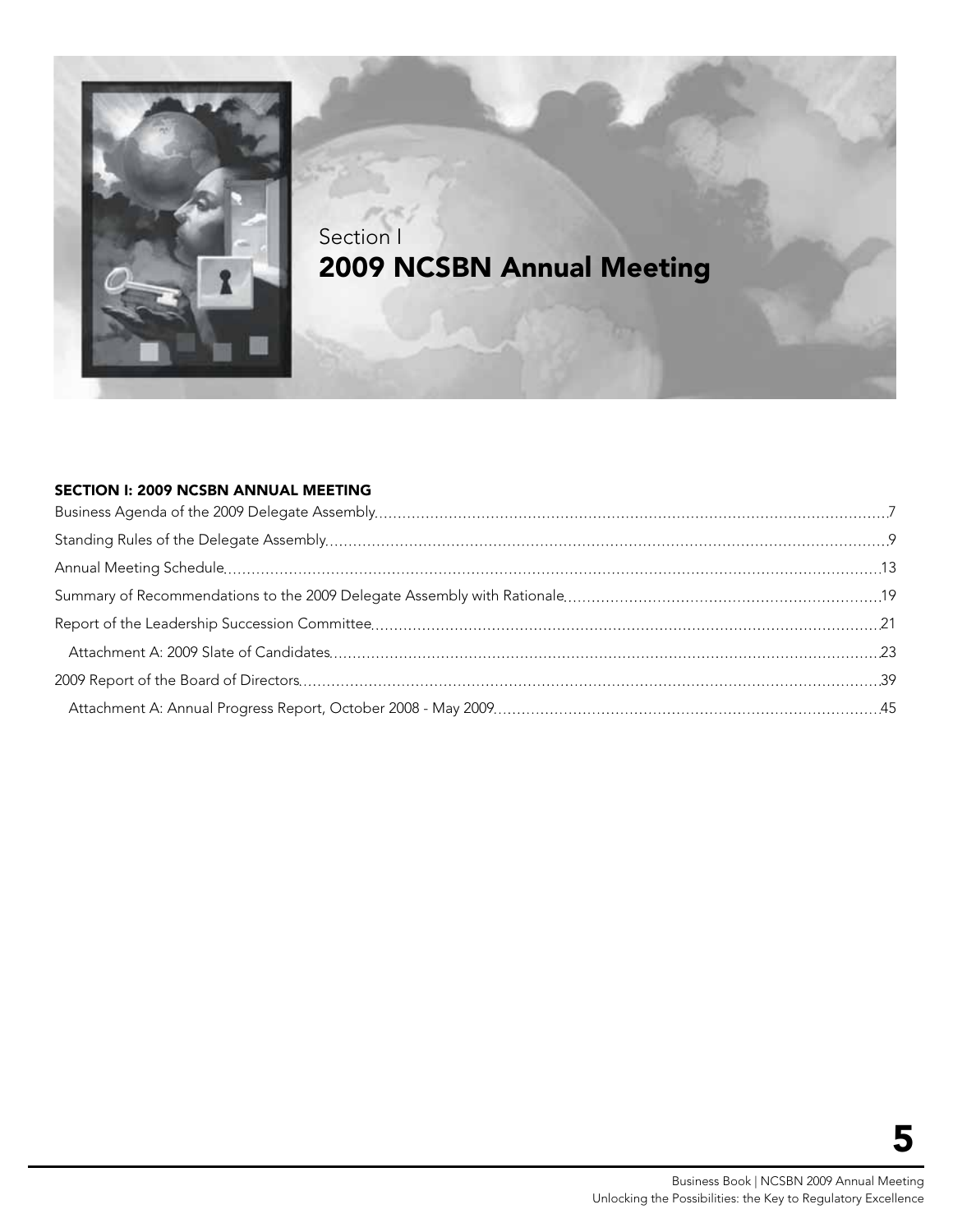Section I

# 2009 NCSBN Annual Meeting

## SECTION I: 2009 NCSBN ANNUAL MEETING

| | |
|---|---|
| Business Agenda of the 2009 Delegate Assembly | 7 |
| Standing Rules of the Delegate Assembly | 9 |
| Annual Meeting Schedule | 13 |
| Summary of Recommendations to the 2009 Delegate Assembly with Rationale | 19 |
| Report of the Leadership Succession Committee | 21 |
| Attachment A: 2009 Slate of Candidates | 23 |
| 2009 Report of the Board of Directors | 39 |
| Attachment A: Annual Progress Report, October 2008 - May 2009 | 45 |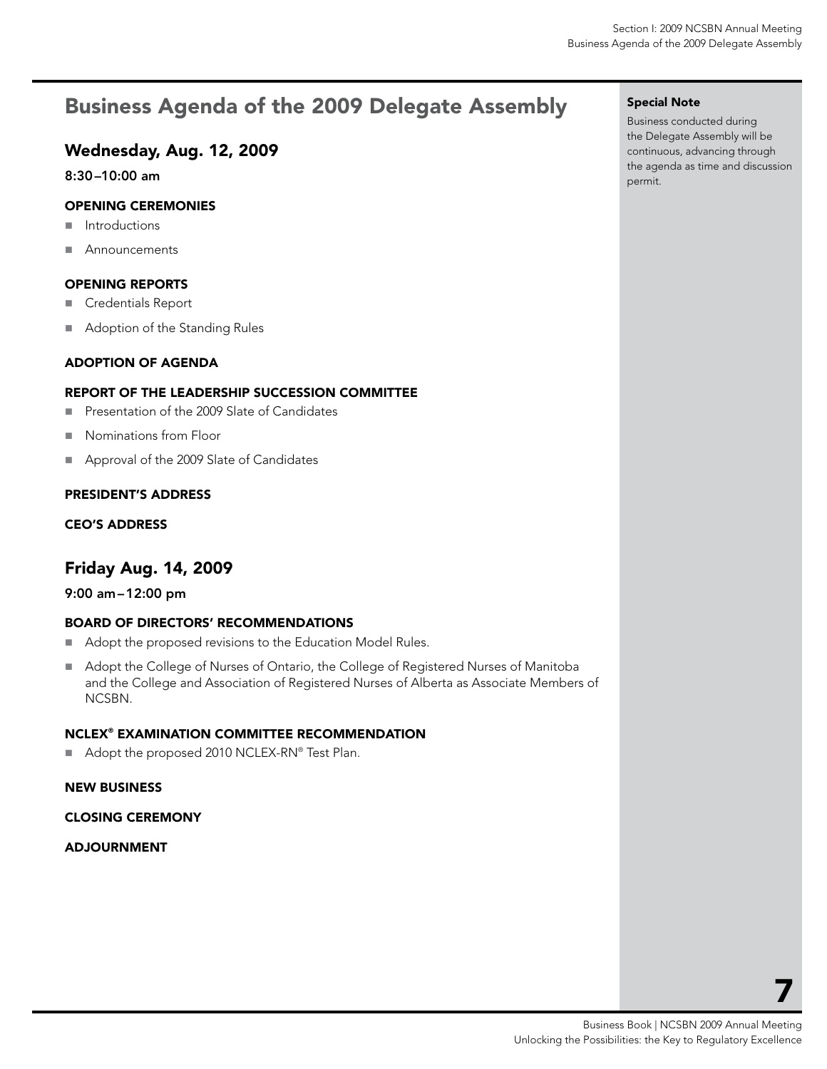# Business Agenda of the 2009 Delegate Assembly

## Wednesday, Aug. 12, 2009

**8:30–10:00 am**

### OPENING CEREMONIES

- Introductions
- Announcements

### OPENING REPORTS

- Credentials Report
- Adoption of the Standing Rules

### ADOPTION OF AGENDA

### REPORT OF THE LEADERSHIP SUCCESSION COMMITTEE

- Presentation of the 2009 Slate of Candidates
- Nominations from Floor
- Approval of the 2009 Slate of Candidates

### PRESIDENT'S ADDRESS

### CEO'S ADDRESS

## Friday Aug. 14, 2009

**9:00 am–12:00 pm**

### BOARD OF DIRECTORS' RECOMMENDATIONS

- Adopt the proposed revisions to the Education Model Rules.
- Adopt the College of Nurses of Ontario, the College of Registered Nurses of Manitoba and the College and Association of Registered Nurses of Alberta as Associate Members of NCSBN.

### NCLEX® EXAMINATION COMMITTEE RECOMMENDATION

- Adopt the proposed 2010 NCLEX-RN® Test Plan.

### NEW BUSINESS

### CLOSING CEREMONY

### ADJOURNMENT

**Special Note**

Business conducted during the Delegate Assembly will be continuous, advancing through the agenda as time and discussion permit.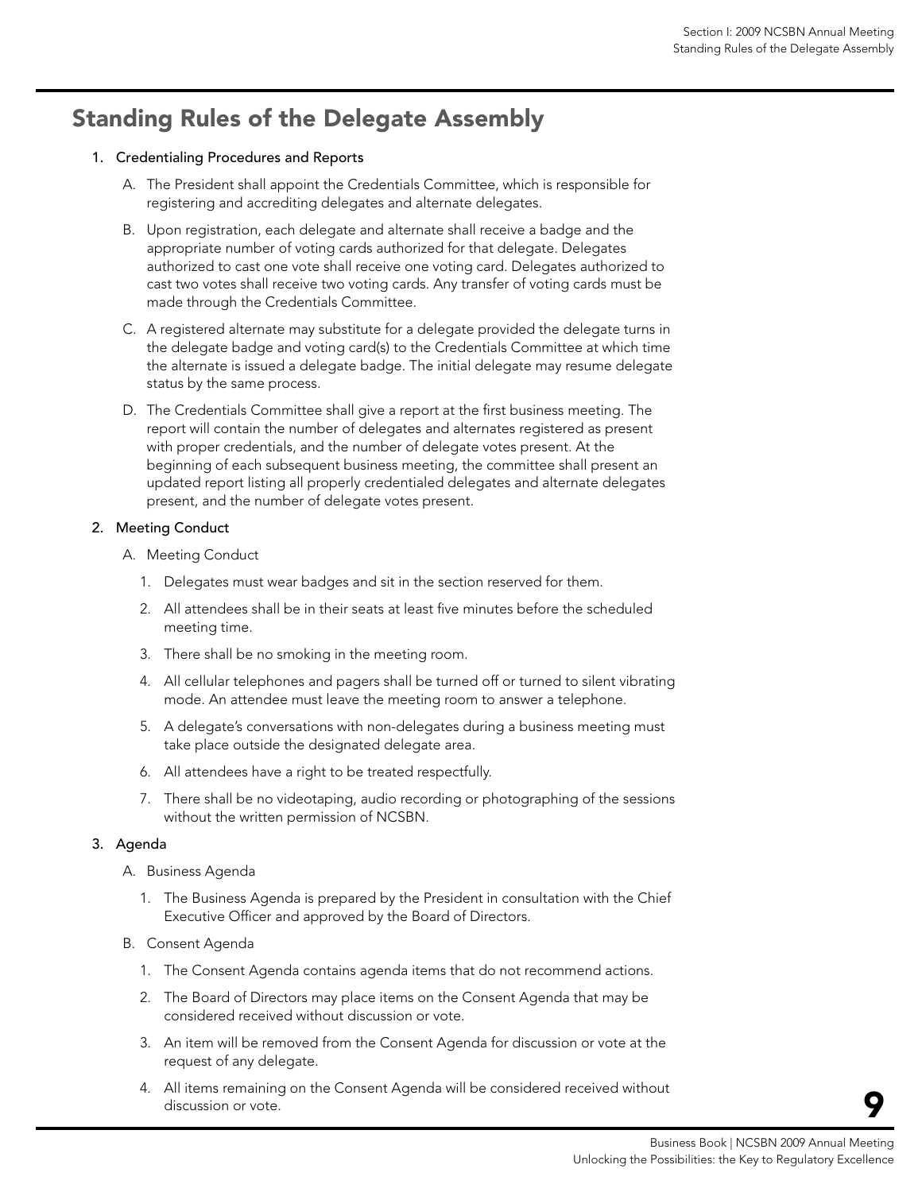# Standing Rules of the Delegate Assembly

1. Credentialing Procedures and Reports

   A. The President shall appoint the Credentials Committee, which is responsible for registering and accrediting delegates and alternate delegates.

   B. Upon registration, each delegate and alternate shall receive a badge and the appropriate number of voting cards authorized for that delegate. Delegates authorized to cast one vote shall receive one voting card. Delegates authorized to cast two votes shall receive two voting cards. Any transfer of voting cards must be made through the Credentials Committee.

   C. A registered alternate may substitute for a delegate provided the delegate turns in the delegate badge and voting card(s) to the Credentials Committee at which time the alternate is issued a delegate badge. The initial delegate may resume delegate status by the same process.

   D. The Credentials Committee shall give a report at the first business meeting. The report will contain the number of delegates and alternates registered as present with proper credentials, and the number of delegate votes present. At the beginning of each subsequent business meeting, the committee shall present an updated report listing all properly credentialed delegates and alternate delegates present, and the number of delegate votes present.

2. Meeting Conduct

   A. Meeting Conduct

      1. Delegates must wear badges and sit in the section reserved for them.
      2. All attendees shall be in their seats at least five minutes before the scheduled meeting time.
      3. There shall be no smoking in the meeting room.
      4. All cellular telephones and pagers shall be turned off or turned to silent vibrating mode. An attendee must leave the meeting room to answer a telephone.
      5. A delegate's conversations with non-delegates during a business meeting must take place outside the designated delegate area.
      6. All attendees have a right to be treated respectfully.
      7. There shall be no videotaping, audio recording or photographing of the sessions without the written permission of NCSBN.

3. Agenda

   A. Business Agenda

      1. The Business Agenda is prepared by the President in consultation with the Chief Executive Officer and approved by the Board of Directors.

   B. Consent Agenda

      1. The Consent Agenda contains agenda items that do not recommend actions.
      2. The Board of Directors may place items on the Consent Agenda that may be considered received without discussion or vote.
      3. An item will be removed from the Consent Agenda for discussion or vote at the request of any delegate.
      4. All items remaining on the Consent Agenda will be considered received without discussion or vote.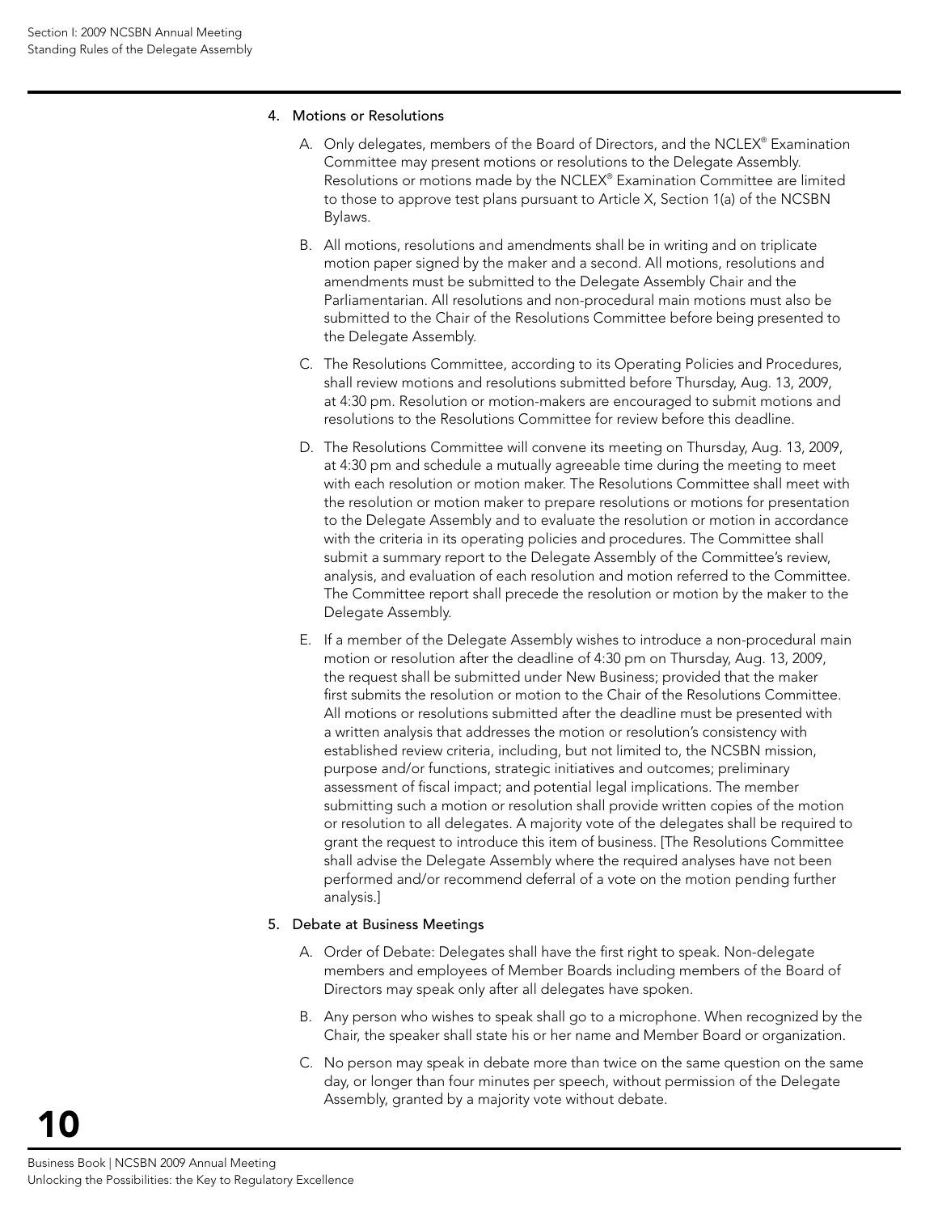4. Motions or Resolutions

   A. Only delegates, members of the Board of Directors, and the NCLEX® Examination Committee may present motions or resolutions to the Delegate Assembly. Resolutions or motions made by the NCLEX® Examination Committee are limited to those to approve test plans pursuant to Article X, Section 1(a) of the NCSBN Bylaws.

   B. All motions, resolutions and amendments shall be in writing and on triplicate motion paper signed by the maker and a second. All motions, resolutions and amendments must be submitted to the Delegate Assembly Chair and the Parliamentarian. All resolutions and non-procedural main motions must also be submitted to the Chair of the Resolutions Committee before being presented to the Delegate Assembly.

   C. The Resolutions Committee, according to its Operating Policies and Procedures, shall review motions and resolutions submitted before Thursday, Aug. 13, 2009, at 4:30 pm. Resolution or motion-makers are encouraged to submit motions and resolutions to the Resolutions Committee for review before this deadline.

   D. The Resolutions Committee will convene its meeting on Thursday, Aug. 13, 2009, at 4:30 pm and schedule a mutually agreeable time during the meeting to meet with each resolution or motion maker. The Resolutions Committee shall meet with the resolution or motion maker to prepare resolutions or motions for presentation to the Delegate Assembly and to evaluate the resolution or motion in accordance with the criteria in its operating policies and procedures. The Committee shall submit a summary report to the Delegate Assembly of the Committee's review, analysis, and evaluation of each resolution and motion referred to the Committee. The Committee report shall precede the resolution or motion by the maker to the Delegate Assembly.

   E. If a member of the Delegate Assembly wishes to introduce a non-procedural main motion or resolution after the deadline of 4:30 pm on Thursday, Aug. 13, 2009, the request shall be submitted under New Business; provided that the maker first submits the resolution or motion to the Chair of the Resolutions Committee. All motions or resolutions submitted after the deadline must be presented with a written analysis that addresses the motion or resolution's consistency with established review criteria, including, but not limited to, the NCSBN mission, purpose and/or functions, strategic initiatives and outcomes; preliminary assessment of fiscal impact; and potential legal implications. The member submitting such a motion or resolution shall provide written copies of the motion or resolution to all delegates. A majority vote of the delegates shall be required to grant the request to introduce this item of business. [The Resolutions Committee shall advise the Delegate Assembly where the required analyses have not been performed and/or recommend deferral of a vote on the motion pending further analysis.]

5. Debate at Business Meetings

   A. Order of Debate: Delegates shall have the first right to speak. Non-delegate members and employees of Member Boards including members of the Board of Directors may speak only after all delegates have spoken.

   B. Any person who wishes to speak shall go to a microphone. When recognized by the Chair, the speaker shall state his or her name and Member Board or organization.

   C. No person may speak in debate more than twice on the same question on the same day, or longer than four minutes per speech, without permission of the Delegate Assembly, granted by a majority vote without debate.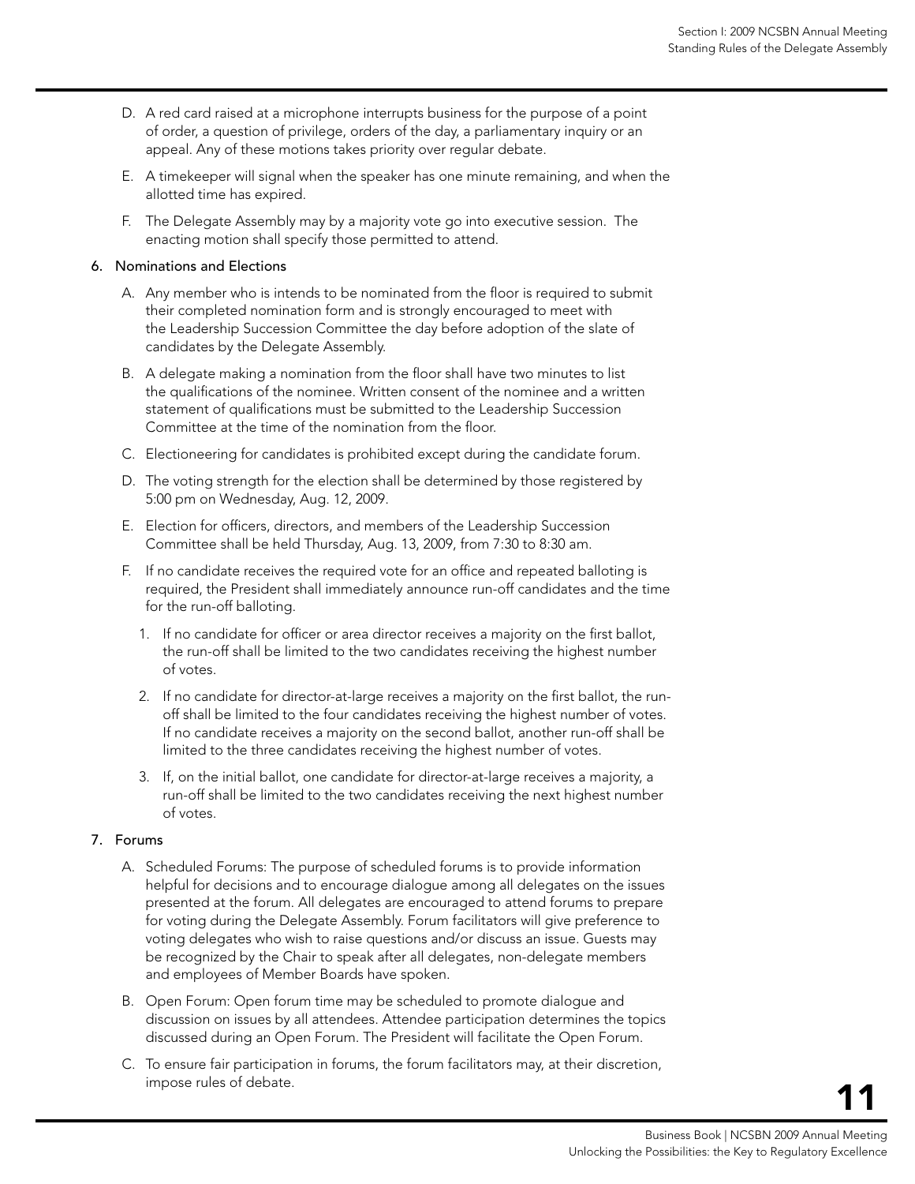D. A red card raised at a microphone interrupts business for the purpose of a point of order, a question of privilege, orders of the day, a parliamentary inquiry or an appeal. Any of these motions takes priority over regular debate.

E. A timekeeper will signal when the speaker has one minute remaining, and when the allotted time has expired.

F. The Delegate Assembly may by a majority vote go into executive session. The enacting motion shall specify those permitted to attend.

6. Nominations and Elections

   A. Any member who is intends to be nominated from the floor is required to submit their completed nomination form and is strongly encouraged to meet with the Leadership Succession Committee the day before adoption of the slate of candidates by the Delegate Assembly.

   B. A delegate making a nomination from the floor shall have two minutes to list the qualifications of the nominee. Written consent of the nominee and a written statement of qualifications must be submitted to the Leadership Succession Committee at the time of the nomination from the floor.

   C. Electioneering for candidates is prohibited except during the candidate forum.

   D. The voting strength for the election shall be determined by those registered by 5:00 pm on Wednesday, Aug. 12, 2009.

   E. Election for officers, directors, and members of the Leadership Succession Committee shall be held Thursday, Aug. 13, 2009, from 7:30 to 8:30 am.

   F. If no candidate receives the required vote for an office and repeated balloting is required, the President shall immediately announce run-off candidates and the time for the run-off balloting.

      1. If no candidate for officer or area director receives a majority on the first ballot, the run-off shall be limited to the two candidates receiving the highest number of votes.

      2. If no candidate for director-at-large receives a majority on the first ballot, the run-off shall be limited to the four candidates receiving the highest number of votes. If no candidate receives a majority on the second ballot, another run-off shall be limited to the three candidates receiving the highest number of votes.

      3. If, on the initial ballot, one candidate for director-at-large receives a majority, a run-off shall be limited to the two candidates receiving the next highest number of votes.

7. Forums

   A. Scheduled Forums: The purpose of scheduled forums is to provide information helpful for decisions and to encourage dialogue among all delegates on the issues presented at the forum. All delegates are encouraged to attend forums to prepare for voting during the Delegate Assembly. Forum facilitators will give preference to voting delegates who wish to raise questions and/or discuss an issue. Guests may be recognized by the Chair to speak after all delegates, non-delegate members and employees of Member Boards have spoken.

   B. Open Forum: Open forum time may be scheduled to promote dialogue and discussion on issues by all attendees. Attendee participation determines the topics discussed during an Open Forum. The President will facilitate the Open Forum.

   C. To ensure fair participation in forums, the forum facilitators may, at their discretion, impose rules of debate.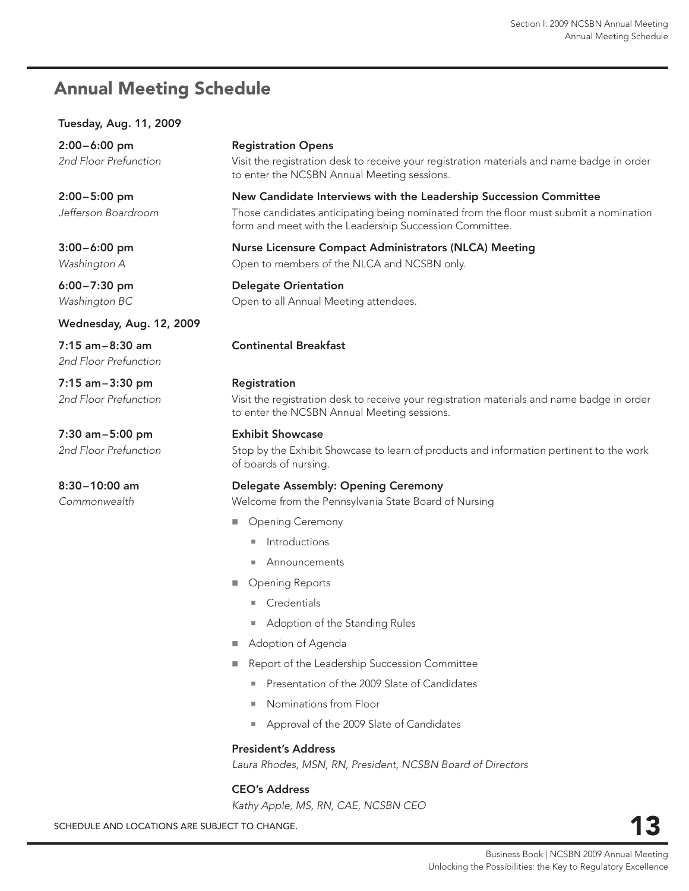## Annual Meeting Schedule

### Tuesday, Aug. 11, 2009

**2:00–6:00 pm**
*2nd Floor Prefunction*

**Registration Opens**
Visit the registration desk to receive your registration materials and name badge in order to enter the NCSBN Annual Meeting sessions.

**2:00–5:00 pm**
*Jefferson Boardroom*

**New Candidate Interviews with the Leadership Succession Committee**
Those candidates anticipating being nominated from the floor must submit a nomination form and meet with the Leadership Succession Committee.

**3:00–6:00 pm**
*Washington A*

**Nurse Licensure Compact Administrators (NLCA) Meeting**
Open to members of the NLCA and NCSBN only.

**6:00–7:30 pm**
*Washington BC*

**Delegate Orientation**
Open to all Annual Meeting attendees.

### Wednesday, Aug. 12, 2009

**7:15 am–8:30 am**
*2nd Floor Prefunction*

**Continental Breakfast**

**7:15 am–3:30 pm**
*2nd Floor Prefunction*

**Registration**
Visit the registration desk to receive your registration materials and name badge in order to enter the NCSBN Annual Meeting sessions.

**7:30 am–5:00 pm**
*2nd Floor Prefunction*

**Exhibit Showcase**
Stop by the Exhibit Showcase to learn of products and information pertinent to the work of boards of nursing.

**8:30–10:00 am**
*Commonwealth*

**Delegate Assembly: Opening Ceremony**
Welcome from the Pennsylvania State Board of Nursing

- Opening Ceremony
  - Introductions
  - Announcements
- Opening Reports
  - Credentials
  - Adoption of the Standing Rules
- Adoption of Agenda
- Report of the Leadership Succession Committee
  - Presentation of the 2009 Slate of Candidates
  - Nominations from Floor
  - Approval of the 2009 Slate of Candidates

**President's Address**
*Laura Rhodes, MSN, RN, President, NCSBN Board of Directors*

**CEO's Address**
*Kathy Apple, MS, RN, CAE, NCSBN CEO*

SCHEDULE AND LOCATIONS ARE SUBJECT TO CHANGE.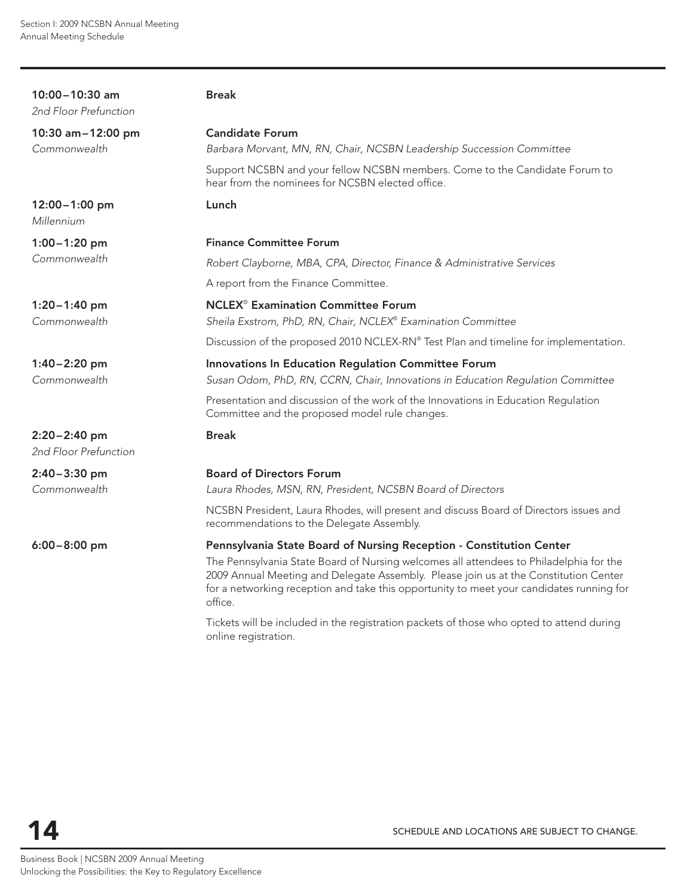**10:00 – 10:30 am**
*2nd Floor Prefunction*

**Break**

**10:30 am – 12:00 pm**
*Commonwealth*

**Candidate Forum**
*Barbara Morvant, MN, RN, Chair, NCSBN Leadership Succession Committee*

Support NCSBN and your fellow NCSBN members. Come to the Candidate Forum to hear from the nominees for NCSBN elected office.

**12:00 – 1:00 pm**
*Millennium*

**Lunch**

**1:00 – 1:20 pm**
*Commonwealth*

**Finance Committee Forum**
*Robert Clayborne, MBA, CPA, Director, Finance & Administrative Services*

A report from the Finance Committee.

**1:20 – 1:40 pm**
*Commonwealth*

**NCLEX® Examination Committee Forum**
*Sheila Exstrom, PhD, RN, Chair, NCLEX® Examination Committee*

Discussion of the proposed 2010 NCLEX-RN® Test Plan and timeline for implementation.

**1:40 – 2:20 pm**
*Commonwealth*

**Innovations In Education Regulation Committee Forum**
*Susan Odom, PhD, RN, CCRN, Chair, Innovations in Education Regulation Committee*

Presentation and discussion of the work of the Innovations in Education Regulation Committee and the proposed model rule changes.

**2:20 – 2:40 pm**
*2nd Floor Prefunction*

**Break**

**2:40 – 3:30 pm**
*Commonwealth*

**Board of Directors Forum**
*Laura Rhodes, MSN, RN, President, NCSBN Board of Directors*

NCSBN President, Laura Rhodes, will present and discuss Board of Directors issues and recommendations to the Delegate Assembly.

**6:00 – 8:00 pm**

**Pennsylvania State Board of Nursing Reception - Constitution Center**

The Pennsylvania State Board of Nursing welcomes all attendees to Philadelphia for the 2009 Annual Meeting and Delegate Assembly. Please join us at the Constitution Center for a networking reception and take this opportunity to meet your candidates running for office.

Tickets will be included in the registration packets of those who opted to attend during online registration.

SCHEDULE AND LOCATIONS ARE SUBJECT TO CHANGE.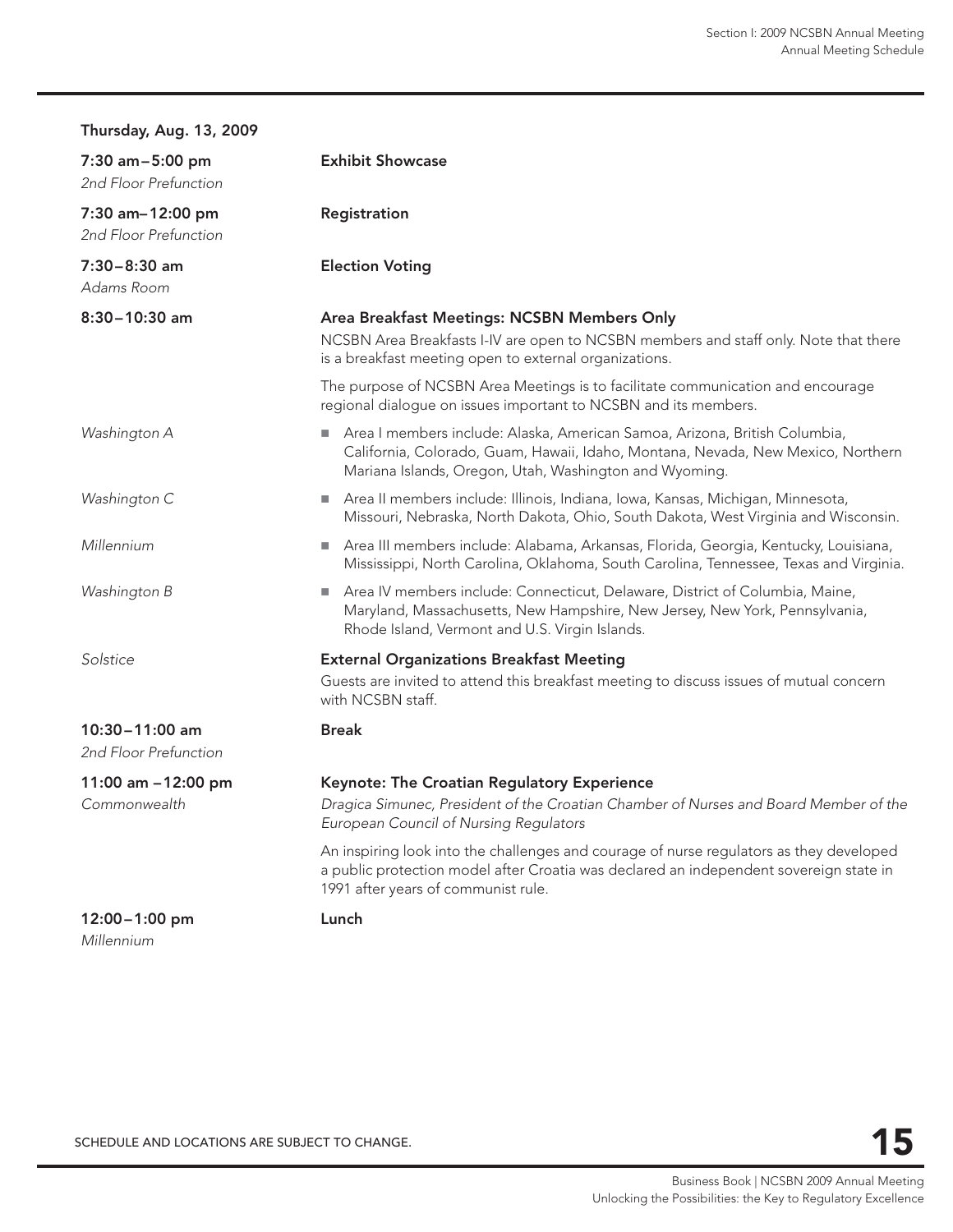## Thursday, Aug. 13, 2009

**7:30 am – 5:00 pm**
*2nd Floor Prefunction*

**Exhibit Showcase**

**7:30 am – 12:00 pm**
*2nd Floor Prefunction*

**Registration**

**7:30 – 8:30 am**
*Adams Room*

**Election Voting**

**8:30 – 10:30 am**

**Area Breakfast Meetings: NCSBN Members Only**

NCSBN Area Breakfasts I-IV are open to NCSBN members and staff only. Note that there is a breakfast meeting open to external organizations.

The purpose of NCSBN Area Meetings is to facilitate communication and encourage regional dialogue on issues important to NCSBN and its members.

*Washington A*
- Area I members include: Alaska, American Samoa, Arizona, British Columbia, California, Colorado, Guam, Hawaii, Idaho, Montana, Nevada, New Mexico, Northern Mariana Islands, Oregon, Utah, Washington and Wyoming.

*Washington C*
- Area II members include: Illinois, Indiana, Iowa, Kansas, Michigan, Minnesota, Missouri, Nebraska, North Dakota, Ohio, South Dakota, West Virginia and Wisconsin.

*Millennium*
- Area III members include: Alabama, Arkansas, Florida, Georgia, Kentucky, Louisiana, Mississippi, North Carolina, Oklahoma, South Carolina, Tennessee, Texas and Virginia.

*Washington B*
- Area IV members include: Connecticut, Delaware, District of Columbia, Maine, Maryland, Massachusetts, New Hampshire, New Jersey, New York, Pennsylvania, Rhode Island, Vermont and U.S. Virgin Islands.

*Solstice*

**External Organizations Breakfast Meeting**

Guests are invited to attend this breakfast meeting to discuss issues of mutual concern with NCSBN staff.

**10:30 – 11:00 am**
*2nd Floor Prefunction*

**Break**

**11:00 am – 12:00 pm**
*Commonwealth*

**Keynote: The Croatian Regulatory Experience**

*Dragica Simunec, President of the Croatian Chamber of Nurses and Board Member of the European Council of Nursing Regulators*

An inspiring look into the challenges and courage of nurse regulators as they developed a public protection model after Croatia was declared an independent sovereign state in 1991 after years of communist rule.

**12:00 – 1:00 pm**
*Millennium*

**Lunch**

SCHEDULE AND LOCATIONS ARE SUBJECT TO CHANGE.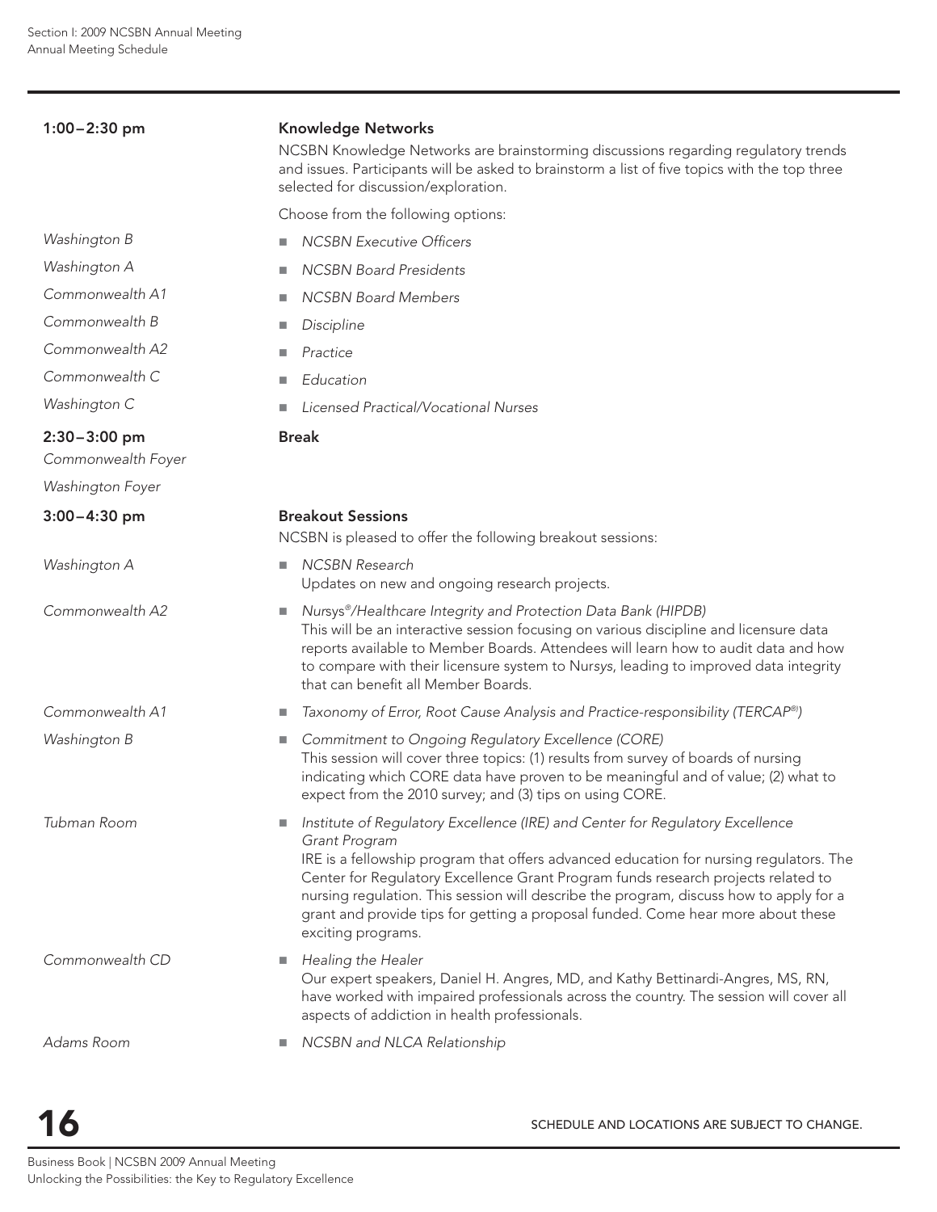**1:00–2:30 pm**

**Knowledge Networks**

NCSBN Knowledge Networks are brainstorming discussions regarding regulatory trends and issues. Participants will be asked to brainstorm a list of five topics with the top three selected for discussion/exploration.

Choose from the following options:

| | |
|---|---|
| *Washington B* | *NCSBN Executive Officers* |
| *Washington A* | *NCSBN Board Presidents* |
| *Commonwealth A1* | *NCSBN Board Members* |
| *Commonwealth B* | *Discipline* |
| *Commonwealth A2* | *Practice* |
| *Commonwealth C* | *Education* |
| *Washington C* | *Licensed Practical/Vocational Nurses* |

**2:30–3:00 pm**

*Commonwealth Foyer*

*Washington Foyer*

**Break**

**3:00–4:30 pm**

**Breakout Sessions**

NCSBN is pleased to offer the following breakout sessions:

*Washington A*
- *NCSBN Research*
  Updates on new and ongoing research projects.

*Commonwealth A2*
- *Nursys®/Healthcare Integrity and Protection Data Bank (HIPDB)*
  This will be an interactive session focusing on various discipline and licensure data reports available to Member Boards. Attendees will learn how to audit data and how to compare with their licensure system to Nursys, leading to improved data integrity that can benefit all Member Boards.

*Commonwealth A1*
- *Taxonomy of Error, Root Cause Analysis and Practice-responsibility (TERCAP®)*

*Washington B*
- *Commitment to Ongoing Regulatory Excellence (CORE)*
  This session will cover three topics: (1) results from survey of boards of nursing indicating which CORE data have proven to be meaningful and of value; (2) what to expect from the 2010 survey; and (3) tips on using CORE.

*Tubman Room*
- *Institute of Regulatory Excellence (IRE) and Center for Regulatory Excellence Grant Program*
  IRE is a fellowship program that offers advanced education for nursing regulators. The Center for Regulatory Excellence Grant Program funds research projects related to nursing regulation. This session will describe the program, discuss how to apply for a grant and provide tips for getting a proposal funded. Come hear more about these exciting programs.

*Commonwealth CD*
- *Healing the Healer*
  Our expert speakers, Daniel H. Angres, MD, and Kathy Bettinardi-Angres, MS, RN, have worked with impaired professionals across the country. The session will cover all aspects of addiction in health professionals.

*Adams Room*
- *NCSBN and NLCA Relationship*

SCHEDULE AND LOCATIONS ARE SUBJECT TO CHANGE.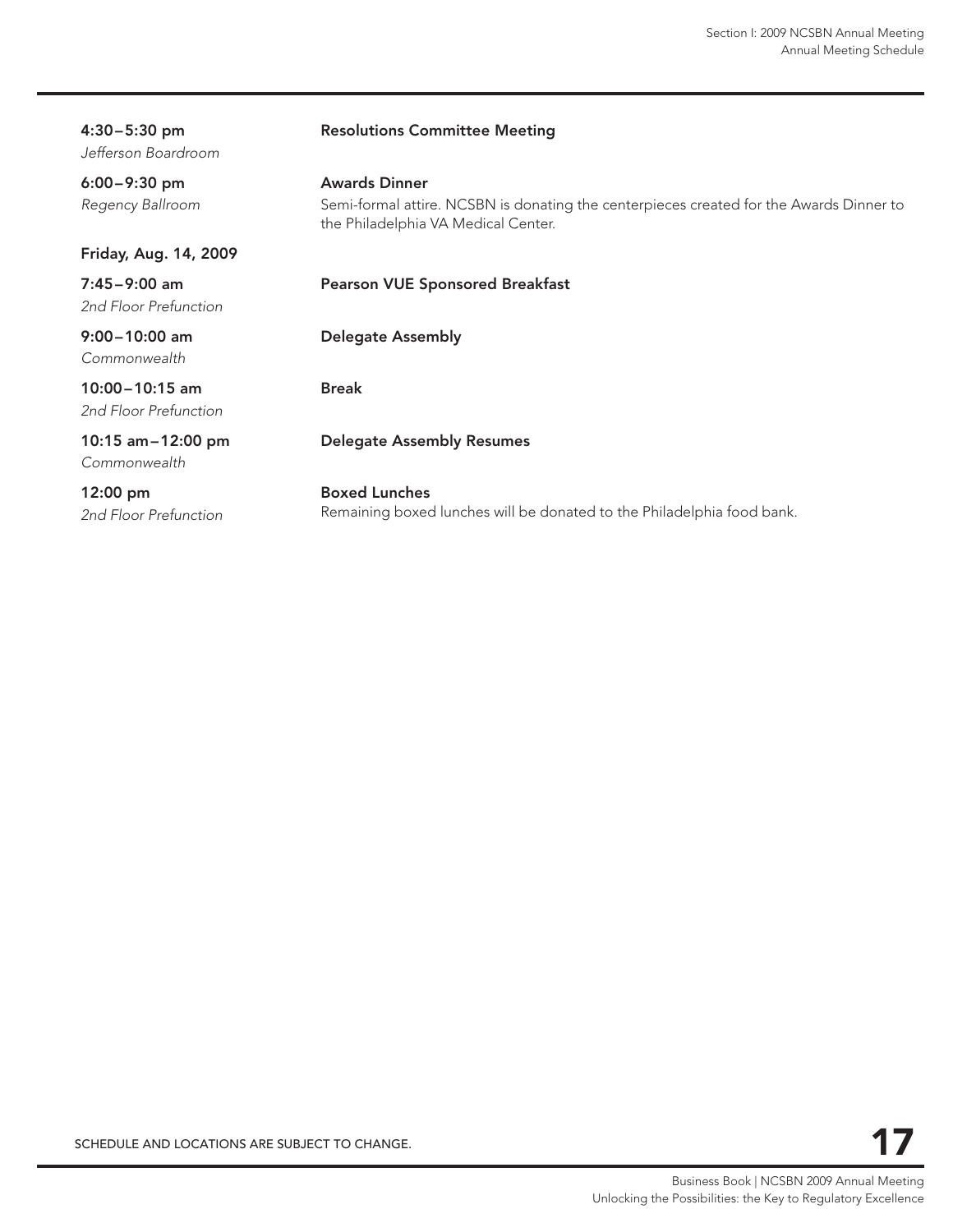**4:30–5:30 pm**
*Jefferson Boardroom*
**Resolutions Committee Meeting**

**6:00–9:30 pm**
*Regency Ballroom*
**Awards Dinner**
Semi-formal attire. NCSBN is donating the centerpieces created for the Awards Dinner to the Philadelphia VA Medical Center.

**Friday, Aug. 14, 2009**

**7:45–9:00 am**
*2nd Floor Prefunction*
**Pearson VUE Sponsored Breakfast**

**9:00–10:00 am**
*Commonwealth*
**Delegate Assembly**

**10:00–10:15 am**
*2nd Floor Prefunction*
**Break**

**10:15 am–12:00 pm**
*Commonwealth*
**Delegate Assembly Resumes**

**12:00 pm**
*2nd Floor Prefunction*
**Boxed Lunches**
Remaining boxed lunches will be donated to the Philadelphia food bank.

SCHEDULE AND LOCATIONS ARE SUBJECT TO CHANGE.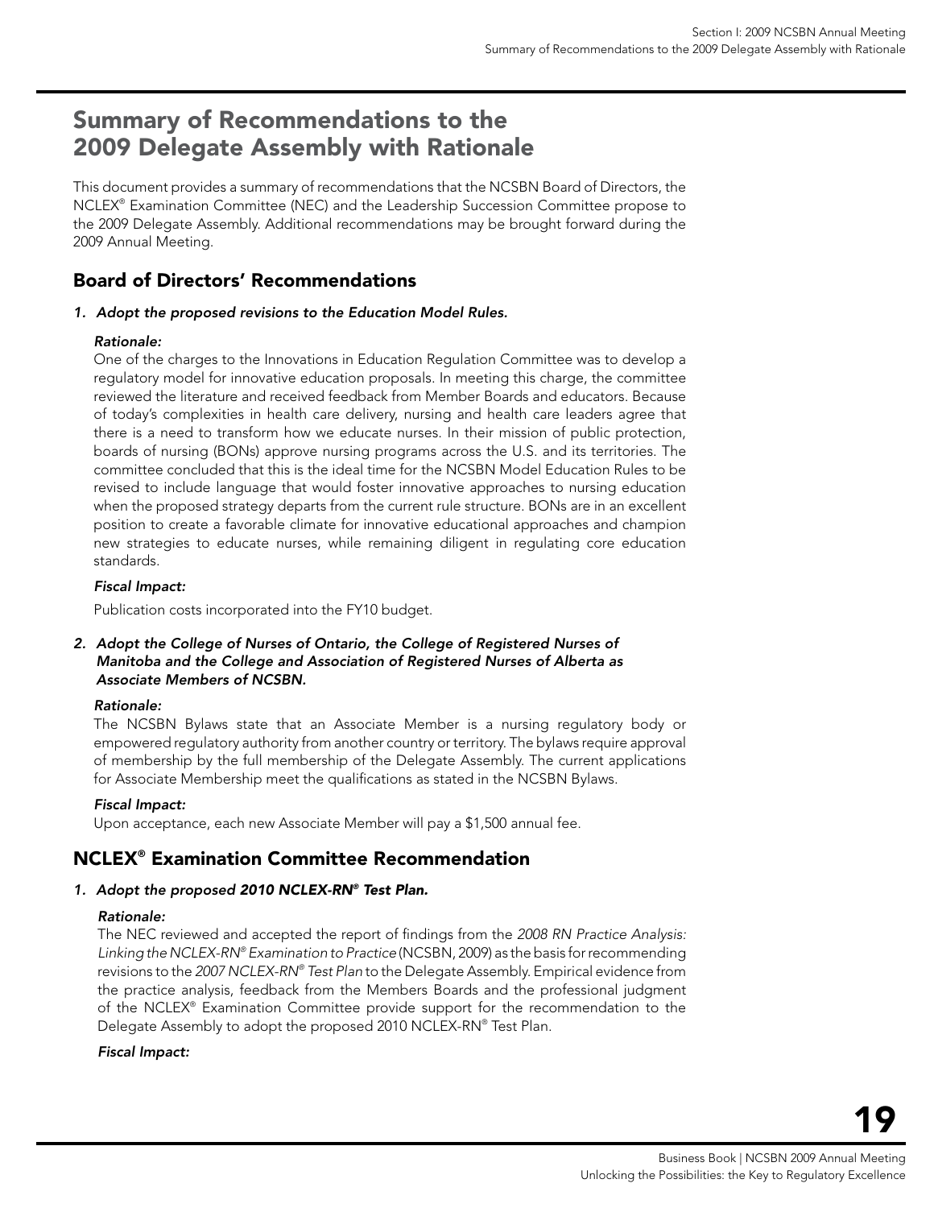# Summary of Recommendations to the 2009 Delegate Assembly with Rationale

This document provides a summary of recommendations that the NCSBN Board of Directors, the NCLEX® Examination Committee (NEC) and the Leadership Succession Committee propose to the 2009 Delegate Assembly. Additional recommendations may be brought forward during the 2009 Annual Meeting.

## Board of Directors' Recommendations

***1. Adopt the proposed revisions to the Education Model Rules.***

***Rationale:***

One of the charges to the Innovations in Education Regulation Committee was to develop a regulatory model for innovative education proposals. In meeting this charge, the committee reviewed the literature and received feedback from Member Boards and educators. Because of today's complexities in health care delivery, nursing and health care leaders agree that there is a need to transform how we educate nurses. In their mission of public protection, boards of nursing (BONs) approve nursing programs across the U.S. and its territories. The committee concluded that this is the ideal time for the NCSBN Model Education Rules to be revised to include language that would foster innovative approaches to nursing education when the proposed strategy departs from the current rule structure. BONs are in an excellent position to create a favorable climate for innovative educational approaches and champion new strategies to educate nurses, while remaining diligent in regulating core education standards.

***Fiscal Impact:***

Publication costs incorporated into the FY10 budget.

***2. Adopt the College of Nurses of Ontario, the College of Registered Nurses of Manitoba and the College and Association of Registered Nurses of Alberta as Associate Members of NCSBN.***

***Rationale:***

The NCSBN Bylaws state that an Associate Member is a nursing regulatory body or empowered regulatory authority from another country or territory. The bylaws require approval of membership by the full membership of the Delegate Assembly. The current applications for Associate Membership meet the qualifications as stated in the NCSBN Bylaws.

***Fiscal Impact:***

Upon acceptance, each new Associate Member will pay a $1,500 annual fee.

## NCLEX® Examination Committee Recommendation

***1. Adopt the proposed 2010 NCLEX-RN® Test Plan.***

***Rationale:***

The NEC reviewed and accepted the report of findings from the *2008 RN Practice Analysis: Linking the NCLEX-RN® Examination to Practice* (NCSBN, 2009) as the basis for recommending revisions to the *2007 NCLEX-RN® Test Plan* to the Delegate Assembly. Empirical evidence from the practice analysis, feedback from the Members Boards and the professional judgment of the NCLEX® Examination Committee provide support for the recommendation to the Delegate Assembly to adopt the proposed 2010 NCLEX-RN® Test Plan.

***Fiscal Impact:***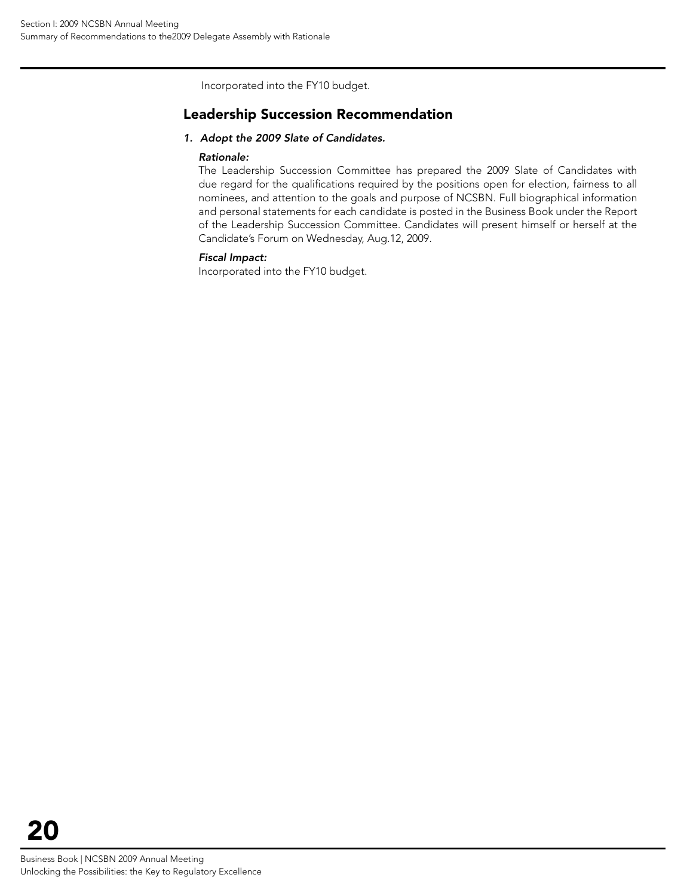Incorporated into the FY10 budget.

## Leadership Succession Recommendation

1. ***Adopt the 2009 Slate of Candidates.***

   ***Rationale:***

   The Leadership Succession Committee has prepared the 2009 Slate of Candidates with due regard for the qualifications required by the positions open for election, fairness to all nominees, and attention to the goals and purpose of NCSBN. Full biographical information and personal statements for each candidate is posted in the Business Book under the Report of the Leadership Succession Committee. Candidates will present himself or herself at the Candidate's Forum on Wednesday, Aug.12, 2009.

   ***Fiscal Impact:***

   Incorporated into the FY10 budget.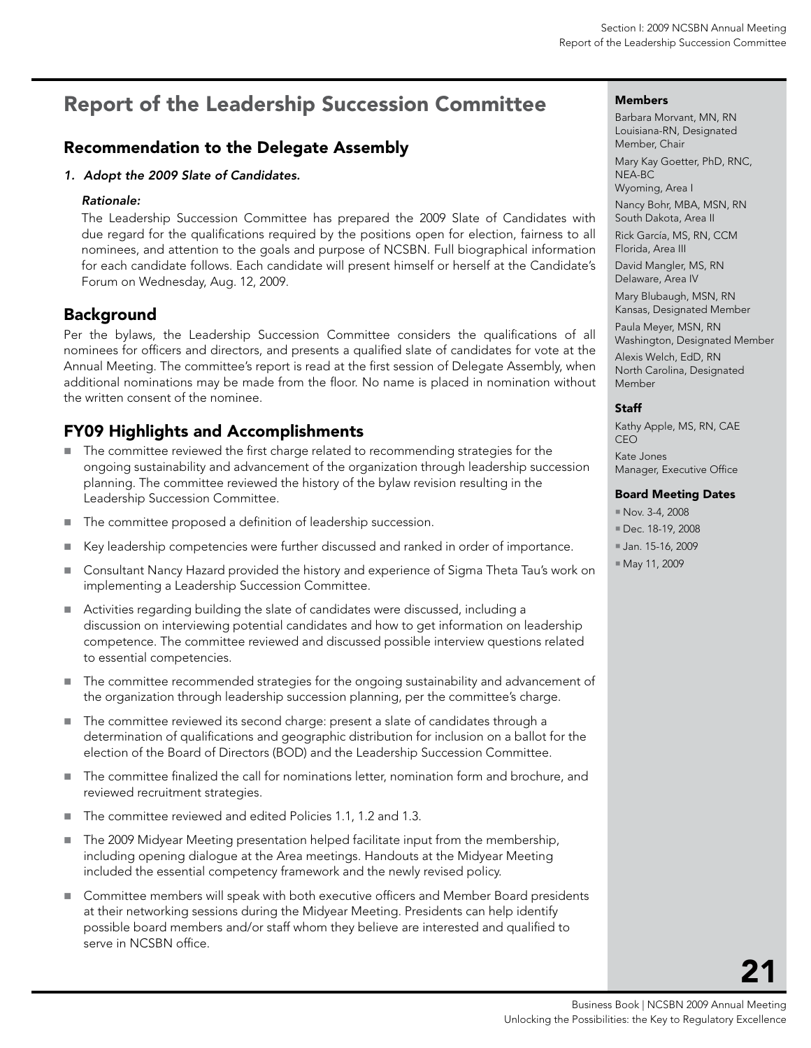# Report of the Leadership Succession Committee

## Recommendation to the Delegate Assembly

1. *Adopt the 2009 Slate of Candidates.*

   *Rationale:*

   The Leadership Succession Committee has prepared the 2009 Slate of Candidates with due regard for the qualifications required by the positions open for election, fairness to all nominees, and attention to the goals and purpose of NCSBN. Full biographical information for each candidate follows. Each candidate will present himself or herself at the Candidate's Forum on Wednesday, Aug. 12, 2009.

## Background

Per the bylaws, the Leadership Succession Committee considers the qualifications of all nominees for officers and directors, and presents a qualified slate of candidates for vote at the Annual Meeting. The committee's report is read at the first session of Delegate Assembly, when additional nominations may be made from the floor. No name is placed in nomination without the written consent of the nominee.

## FY09 Highlights and Accomplishments

- The committee reviewed the first charge related to recommending strategies for the ongoing sustainability and advancement of the organization through leadership succession planning. The committee reviewed the history of the bylaw revision resulting in the Leadership Succession Committee.
- The committee proposed a definition of leadership succession.
- Key leadership competencies were further discussed and ranked in order of importance.
- Consultant Nancy Hazard provided the history and experience of Sigma Theta Tau's work on implementing a Leadership Succession Committee.
- Activities regarding building the slate of candidates were discussed, including a discussion on interviewing potential candidates and how to get information on leadership competence. The committee reviewed and discussed possible interview questions related to essential competencies.
- The committee recommended strategies for the ongoing sustainability and advancement of the organization through leadership succession planning, per the committee's charge.
- The committee reviewed its second charge: present a slate of candidates through a determination of qualifications and geographic distribution for inclusion on a ballot for the election of the Board of Directors (BOD) and the Leadership Succession Committee.
- The committee finalized the call for nominations letter, nomination form and brochure, and reviewed recruitment strategies.
- The committee reviewed and edited Policies 1.1, 1.2 and 1.3.
- The 2009 Midyear Meeting presentation helped facilitate input from the membership, including opening dialogue at the Area meetings. Handouts at the Midyear Meeting included the essential competency framework and the newly revised policy.
- Committee members will speak with both executive officers and Member Board presidents at their networking sessions during the Midyear Meeting. Presidents can help identify possible board members and/or staff whom they believe are interested and qualified to serve in NCSBN office.

### Members

Barbara Morvant, MN, RN
Louisiana-RN, Designated Member, Chair

Mary Kay Goetter, PhD, RNC, NEA-BC
Wyoming, Area I

Nancy Bohr, MBA, MSN, RN
South Dakota, Area II

Rick García, MS, RN, CCM
Florida, Area III

David Mangler, MS, RN
Delaware, Area IV

Mary Blubaugh, MSN, RN
Kansas, Designated Member

Paula Meyer, MSN, RN
Washington, Designated Member

Alexis Welch, EdD, RN
North Carolina, Designated Member

### Staff

Kathy Apple, MS, RN, CAE
CEO

Kate Jones
Manager, Executive Office

### Board Meeting Dates

- Nov. 3-4, 2008
- Dec. 18-19, 2008
- Jan. 15-16, 2009
- May 11, 2009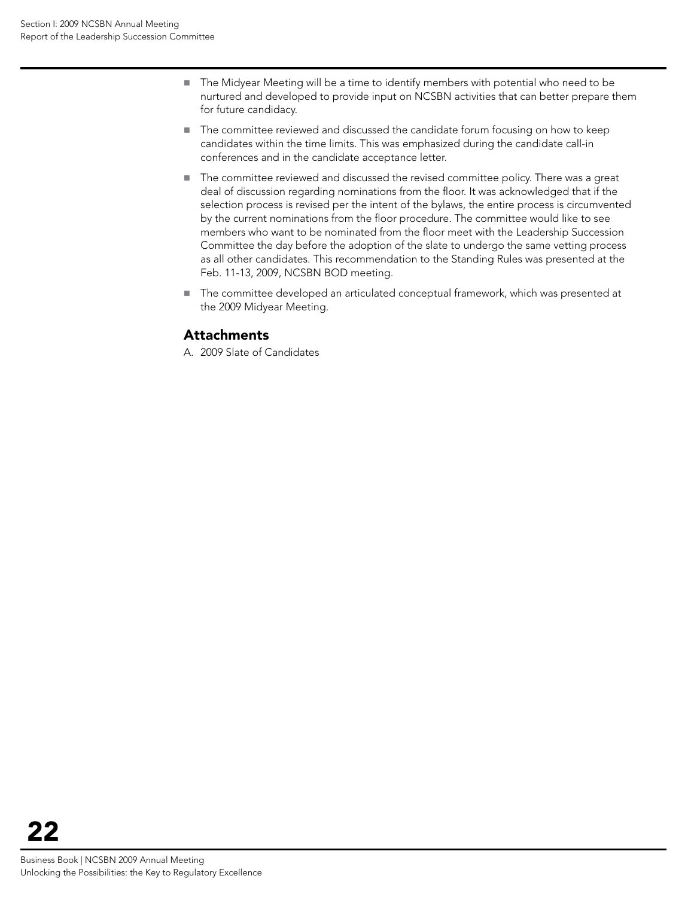- The Midyear Meeting will be a time to identify members with potential who need to be nurtured and developed to provide input on NCSBN activities that can better prepare them for future candidacy.
- The committee reviewed and discussed the candidate forum focusing on how to keep candidates within the time limits. This was emphasized during the candidate call-in conferences and in the candidate acceptance letter.
- The committee reviewed and discussed the revised committee policy. There was a great deal of discussion regarding nominations from the floor. It was acknowledged that if the selection process is revised per the intent of the bylaws, the entire process is circumvented by the current nominations from the floor procedure. The committee would like to see members who want to be nominated from the floor meet with the Leadership Succession Committee the day before the adoption of the slate to undergo the same vetting process as all other candidates. This recommendation to the Standing Rules was presented at the Feb. 11-13, 2009, NCSBN BOD meeting.
- The committee developed an articulated conceptual framework, which was presented at the 2009 Midyear Meeting.

## Attachments

A. 2009 Slate of Candidates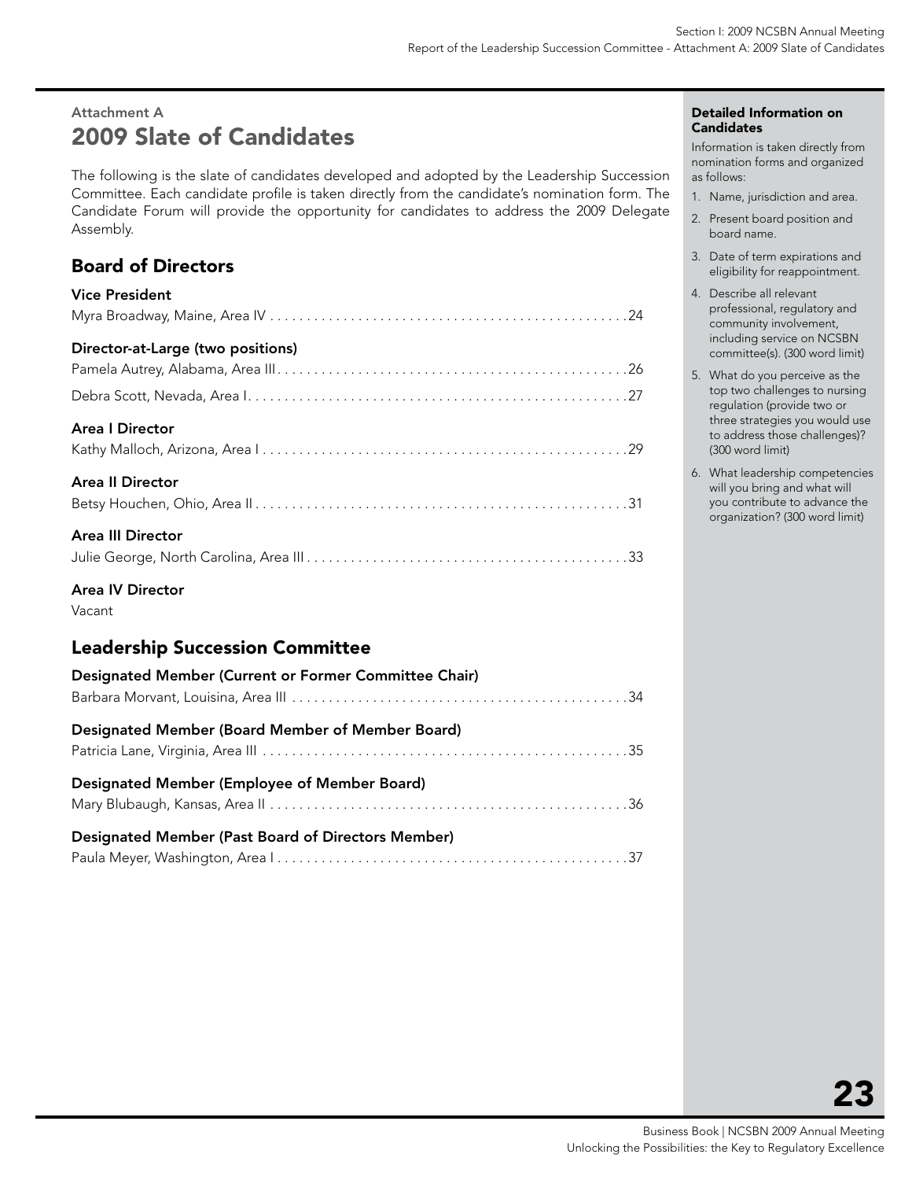Attachment A

# 2009 Slate of Candidates

The following is the slate of candidates developed and adopted by the Leadership Succession Committee. Each candidate profile is taken directly from the candidate's nomination form. The Candidate Forum will provide the opportunity for candidates to address the 2009 Delegate Assembly.

## Board of Directors

### Vice President

Myra Broadway, Maine, Area IV . . . . . 24

### Director-at-Large (two positions)

Pamela Autrey, Alabama, Area III . . . . . 26

Debra Scott, Nevada, Area I . . . . . 27

### Area I Director

Kathy Malloch, Arizona, Area I . . . . . 29

### Area II Director

Betsy Houchen, Ohio, Area II . . . . . 31

### Area III Director

Julie George, North Carolina, Area III . . . . . 33

### Area IV Director

Vacant

## Leadership Succession Committee

### Designated Member (Current or Former Committee Chair)

Barbara Morvant, Louisina, Area III . . . . . 34

### Designated Member (Board Member of Member Board)

Patricia Lane, Virginia, Area III . . . . . 35

### Designated Member (Employee of Member Board)

Mary Blubaugh, Kansas, Area II . . . . . 36

### Designated Member (Past Board of Directors Member)

Paula Meyer, Washington, Area I . . . . . 37

**Detailed Information on Candidates**

Information is taken directly from nomination forms and organized as follows:

1. Name, jurisdiction and area.
2. Present board position and board name.
3. Date of term expirations and eligibility for reappointment.
4. Describe all relevant professional, regulatory and community involvement, including service on NCSBN committee(s). (300 word limit)
5. What do you perceive as the top two challenges to nursing regulation (provide two or three strategies you would use to address those challenges)? (300 word limit)
6. What leadership competencies will you bring and what will you contribute to advance the organization? (300 word limit)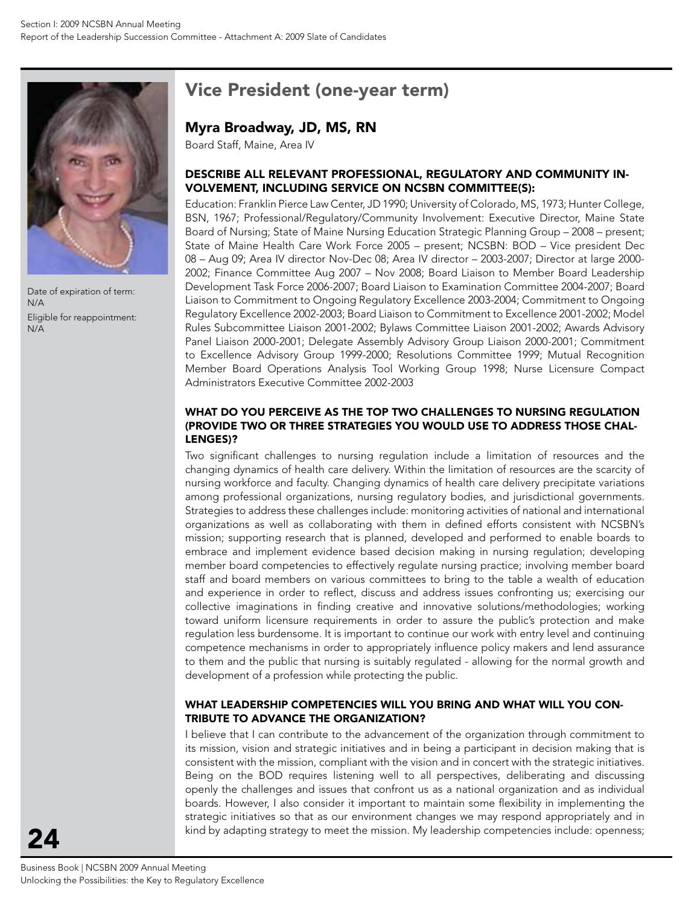## Vice President (one-year term)

### Myra Broadway, JD, MS, RN

Board Staff, Maine, Area IV

Date of expiration of term: N/A

Eligible for reappointment: N/A

#### DESCRIBE ALL RELEVANT PROFESSIONAL, REGULATORY AND COMMUNITY INVOLVEMENT, INCLUDING SERVICE ON NCSBN COMMITTEE(S):

Education: Franklin Pierce Law Center, JD 1990; University of Colorado, MS, 1973; Hunter College, BSN, 1967; Professional/Regulatory/Community Involvement: Executive Director, Maine State Board of Nursing; State of Maine Nursing Education Strategic Planning Group – 2008 – present; State of Maine Health Care Work Force 2005 – present; NCSBN: BOD – Vice president Dec 08 – Aug 09; Area IV director Nov-Dec 08; Area IV director – 2003-2007; Director at large 2000-2002; Finance Committee Aug 2007 – Nov 2008; Board Liaison to Member Board Leadership Development Task Force 2006-2007; Board Liaison to Examination Committee 2004-2007; Board Liaison to Commitment to Ongoing Regulatory Excellence 2003-2004; Commitment to Ongoing Regulatory Excellence 2002-2003; Board Liaison to Commitment to Excellence 2001-2002; Model Rules Subcommittee Liaison 2001-2002; Bylaws Committee Liaison 2001-2002; Awards Advisory Panel Liaison 2000-2001; Delegate Assembly Advisory Group Liaison 2000-2001; Commitment to Excellence Advisory Group 1999-2000; Resolutions Committee 1999; Mutual Recognition Member Board Operations Analysis Tool Working Group 1998; Nurse Licensure Compact Administrators Executive Committee 2002-2003

#### WHAT DO YOU PERCEIVE AS THE TOP TWO CHALLENGES TO NURSING REGULATION (PROVIDE TWO OR THREE STRATEGIES YOU WOULD USE TO ADDRESS THOSE CHALLENGES)?

Two significant challenges to nursing regulation include a limitation of resources and the changing dynamics of health care delivery. Within the limitation of resources are the scarcity of nursing workforce and faculty. Changing dynamics of health care delivery precipitate variations among professional organizations, nursing regulatory bodies, and jurisdictional governments. Strategies to address these challenges include: monitoring activities of national and international organizations as well as collaborating with them in defined efforts consistent with NCSBN's mission; supporting research that is planned, developed and performed to enable boards to embrace and implement evidence based decision making in nursing regulation; developing member board competencies to effectively regulate nursing practice; involving member board staff and board members on various committees to bring to the table a wealth of education and experience in order to reflect, discuss and address issues confronting us; exercising our collective imaginations in finding creative and innovative solutions/methodologies; working toward uniform licensure requirements in order to assure the public's protection and make regulation less burdensome. It is important to continue our work with entry level and continuing competence mechanisms in order to appropriately influence policy makers and lend assurance to them and the public that nursing is suitably regulated - allowing for the normal growth and development of a profession while protecting the public.

#### WHAT LEADERSHIP COMPETENCIES WILL YOU BRING AND WHAT WILL YOU CONTRIBUTE TO ADVANCE THE ORGANIZATION?

I believe that I can contribute to the advancement of the organization through commitment to its mission, vision and strategic initiatives and in being a participant in decision making that is consistent with the mission, compliant with the vision and in concert with the strategic initiatives. Being on the BOD requires listening well to all perspectives, deliberating and discussing openly the challenges and issues that confront us as a national organization and as individual boards. However, I also consider it important to maintain some flexibility in implementing the strategic initiatives so that as our environment changes we may respond appropriately and in kind by adapting strategy to meet the mission. My leadership competencies include: openness;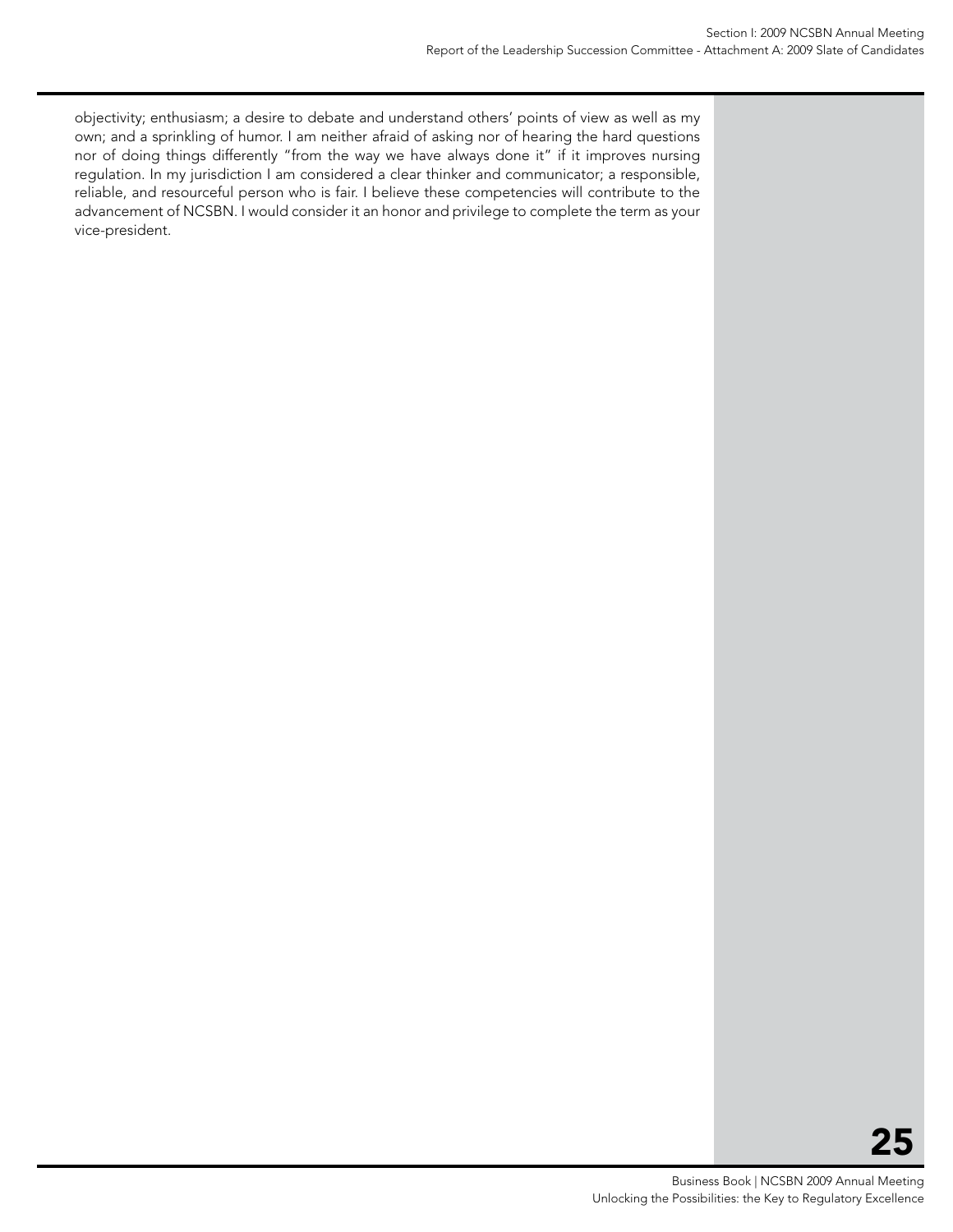objectivity; enthusiasm; a desire to debate and understand others' points of view as well as my own; and a sprinkling of humor. I am neither afraid of asking nor of hearing the hard questions nor of doing things differently "from the way we have always done it" if it improves nursing regulation. In my jurisdiction I am considered a clear thinker and communicator; a responsible, reliable, and resourceful person who is fair. I believe these competencies will contribute to the advancement of NCSBN. I would consider it an honor and privilege to complete the term as your vice-president.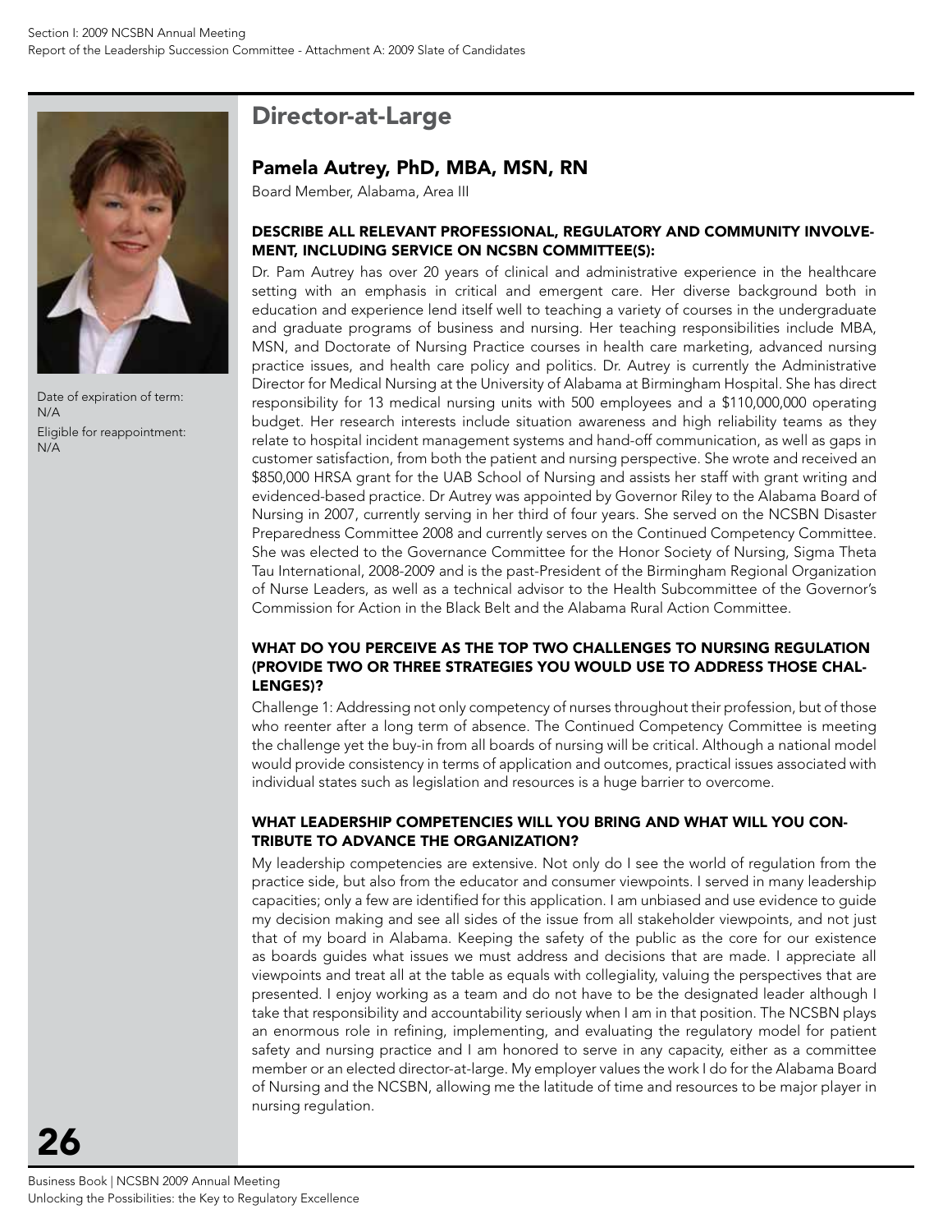## Director-at-Large

### Pamela Autrey, PhD, MBA, MSN, RN

Board Member, Alabama, Area III

Date of expiration of term: N/A

Eligible for reappointment: N/A

#### DESCRIBE ALL RELEVANT PROFESSIONAL, REGULATORY AND COMMUNITY INVOLVEMENT, INCLUDING SERVICE ON NCSBN COMMITTEE(S):

Dr. Pam Autrey has over 20 years of clinical and administrative experience in the healthcare setting with an emphasis in critical and emergent care. Her diverse background both in education and experience lend itself well to teaching a variety of courses in the undergraduate and graduate programs of business and nursing. Her teaching responsibilities include MBA, MSN, and Doctorate of Nursing Practice courses in health care marketing, advanced nursing practice issues, and health care policy and politics. Dr. Autrey is currently the Administrative Director for Medical Nursing at the University of Alabama at Birmingham Hospital. She has direct responsibility for 13 medical nursing units with 500 employees and a $110,000,000 operating budget. Her research interests include situation awareness and high reliability teams as they relate to hospital incident management systems and hand-off communication, as well as gaps in customer satisfaction, from both the patient and nursing perspective. She wrote and received an $850,000 HRSA grant for the UAB School of Nursing and assists her staff with grant writing and evidenced-based practice. Dr Autrey was appointed by Governor Riley to the Alabama Board of Nursing in 2007, currently serving in her third of four years. She served on the NCSBN Disaster Preparedness Committee 2008 and currently serves on the Continued Competency Committee. She was elected to the Governance Committee for the Honor Society of Nursing, Sigma Theta Tau International, 2008-2009 and is the past-President of the Birmingham Regional Organization of Nurse Leaders, as well as a technical advisor to the Health Subcommittee of the Governor's Commission for Action in the Black Belt and the Alabama Rural Action Committee.

#### WHAT DO YOU PERCEIVE AS THE TOP TWO CHALLENGES TO NURSING REGULATION (PROVIDE TWO OR THREE STRATEGIES YOU WOULD USE TO ADDRESS THOSE CHALLENGES)?

Challenge 1: Addressing not only competency of nurses throughout their profession, but of those who reenter after a long term of absence. The Continued Competency Committee is meeting the challenge yet the buy-in from all boards of nursing will be critical. Although a national model would provide consistency in terms of application and outcomes, practical issues associated with individual states such as legislation and resources is a huge barrier to overcome.

#### WHAT LEADERSHIP COMPETENCIES WILL YOU BRING AND WHAT WILL YOU CONTRIBUTE TO ADVANCE THE ORGANIZATION?

My leadership competencies are extensive. Not only do I see the world of regulation from the practice side, but also from the educator and consumer viewpoints. I served in many leadership capacities; only a few are identified for this application. I am unbiased and use evidence to guide my decision making and see all sides of the issue from all stakeholder viewpoints, and not just that of my board in Alabama. Keeping the safety of the public as the core for our existence as boards guides what issues we must address and decisions that are made. I appreciate all viewpoints and treat all at the table as equals with collegiality, valuing the perspectives that are presented. I enjoy working as a team and do not have to be the designated leader although I take that responsibility and accountability seriously when I am in that position. The NCSBN plays an enormous role in refining, implementing, and evaluating the regulatory model for patient safety and nursing practice and I am honored to serve in any capacity, either as a committee member or an elected director-at-large. My employer values the work I do for the Alabama Board of Nursing and the NCSBN, allowing me the latitude of time and resources to be major player in nursing regulation.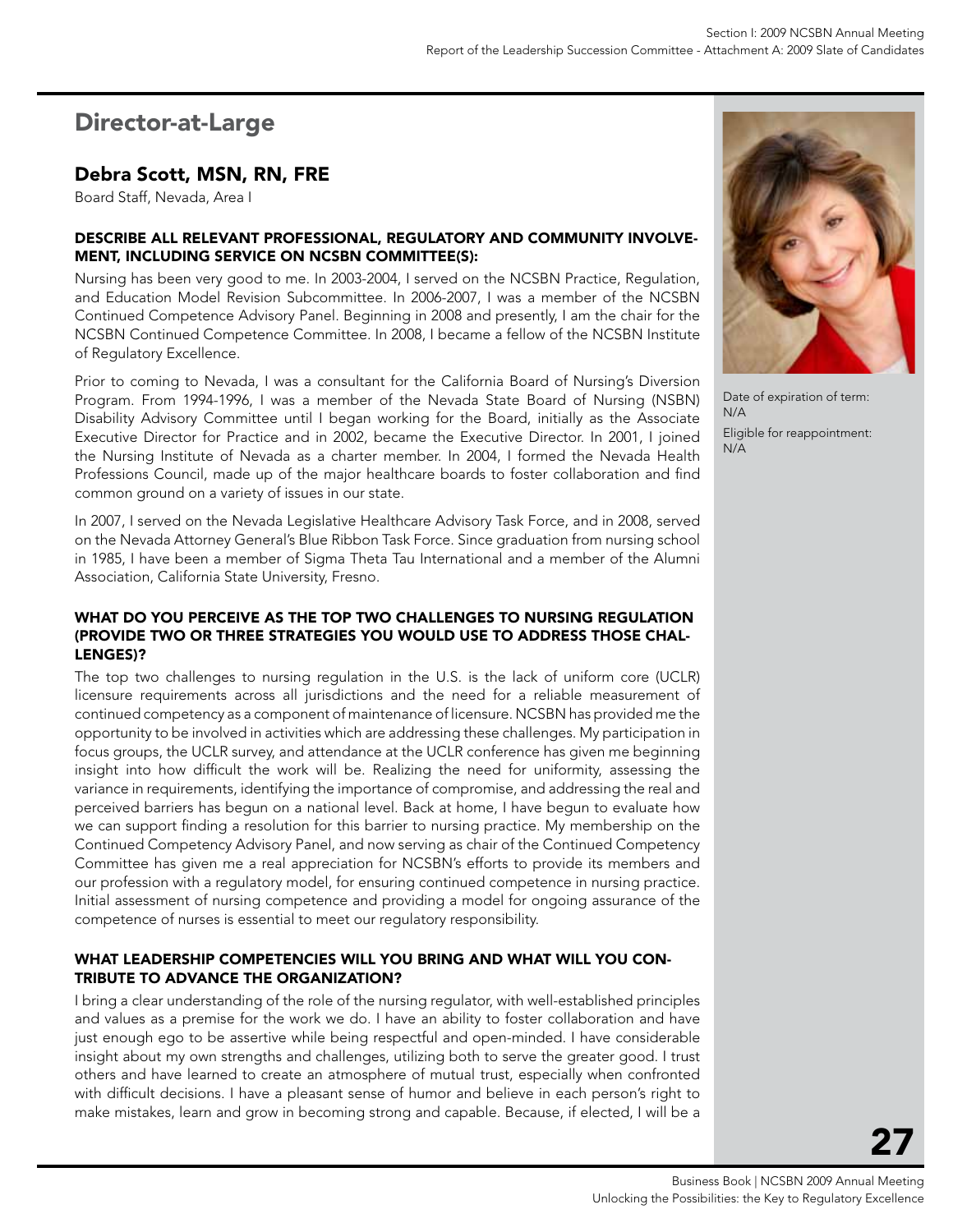## Director-at-Large

### Debra Scott, MSN, RN, FRE

Board Staff, Nevada, Area I

Date of expiration of term: N/A

Eligible for reappointment: N/A

#### DESCRIBE ALL RELEVANT PROFESSIONAL, REGULATORY AND COMMUNITY INVOLVEMENT, INCLUDING SERVICE ON NCSBN COMMITTEE(S):

Nursing has been very good to me. In 2003-2004, I served on the NCSBN Practice, Regulation, and Education Model Revision Subcommittee. In 2006-2007, I was a member of the NCSBN Continued Competence Advisory Panel. Beginning in 2008 and presently, I am the chair for the NCSBN Continued Competence Committee. In 2008, I became a fellow of the NCSBN Institute of Regulatory Excellence.

Prior to coming to Nevada, I was a consultant for the California Board of Nursing's Diversion Program. From 1994-1996, I was a member of the Nevada State Board of Nursing (NSBN) Disability Advisory Committee until I began working for the Board, initially as the Associate Executive Director for Practice and in 2002, became the Executive Director. In 2001, I joined the Nursing Institute of Nevada as a charter member. In 2004, I formed the Nevada Health Professions Council, made up of the major healthcare boards to foster collaboration and find common ground on a variety of issues in our state.

In 2007, I served on the Nevada Legislative Healthcare Advisory Task Force, and in 2008, served on the Nevada Attorney General's Blue Ribbon Task Force. Since graduation from nursing school in 1985, I have been a member of Sigma Theta Tau International and a member of the Alumni Association, California State University, Fresno.

#### WHAT DO YOU PERCEIVE AS THE TOP TWO CHALLENGES TO NURSING REGULATION (PROVIDE TWO OR THREE STRATEGIES YOU WOULD USE TO ADDRESS THOSE CHALLENGES)?

The top two challenges to nursing regulation in the U.S. is the lack of uniform core (UCLR) licensure requirements across all jurisdictions and the need for a reliable measurement of continued competency as a component of maintenance of licensure. NCSBN has provided me the opportunity to be involved in activities which are addressing these challenges. My participation in focus groups, the UCLR survey, and attendance at the UCLR conference has given me beginning insight into how difficult the work will be. Realizing the need for uniformity, assessing the variance in requirements, identifying the importance of compromise, and addressing the real and perceived barriers has begun on a national level. Back at home, I have begun to evaluate how we can support finding a resolution for this barrier to nursing practice. My membership on the Continued Competency Advisory Panel, and now serving as chair of the Continued Competency Committee has given me a real appreciation for NCSBN's efforts to provide its members and our profession with a regulatory model, for ensuring continued competence in nursing practice. Initial assessment of nursing competence and providing a model for ongoing assurance of the competence of nurses is essential to meet our regulatory responsibility.

#### WHAT LEADERSHIP COMPETENCIES WILL YOU BRING AND WHAT WILL YOU CONTRIBUTE TO ADVANCE THE ORGANIZATION?

I bring a clear understanding of the role of the nursing regulator, with well-established principles and values as a premise for the work we do. I have an ability to foster collaboration and have just enough ego to be assertive while being respectful and open-minded. I have considerable insight about my own strengths and challenges, utilizing both to serve the greater good. I trust others and have learned to create an atmosphere of mutual trust, especially when confronted with difficult decisions. I have a pleasant sense of humor and believe in each person's right to make mistakes, learn and grow in becoming strong and capable. Because, if elected, I will be a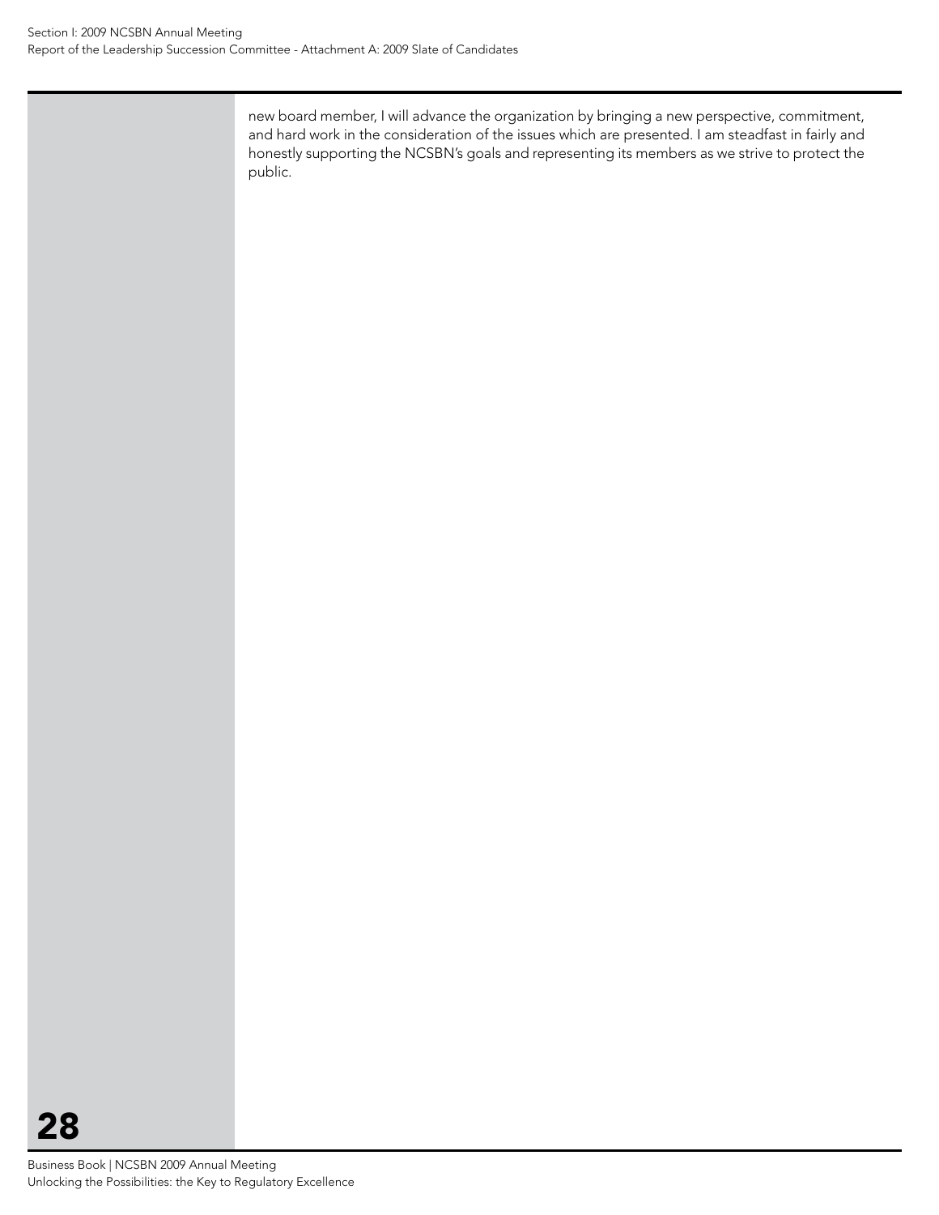new board member, I will advance the organization by bringing a new perspective, commitment, and hard work in the consideration of the issues which are presented. I am steadfast in fairly and honestly supporting the NCSBN's goals and representing its members as we strive to protect the public.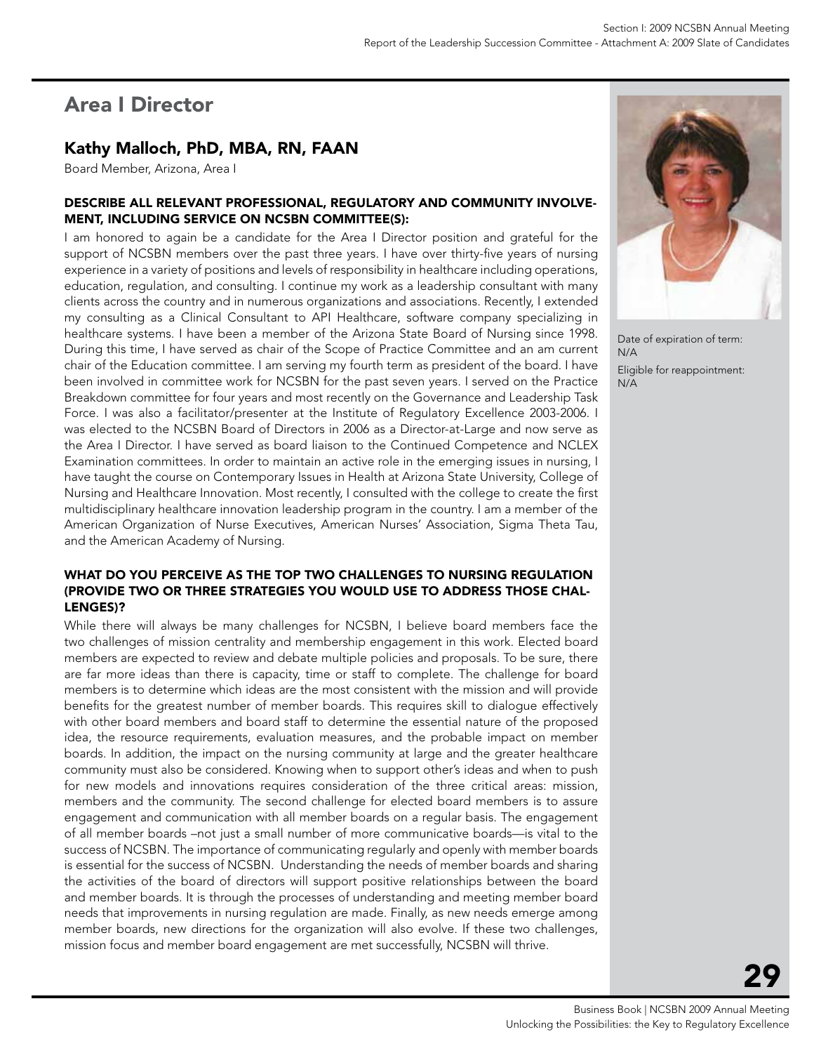# Area I Director

## Kathy Malloch, PhD, MBA, RN, FAAN

Board Member, Arizona, Area I

Date of expiration of term: N/A

Eligible for reappointment: N/A

### DESCRIBE ALL RELEVANT PROFESSIONAL, REGULATORY AND COMMUNITY INVOLVEMENT, INCLUDING SERVICE ON NCSBN COMMITTEE(S):

I am honored to again be a candidate for the Area I Director position and grateful for the support of NCSBN members over the past three years. I have over thirty-five years of nursing experience in a variety of positions and levels of responsibility in healthcare including operations, education, regulation, and consulting. I continue my work as a leadership consultant with many clients across the country and in numerous organizations and associations. Recently, I extended my consulting as a Clinical Consultant to API Healthcare, software company specializing in healthcare systems. I have been a member of the Arizona State Board of Nursing since 1998. During this time, I have served as chair of the Scope of Practice Committee and an am current chair of the Education committee. I am serving my fourth term as president of the board. I have been involved in committee work for NCSBN for the past seven years. I served on the Practice Breakdown committee for four years and most recently on the Governance and Leadership Task Force. I was also a facilitator/presenter at the Institute of Regulatory Excellence 2003-2006. I was elected to the NCSBN Board of Directors in 2006 as a Director-at-Large and now serve as the Area I Director. I have served as board liaison to the Continued Competence and NCLEX Examination committees. In order to maintain an active role in the emerging issues in nursing, I have taught the course on Contemporary Issues in Health at Arizona State University, College of Nursing and Healthcare Innovation. Most recently, I consulted with the college to create the first multidisciplinary healthcare innovation leadership program in the country. I am a member of the American Organization of Nurse Executives, American Nurses' Association, Sigma Theta Tau, and the American Academy of Nursing.

### WHAT DO YOU PERCEIVE AS THE TOP TWO CHALLENGES TO NURSING REGULATION (PROVIDE TWO OR THREE STRATEGIES YOU WOULD USE TO ADDRESS THOSE CHALLENGES)?

While there will always be many challenges for NCSBN, I believe board members face the two challenges of mission centrality and membership engagement in this work. Elected board members are expected to review and debate multiple policies and proposals. To be sure, there are far more ideas than there is capacity, time or staff to complete. The challenge for board members is to determine which ideas are the most consistent with the mission and will provide benefits for the greatest number of member boards. This requires skill to dialogue effectively with other board members and board staff to determine the essential nature of the proposed idea, the resource requirements, evaluation measures, and the probable impact on member boards. In addition, the impact on the nursing community at large and the greater healthcare community must also be considered. Knowing when to support other's ideas and when to push for new models and innovations requires consideration of the three critical areas: mission, members and the community. The second challenge for elected board members is to assure engagement and communication with all member boards on a regular basis. The engagement of all member boards –not just a small number of more communicative boards—is vital to the success of NCSBN. The importance of communicating regularly and openly with member boards is essential for the success of NCSBN. Understanding the needs of member boards and sharing the activities of the board of directors will support positive relationships between the board and member boards. It is through the processes of understanding and meeting member board needs that improvements in nursing regulation are made. Finally, as new needs emerge among member boards, new directions for the organization will also evolve. If these two challenges, mission focus and member board engagement are met successfully, NCSBN will thrive.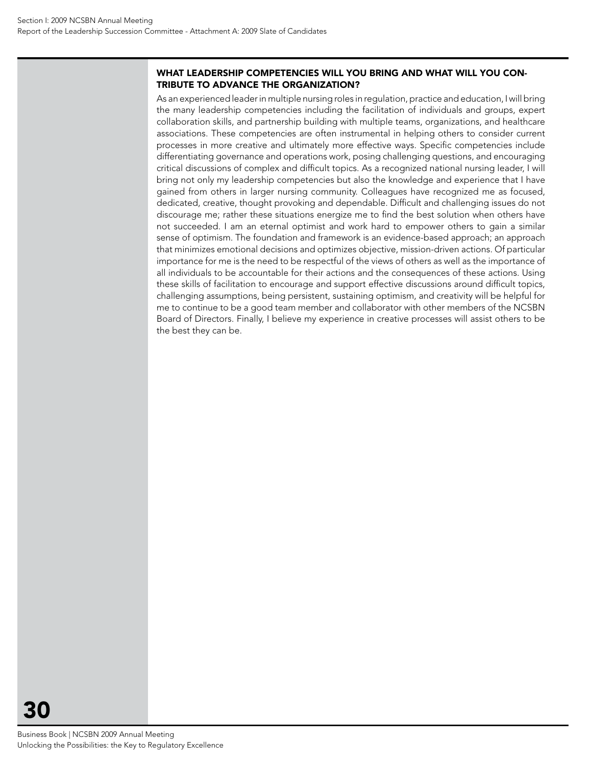### WHAT LEADERSHIP COMPETENCIES WILL YOU BRING AND WHAT WILL YOU CONTRIBUTE TO ADVANCE THE ORGANIZATION?

As an experienced leader in multiple nursing roles in regulation, practice and education, I will bring the many leadership competencies including the facilitation of individuals and groups, expert collaboration skills, and partnership building with multiple teams, organizations, and healthcare associations. These competencies are often instrumental in helping others to consider current processes in more creative and ultimately more effective ways. Specific competencies include differentiating governance and operations work, posing challenging questions, and encouraging critical discussions of complex and difficult topics. As a recognized national nursing leader, I will bring not only my leadership competencies but also the knowledge and experience that I have gained from others in larger nursing community. Colleagues have recognized me as focused, dedicated, creative, thought provoking and dependable. Difficult and challenging issues do not discourage me; rather these situations energize me to find the best solution when others have not succeeded. I am an eternal optimist and work hard to empower others to gain a similar sense of optimism. The foundation and framework is an evidence-based approach; an approach that minimizes emotional decisions and optimizes objective, mission-driven actions. Of particular importance for me is the need to be respectful of the views of others as well as the importance of all individuals to be accountable for their actions and the consequences of these actions. Using these skills of facilitation to encourage and support effective discussions around difficult topics, challenging assumptions, being persistent, sustaining optimism, and creativity will be helpful for me to continue to be a good team member and collaborator with other members of the NCSBN Board of Directors. Finally, I believe my experience in creative processes will assist others to be the best they can be.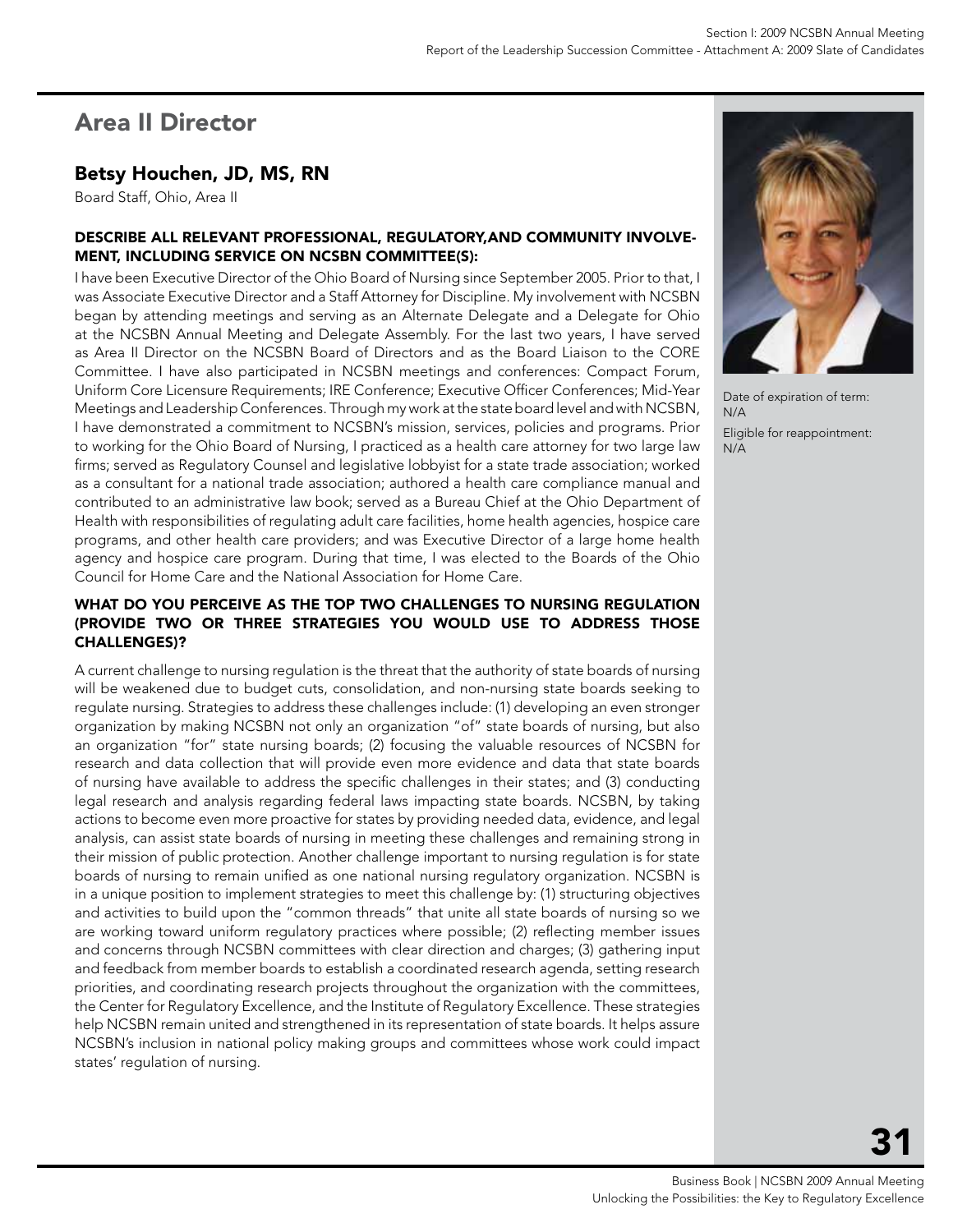## Area II Director

### Betsy Houchen, JD, MS, RN

Board Staff, Ohio, Area II

Date of expiration of term: N/A

Eligible for reappointment: N/A

#### DESCRIBE ALL RELEVANT PROFESSIONAL, REGULATORY,AND COMMUNITY INVOLVEMENT, INCLUDING SERVICE ON NCSBN COMMITTEE(S):

I have been Executive Director of the Ohio Board of Nursing since September 2005. Prior to that, I was Associate Executive Director and a Staff Attorney for Discipline. My involvement with NCSBN began by attending meetings and serving as an Alternate Delegate and a Delegate for Ohio at the NCSBN Annual Meeting and Delegate Assembly. For the last two years, I have served as Area II Director on the NCSBN Board of Directors and as the Board Liaison to the CORE Committee. I have also participated in NCSBN meetings and conferences: Compact Forum, Uniform Core Licensure Requirements; IRE Conference; Executive Officer Conferences; Mid-Year Meetings and Leadership Conferences. Through my work at the state board level and with NCSBN, I have demonstrated a commitment to NCSBN's mission, services, policies and programs. Prior to working for the Ohio Board of Nursing, I practiced as a health care attorney for two large law firms; served as Regulatory Counsel and legislative lobbyist for a state trade association; worked as a consultant for a national trade association; authored a health care compliance manual and contributed to an administrative law book; served as a Bureau Chief at the Ohio Department of Health with responsibilities of regulating adult care facilities, home health agencies, hospice care programs, and other health care providers; and was Executive Director of a large home health agency and hospice care program. During that time, I was elected to the Boards of the Ohio Council for Home Care and the National Association for Home Care.

#### WHAT DO YOU PERCEIVE AS THE TOP TWO CHALLENGES TO NURSING REGULATION (PROVIDE TWO OR THREE STRATEGIES YOU WOULD USE TO ADDRESS THOSE CHALLENGES)?

A current challenge to nursing regulation is the threat that the authority of state boards of nursing will be weakened due to budget cuts, consolidation, and non-nursing state boards seeking to regulate nursing. Strategies to address these challenges include: (1) developing an even stronger organization by making NCSBN not only an organization "of" state boards of nursing, but also an organization "for" state nursing boards; (2) focusing the valuable resources of NCSBN for research and data collection that will provide even more evidence and data that state boards of nursing have available to address the specific challenges in their states; and (3) conducting legal research and analysis regarding federal laws impacting state boards. NCSBN, by taking actions to become even more proactive for states by providing needed data, evidence, and legal analysis, can assist state boards of nursing in meeting these challenges and remaining strong in their mission of public protection. Another challenge important to nursing regulation is for state boards of nursing to remain unified as one national nursing regulatory organization. NCSBN is in a unique position to implement strategies to meet this challenge by: (1) structuring objectives and activities to build upon the "common threads" that unite all state boards of nursing so we are working toward uniform regulatory practices where possible; (2) reflecting member issues and concerns through NCSBN committees with clear direction and charges; (3) gathering input and feedback from member boards to establish a coordinated research agenda, setting research priorities, and coordinating research projects throughout the organization with the committees, the Center for Regulatory Excellence, and the Institute of Regulatory Excellence. These strategies help NCSBN remain united and strengthened in its representation of state boards. It helps assure NCSBN's inclusion in national policy making groups and committees whose work could impact states' regulation of nursing.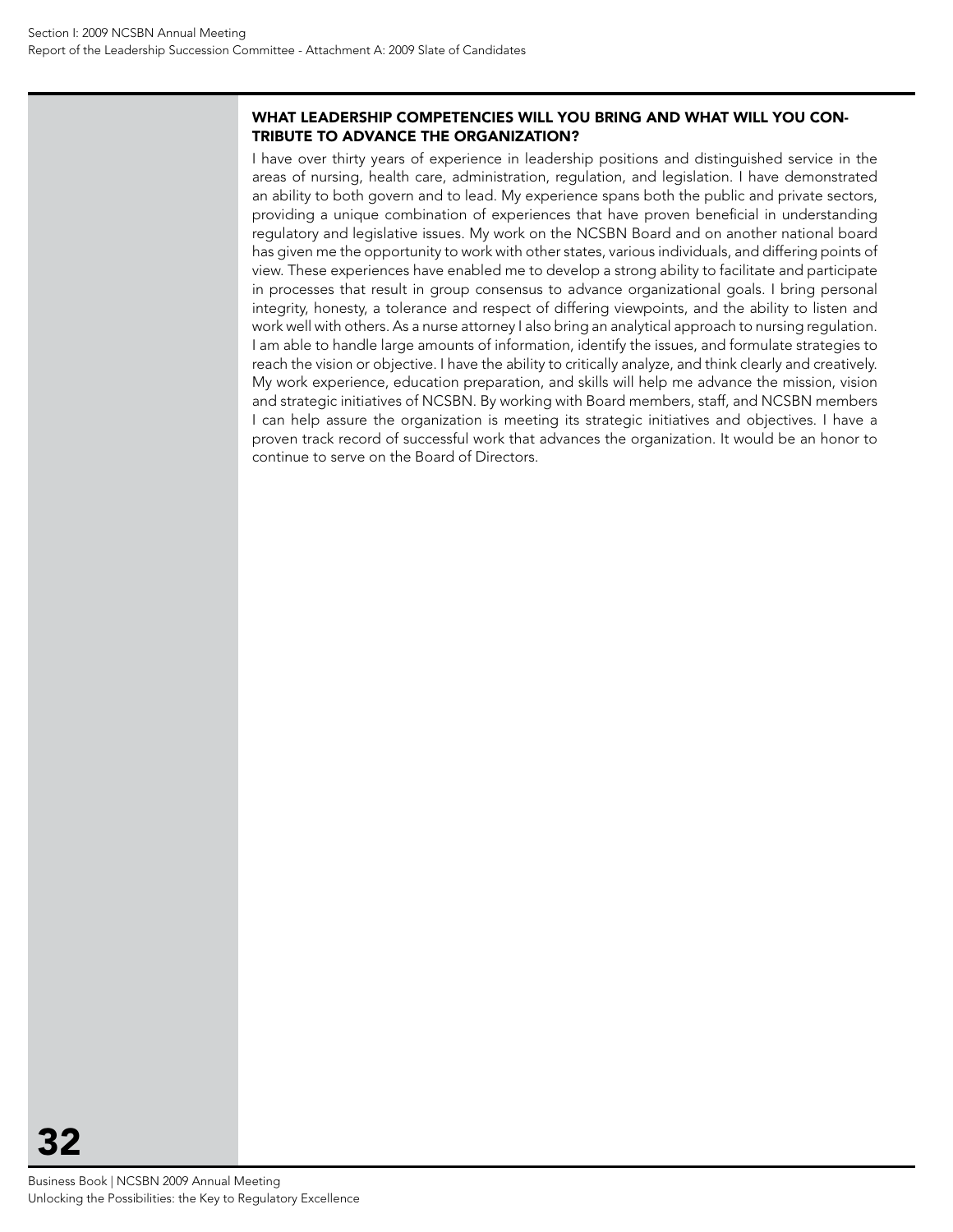### WHAT LEADERSHIP COMPETENCIES WILL YOU BRING AND WHAT WILL YOU CONTRIBUTE TO ADVANCE THE ORGANIZATION?

I have over thirty years of experience in leadership positions and distinguished service in the areas of nursing, health care, administration, regulation, and legislation. I have demonstrated an ability to both govern and to lead. My experience spans both the public and private sectors, providing a unique combination of experiences that have proven beneficial in understanding regulatory and legislative issues. My work on the NCSBN Board and on another national board has given me the opportunity to work with other states, various individuals, and differing points of view. These experiences have enabled me to develop a strong ability to facilitate and participate in processes that result in group consensus to advance organizational goals. I bring personal integrity, honesty, a tolerance and respect of differing viewpoints, and the ability to listen and work well with others. As a nurse attorney I also bring an analytical approach to nursing regulation. I am able to handle large amounts of information, identify the issues, and formulate strategies to reach the vision or objective. I have the ability to critically analyze, and think clearly and creatively. My work experience, education preparation, and skills will help me advance the mission, vision and strategic initiatives of NCSBN. By working with Board members, staff, and NCSBN members I can help assure the organization is meeting its strategic initiatives and objectives. I have a proven track record of successful work that advances the organization. It would be an honor to continue to serve on the Board of Directors.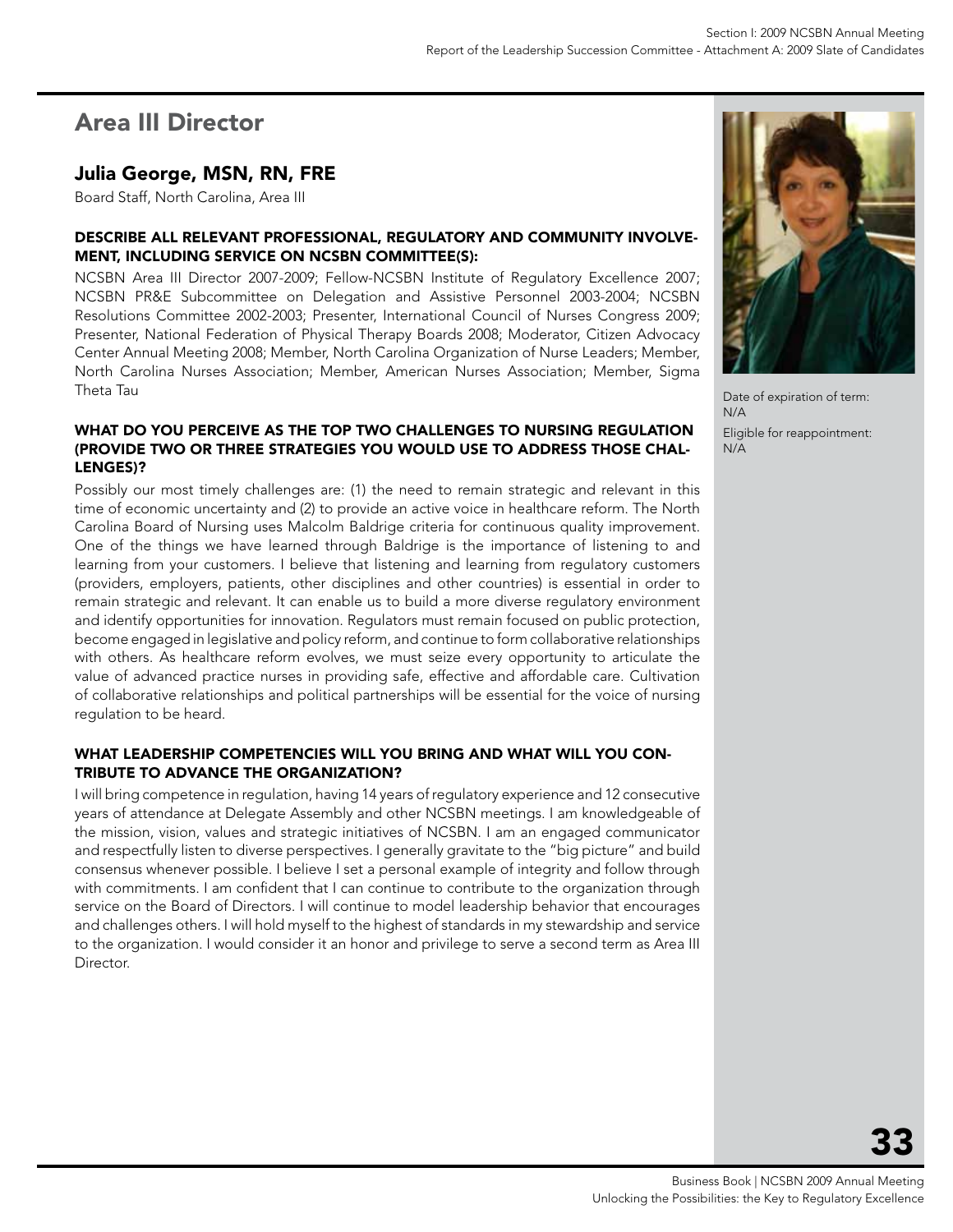## Area III Director

### Julia George, MSN, RN, FRE

Board Staff, North Carolina, Area III

Date of expiration of term: N/A

Eligible for reappointment: N/A

#### DESCRIBE ALL RELEVANT PROFESSIONAL, REGULATORY AND COMMUNITY INVOLVEMENT, INCLUDING SERVICE ON NCSBN COMMITTEE(S):

NCSBN Area III Director 2007-2009; Fellow-NCSBN Institute of Regulatory Excellence 2007; NCSBN PR&E Subcommittee on Delegation and Assistive Personnel 2003-2004; NCSBN Resolutions Committee 2002-2003; Presenter, International Council of Nurses Congress 2009; Presenter, National Federation of Physical Therapy Boards 2008; Moderator, Citizen Advocacy Center Annual Meeting 2008; Member, North Carolina Organization of Nurse Leaders; Member, North Carolina Nurses Association; Member, American Nurses Association; Member, Sigma Theta Tau

#### WHAT DO YOU PERCEIVE AS THE TOP TWO CHALLENGES TO NURSING REGULATION (PROVIDE TWO OR THREE STRATEGIES YOU WOULD USE TO ADDRESS THOSE CHALLENGES)?

Possibly our most timely challenges are: (1) the need to remain strategic and relevant in this time of economic uncertainty and (2) to provide an active voice in healthcare reform. The North Carolina Board of Nursing uses Malcolm Baldrige criteria for continuous quality improvement. One of the things we have learned through Baldrige is the importance of listening to and learning from your customers. I believe that listening and learning from regulatory customers (providers, employers, patients, other disciplines and other countries) is essential in order to remain strategic and relevant. It can enable us to build a more diverse regulatory environment and identify opportunities for innovation. Regulators must remain focused on public protection, become engaged in legislative and policy reform, and continue to form collaborative relationships with others. As healthcare reform evolves, we must seize every opportunity to articulate the value of advanced practice nurses in providing safe, effective and affordable care. Cultivation of collaborative relationships and political partnerships will be essential for the voice of nursing regulation to be heard.

#### WHAT LEADERSHIP COMPETENCIES WILL YOU BRING AND WHAT WILL YOU CONTRIBUTE TO ADVANCE THE ORGANIZATION?

I will bring competence in regulation, having 14 years of regulatory experience and 12 consecutive years of attendance at Delegate Assembly and other NCSBN meetings. I am knowledgeable of the mission, vision, values and strategic initiatives of NCSBN. I am an engaged communicator and respectfully listen to diverse perspectives. I generally gravitate to the "big picture" and build consensus whenever possible. I believe I set a personal example of integrity and follow through with commitments. I am confident that I can continue to contribute to the organization through service on the Board of Directors. I will continue to model leadership behavior that encourages and challenges others. I will hold myself to the highest of standards in my stewardship and service to the organization. I would consider it an honor and privilege to serve a second term as Area III Director.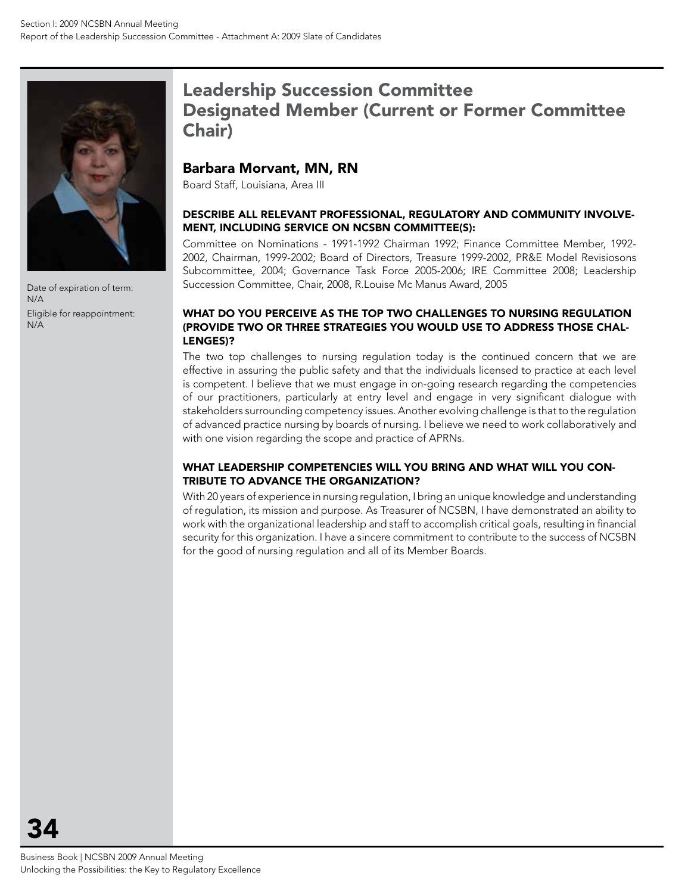# Leadership Succession Committee Designated Member (Current or Former Committee Chair)

## Barbara Morvant, MN, RN

Board Staff, Louisiana, Area III

Date of expiration of term: N/A

Eligible for reappointment: N/A

### DESCRIBE ALL RELEVANT PROFESSIONAL, REGULATORY AND COMMUNITY INVOLVEMENT, INCLUDING SERVICE ON NCSBN COMMITTEE(S):

Committee on Nominations - 1991-1992 Chairman 1992; Finance Committee Member, 1992-2002, Chairman, 1999-2002; Board of Directors, Treasure 1999-2002, PR&E Model Revisiosons Subcommittee, 2004; Governance Task Force 2005-2006; IRE Committee 2008; Leadership Succession Committee, Chair, 2008, R.Louise Mc Manus Award, 2005

### WHAT DO YOU PERCEIVE AS THE TOP TWO CHALLENGES TO NURSING REGULATION (PROVIDE TWO OR THREE STRATEGIES YOU WOULD USE TO ADDRESS THOSE CHALLENGES)?

The two top challenges to nursing regulation today is the continued concern that we are effective in assuring the public safety and that the individuals licensed to practice at each level is competent. I believe that we must engage in on-going research regarding the competencies of our practitioners, particularly at entry level and engage in very significant dialogue with stakeholders surrounding competency issues. Another evolving challenge is that to the regulation of advanced practice nursing by boards of nursing. I believe we need to work collaboratively and with one vision regarding the scope and practice of APRNs.

### WHAT LEADERSHIP COMPETENCIES WILL YOU BRING AND WHAT WILL YOU CONTRIBUTE TO ADVANCE THE ORGANIZATION?

With 20 years of experience in nursing regulation, I bring an unique knowledge and understanding of regulation, its mission and purpose. As Treasurer of NCSBN, I have demonstrated an ability to work with the organizational leadership and staff to accomplish critical goals, resulting in financial security for this organization. I have a sincere commitment to contribute to the success of NCSBN for the good of nursing regulation and all of its Member Boards.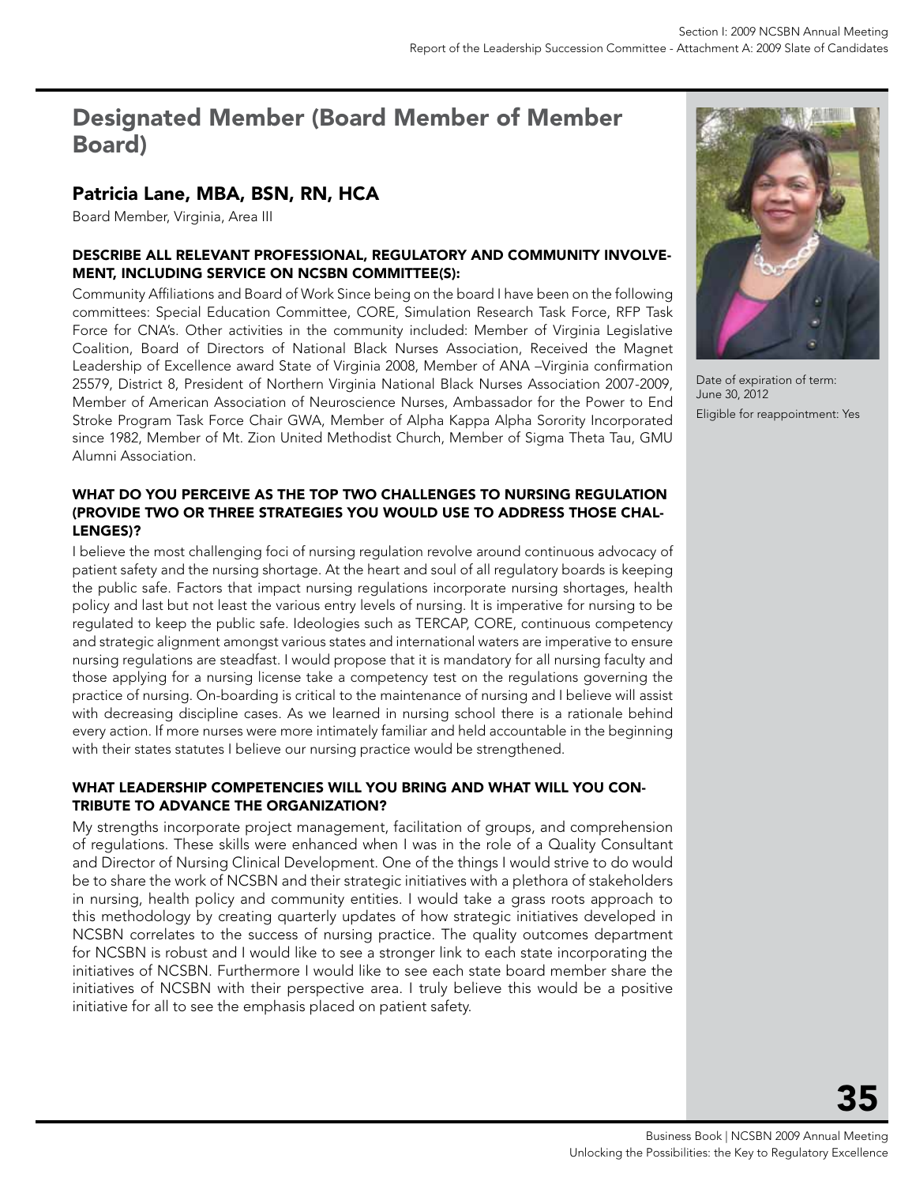## Designated Member (Board Member of Member Board)

### Patricia Lane, MBA, BSN, RN, HCA

Board Member, Virginia, Area III

Date of expiration of term: June 30, 2012

Eligible for reappointment: Yes

#### DESCRIBE ALL RELEVANT PROFESSIONAL, REGULATORY AND COMMUNITY INVOLVEMENT, INCLUDING SERVICE ON NCSBN COMMITTEE(S):

Community Affiliations and Board of Work Since being on the board I have been on the following committees: Special Education Committee, CORE, Simulation Research Task Force, RFP Task Force for CNA's. Other activities in the community included: Member of Virginia Legislative Coalition, Board of Directors of National Black Nurses Association, Received the Magnet Leadership of Excellence award State of Virginia 2008, Member of ANA –Virginia confirmation 25579, District 8, President of Northern Virginia National Black Nurses Association 2007-2009, Member of American Association of Neuroscience Nurses, Ambassador for the Power to End Stroke Program Task Force Chair GWA, Member of Alpha Kappa Alpha Sorority Incorporated since 1982, Member of Mt. Zion United Methodist Church, Member of Sigma Theta Tau, GMU Alumni Association.

#### WHAT DO YOU PERCEIVE AS THE TOP TWO CHALLENGES TO NURSING REGULATION (PROVIDE TWO OR THREE STRATEGIES YOU WOULD USE TO ADDRESS THOSE CHALLENGES)?

I believe the most challenging foci of nursing regulation revolve around continuous advocacy of patient safety and the nursing shortage. At the heart and soul of all regulatory boards is keeping the public safe. Factors that impact nursing regulations incorporate nursing shortages, health policy and last but not least the various entry levels of nursing. It is imperative for nursing to be regulated to keep the public safe. Ideologies such as TERCAP, CORE, continuous competency and strategic alignment amongst various states and international waters are imperative to ensure nursing regulations are steadfast. I would propose that it is mandatory for all nursing faculty and those applying for a nursing license take a competency test on the regulations governing the practice of nursing. On-boarding is critical to the maintenance of nursing and I believe will assist with decreasing discipline cases. As we learned in nursing school there is a rationale behind every action. If more nurses were more intimately familiar and held accountable in the beginning with their states statutes I believe our nursing practice would be strengthened.

#### WHAT LEADERSHIP COMPETENCIES WILL YOU BRING AND WHAT WILL YOU CONTRIBUTE TO ADVANCE THE ORGANIZATION?

My strengths incorporate project management, facilitation of groups, and comprehension of regulations. These skills were enhanced when I was in the role of a Quality Consultant and Director of Nursing Clinical Development. One of the things I would strive to do would be to share the work of NCSBN and their strategic initiatives with a plethora of stakeholders in nursing, health policy and community entities. I would take a grass roots approach to this methodology by creating quarterly updates of how strategic initiatives developed in NCSBN correlates to the success of nursing practice. The quality outcomes department for NCSBN is robust and I would like to see a stronger link to each state incorporating the initiatives of NCSBN. Furthermore I would like to see each state board member share the initiatives of NCSBN with their perspective area. I truly believe this would be a positive initiative for all to see the emphasis placed on patient safety.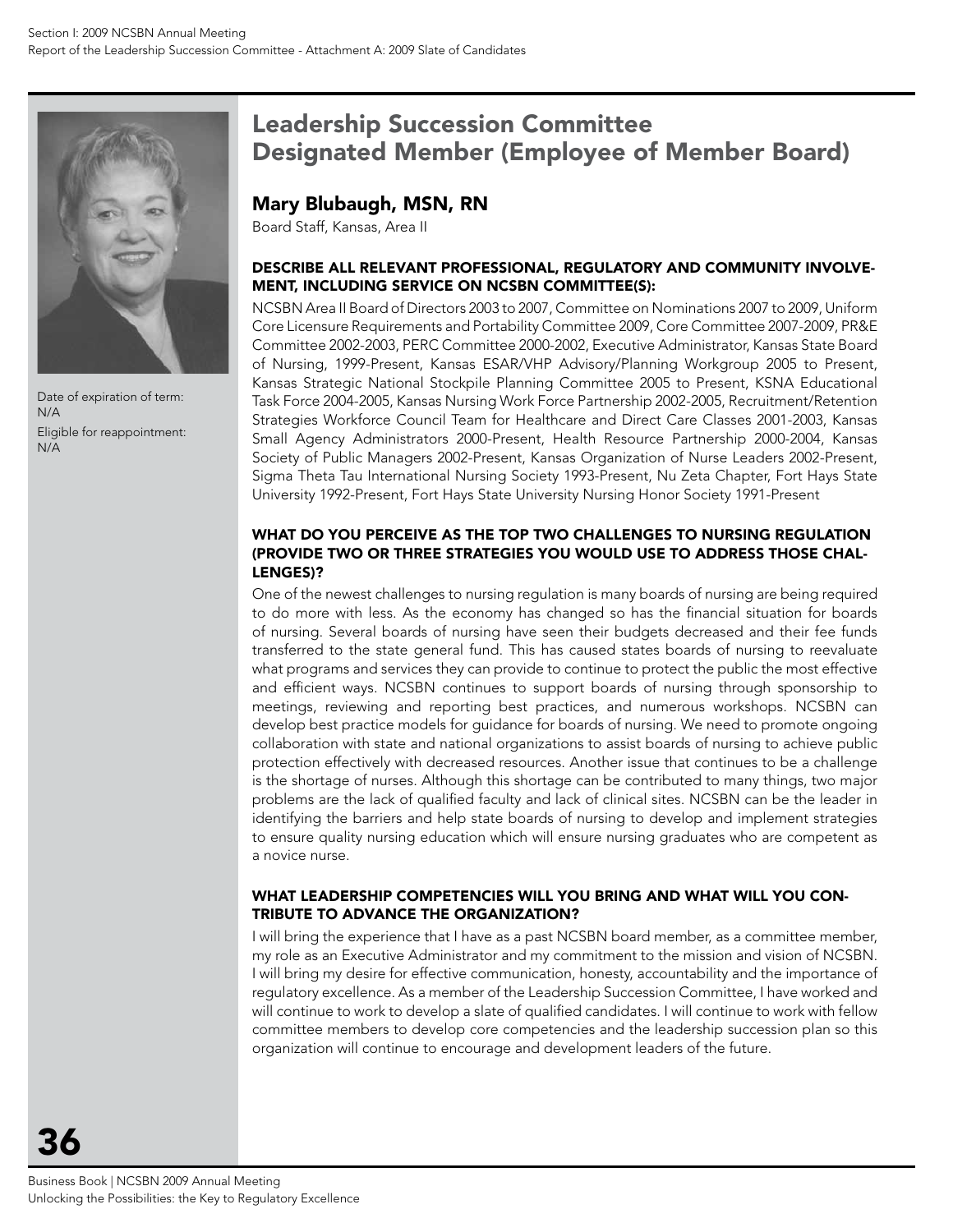# Leadership Succession Committee Designated Member (Employee of Member Board)

## Mary Blubaugh, MSN, RN

Board Staff, Kansas, Area II

Date of expiration of term: N/A

Eligible for reappointment: N/A

### DESCRIBE ALL RELEVANT PROFESSIONAL, REGULATORY AND COMMUNITY INVOLVEMENT, INCLUDING SERVICE ON NCSBN COMMITTEE(S):

NCSBN Area II Board of Directors 2003 to 2007, Committee on Nominations 2007 to 2009, Uniform Core Licensure Requirements and Portability Committee 2009, Core Committee 2007-2009, PR&E Committee 2002-2003, PERC Committee 2000-2002, Executive Administrator, Kansas State Board of Nursing, 1999-Present, Kansas ESAR/VHP Advisory/Planning Workgroup 2005 to Present, Kansas Strategic National Stockpile Planning Committee 2005 to Present, KSNA Educational Task Force 2004-2005, Kansas Nursing Work Force Partnership 2002-2005, Recruitment/Retention Strategies Workforce Council Team for Healthcare and Direct Care Classes 2001-2003, Kansas Small Agency Administrators 2000-Present, Health Resource Partnership 2000-2004, Kansas Society of Public Managers 2002-Present, Kansas Organization of Nurse Leaders 2002-Present, Sigma Theta Tau International Nursing Society 1993-Present, Nu Zeta Chapter, Fort Hays State University 1992-Present, Fort Hays State University Nursing Honor Society 1991-Present

### WHAT DO YOU PERCEIVE AS THE TOP TWO CHALLENGES TO NURSING REGULATION (PROVIDE TWO OR THREE STRATEGIES YOU WOULD USE TO ADDRESS THOSE CHALLENGES)?

One of the newest challenges to nursing regulation is many boards of nursing are being required to do more with less. As the economy has changed so has the financial situation for boards of nursing. Several boards of nursing have seen their budgets decreased and their fee funds transferred to the state general fund. This has caused states boards of nursing to reevaluate what programs and services they can provide to continue to protect the public the most effective and efficient ways. NCSBN continues to support boards of nursing through sponsorship to meetings, reviewing and reporting best practices, and numerous workshops. NCSBN can develop best practice models for guidance for boards of nursing. We need to promote ongoing collaboration with state and national organizations to assist boards of nursing to achieve public protection effectively with decreased resources. Another issue that continues to be a challenge is the shortage of nurses. Although this shortage can be contributed to many things, two major problems are the lack of qualified faculty and lack of clinical sites. NCSBN can be the leader in identifying the barriers and help state boards of nursing to develop and implement strategies to ensure quality nursing education which will ensure nursing graduates who are competent as a novice nurse.

### WHAT LEADERSHIP COMPETENCIES WILL YOU BRING AND WHAT WILL YOU CONTRIBUTE TO ADVANCE THE ORGANIZATION?

I will bring the experience that I have as a past NCSBN board member, as a committee member, my role as an Executive Administrator and my commitment to the mission and vision of NCSBN. I will bring my desire for effective communication, honesty, accountability and the importance of regulatory excellence. As a member of the Leadership Succession Committee, I have worked and will continue to work to develop a slate of qualified candidates. I will continue to work with fellow committee members to develop core competencies and the leadership succession plan so this organization will continue to encourage and development leaders of the future.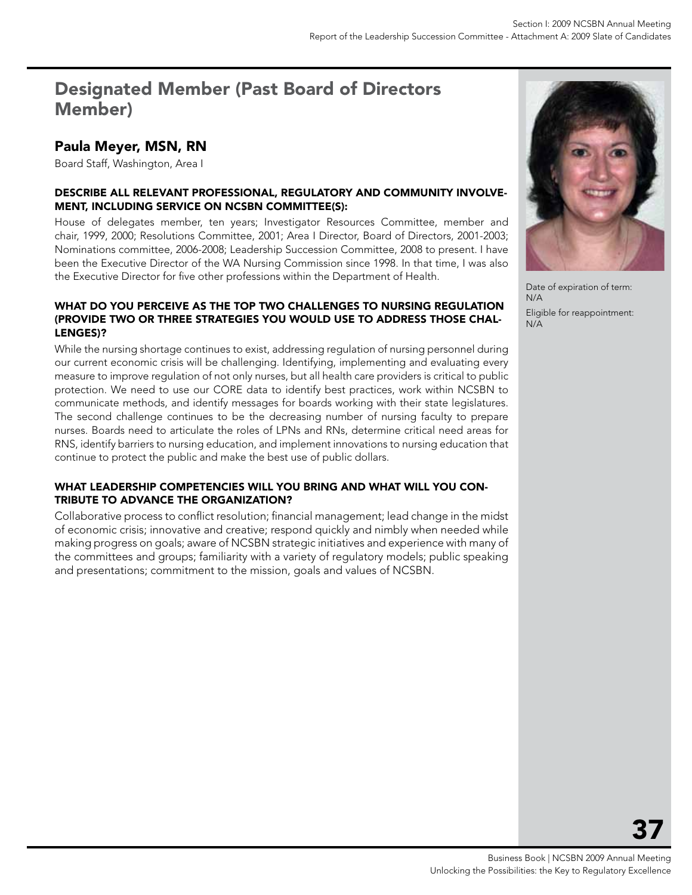## Designated Member (Past Board of Directors Member)

### Paula Meyer, MSN, RN

Board Staff, Washington, Area I

Date of expiration of term:
N/A

Eligible for reappointment:
N/A

#### DESCRIBE ALL RELEVANT PROFESSIONAL, REGULATORY AND COMMUNITY INVOLVEMENT, INCLUDING SERVICE ON NCSBN COMMITTEE(S):

House of delegates member, ten years; Investigator Resources Committee, member and chair, 1999, 2000; Resolutions Committee, 2001; Area I Director, Board of Directors, 2001-2003; Nominations committee, 2006-2008; Leadership Succession Committee, 2008 to present. I have been the Executive Director of the WA Nursing Commission since 1998. In that time, I was also the Executive Director for five other professions within the Department of Health.

#### WHAT DO YOU PERCEIVE AS THE TOP TWO CHALLENGES TO NURSING REGULATION (PROVIDE TWO OR THREE STRATEGIES YOU WOULD USE TO ADDRESS THOSE CHALLENGES)?

While the nursing shortage continues to exist, addressing regulation of nursing personnel during our current economic crisis will be challenging. Identifying, implementing and evaluating every measure to improve regulation of not only nurses, but all health care providers is critical to public protection. We need to use our CORE data to identify best practices, work within NCSBN to communicate methods, and identify messages for boards working with their state legislatures. The second challenge continues to be the decreasing number of nursing faculty to prepare nurses. Boards need to articulate the roles of LPNs and RNs, determine critical need areas for RNS, identify barriers to nursing education, and implement innovations to nursing education that continue to protect the public and make the best use of public dollars.

#### WHAT LEADERSHIP COMPETENCIES WILL YOU BRING AND WHAT WILL YOU CONTRIBUTE TO ADVANCE THE ORGANIZATION?

Collaborative process to conflict resolution; financial management; lead change in the midst of economic crisis; innovative and creative; respond quickly and nimbly when needed while making progress on goals; aware of NCSBN strategic initiatives and experience with many of the committees and groups; familiarity with a variety of regulatory models; public speaking and presentations; commitment to the mission, goals and values of NCSBN.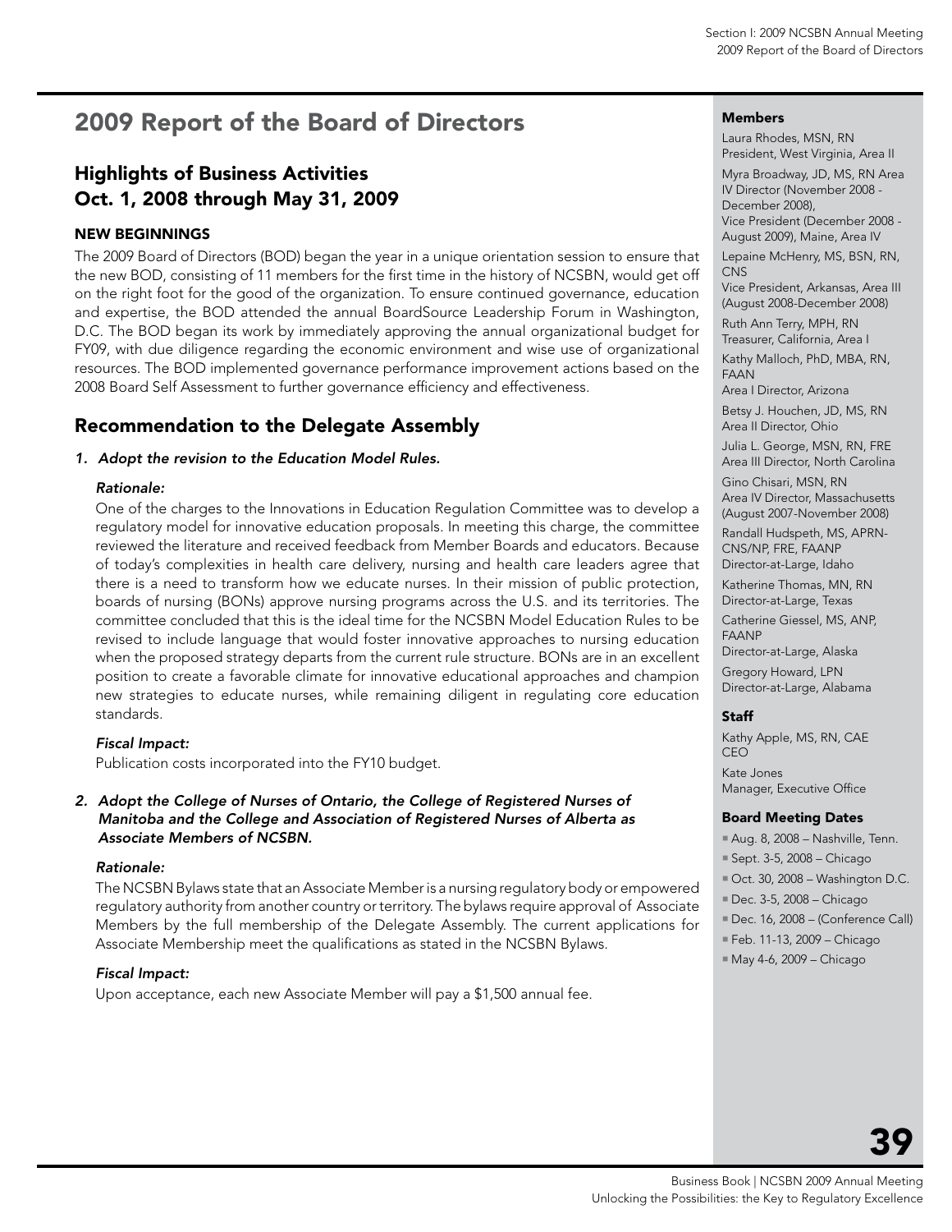# 2009 Report of the Board of Directors

## Highlights of Business Activities
## Oct. 1, 2008 through May 31, 2009

### NEW BEGINNINGS

The 2009 Board of Directors (BOD) began the year in a unique orientation session to ensure that the new BOD, consisting of 11 members for the first time in the history of NCSBN, would get off on the right foot for the good of the organization. To ensure continued governance, education and expertise, the BOD attended the annual BoardSource Leadership Forum in Washington, D.C. The BOD began its work by immediately approving the annual organizational budget for FY09, with due diligence regarding the economic environment and wise use of organizational resources. The BOD implemented governance performance improvement actions based on the 2008 Board Self Assessment to further governance efficiency and effectiveness.

## Recommendation to the Delegate Assembly

1. ***Adopt the revision to the Education Model Rules.***

   ***Rationale:***

   One of the charges to the Innovations in Education Regulation Committee was to develop a regulatory model for innovative education proposals. In meeting this charge, the committee reviewed the literature and received feedback from Member Boards and educators. Because of today's complexities in health care delivery, nursing and health care leaders agree that there is a need to transform how we educate nurses. In their mission of public protection, boards of nursing (BONs) approve nursing programs across the U.S. and its territories. The committee concluded that this is the ideal time for the NCSBN Model Education Rules to be revised to include language that would foster innovative approaches to nursing education when the proposed strategy departs from the current rule structure. BONs are in an excellent position to create a favorable climate for innovative educational approaches and champion new strategies to educate nurses, while remaining diligent in regulating core education standards.

   ***Fiscal Impact:***

   Publication costs incorporated into the FY10 budget.

2. ***Adopt the College of Nurses of Ontario, the College of Registered Nurses of Manitoba and the College and Association of Registered Nurses of Alberta as Associate Members of NCSBN.***

   ***Rationale:***

   The NCSBN Bylaws state that an Associate Member is a nursing regulatory body or empowered regulatory authority from another country or territory. The bylaws require approval of Associate Members by the full membership of the Delegate Assembly. The current applications for Associate Membership meet the qualifications as stated in the NCSBN Bylaws.

   ***Fiscal Impact:***

   Upon acceptance, each new Associate Member will pay a $1,500 annual fee.

**Members**

Laura Rhodes, MSN, RN
President, West Virginia, Area II

Myra Broadway, JD, MS, RN Area IV Director (November 2008 - December 2008),
Vice President (December 2008 - August 2009), Maine, Area IV

Lepaine McHenry, MS, BSN, RN, CNS
Vice President, Arkansas, Area III (August 2008-December 2008)

Ruth Ann Terry, MPH, RN
Treasurer, California, Area I

Kathy Malloch, PhD, MBA, RN, FAAN
Area I Director, Arizona

Betsy J. Houchen, JD, MS, RN
Area II Director, Ohio

Julia L. George, MSN, RN, FRE
Area III Director, North Carolina

Gino Chisari, MSN, RN
Area IV Director, Massachusetts (August 2007-November 2008)

Randall Hudspeth, MS, APRN-CNS/NP, FRE, FAANP
Director-at-Large, Idaho

Katherine Thomas, MN, RN
Director-at-Large, Texas

Catherine Giessel, MS, ANP, FAANP
Director-at-Large, Alaska

Gregory Howard, LPN
Director-at-Large, Alabama

**Staff**

Kathy Apple, MS, RN, CAE
CEO

Kate Jones
Manager, Executive Office

**Board Meeting Dates**

- Aug. 8, 2008 – Nashville, Tenn.
- Sept. 3-5, 2008 – Chicago
- Oct. 30, 2008 – Washington D.C.
- Dec. 3-5, 2008 – Chicago
- Dec. 16, 2008 – (Conference Call)
- Feb. 11-13, 2009 – Chicago
- May 4-6, 2009 – Chicago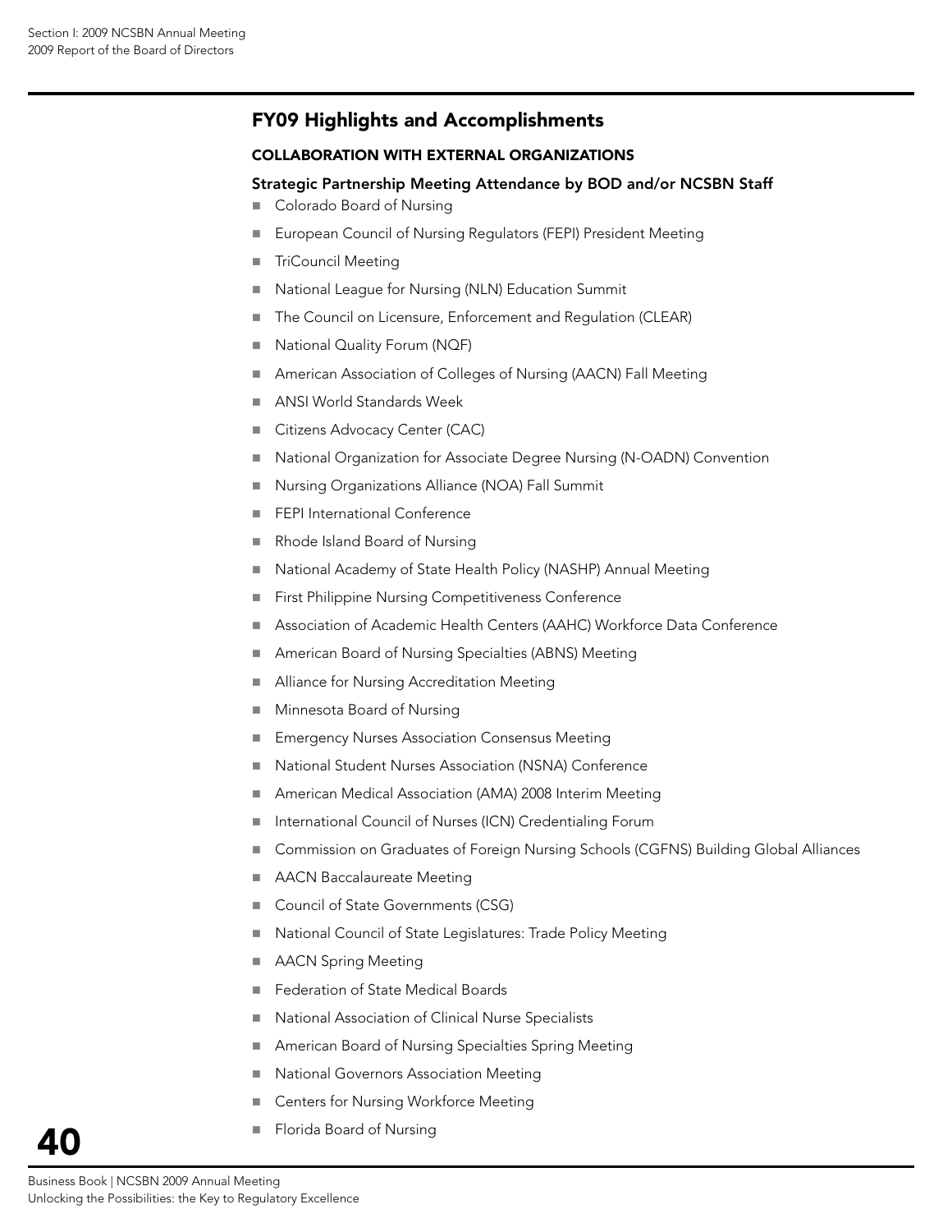## FY09 Highlights and Accomplishments

### COLLABORATION WITH EXTERNAL ORGANIZATIONS

#### Strategic Partnership Meeting Attendance by BOD and/or NCSBN Staff

- Colorado Board of Nursing
- European Council of Nursing Regulators (FEPI) President Meeting
- TriCouncil Meeting
- National League for Nursing (NLN) Education Summit
- The Council on Licensure, Enforcement and Regulation (CLEAR)
- National Quality Forum (NQF)
- American Association of Colleges of Nursing (AACN) Fall Meeting
- ANSI World Standards Week
- Citizens Advocacy Center (CAC)
- National Organization for Associate Degree Nursing (N-OADN) Convention
- Nursing Organizations Alliance (NOA) Fall Summit
- FEPI International Conference
- Rhode Island Board of Nursing
- National Academy of State Health Policy (NASHP) Annual Meeting
- First Philippine Nursing Competitiveness Conference
- Association of Academic Health Centers (AAHC) Workforce Data Conference
- American Board of Nursing Specialties (ABNS) Meeting
- Alliance for Nursing Accreditation Meeting
- Minnesota Board of Nursing
- Emergency Nurses Association Consensus Meeting
- National Student Nurses Association (NSNA) Conference
- American Medical Association (AMA) 2008 Interim Meeting
- International Council of Nurses (ICN) Credentialing Forum
- Commission on Graduates of Foreign Nursing Schools (CGFNS) Building Global Alliances
- AACN Baccalaureate Meeting
- Council of State Governments (CSG)
- National Council of State Legislatures: Trade Policy Meeting
- AACN Spring Meeting
- Federation of State Medical Boards
- National Association of Clinical Nurse Specialists
- American Board of Nursing Specialties Spring Meeting
- National Governors Association Meeting
- Centers for Nursing Workforce Meeting
- Florida Board of Nursing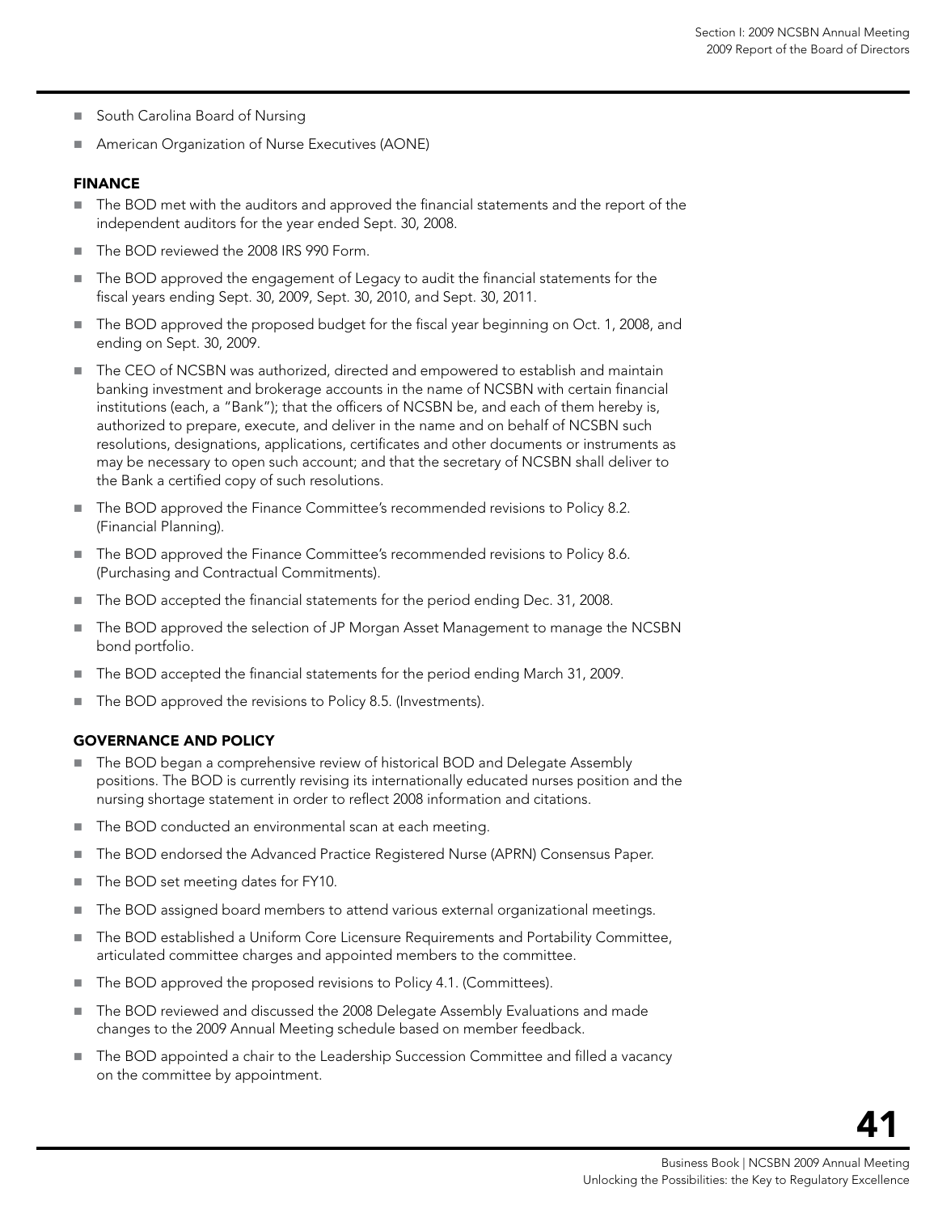- South Carolina Board of Nursing
- American Organization of Nurse Executives (AONE)

### FINANCE

- The BOD met with the auditors and approved the financial statements and the report of the independent auditors for the year ended Sept. 30, 2008.
- The BOD reviewed the 2008 IRS 990 Form.
- The BOD approved the engagement of Legacy to audit the financial statements for the fiscal years ending Sept. 30, 2009, Sept. 30, 2010, and Sept. 30, 2011.
- The BOD approved the proposed budget for the fiscal year beginning on Oct. 1, 2008, and ending on Sept. 30, 2009.
- The CEO of NCSBN was authorized, directed and empowered to establish and maintain banking investment and brokerage accounts in the name of NCSBN with certain financial institutions (each, a "Bank"); that the officers of NCSBN be, and each of them hereby is, authorized to prepare, execute, and deliver in the name and on behalf of NCSBN such resolutions, designations, applications, certificates and other documents or instruments as may be necessary to open such account; and that the secretary of NCSBN shall deliver to the Bank a certified copy of such resolutions.
- The BOD approved the Finance Committee's recommended revisions to Policy 8.2. (Financial Planning).
- The BOD approved the Finance Committee's recommended revisions to Policy 8.6. (Purchasing and Contractual Commitments).
- The BOD accepted the financial statements for the period ending Dec. 31, 2008.
- The BOD approved the selection of JP Morgan Asset Management to manage the NCSBN bond portfolio.
- The BOD accepted the financial statements for the period ending March 31, 2009.
- The BOD approved the revisions to Policy 8.5. (Investments).

### GOVERNANCE AND POLICY

- The BOD began a comprehensive review of historical BOD and Delegate Assembly positions. The BOD is currently revising its internationally educated nurses position and the nursing shortage statement in order to reflect 2008 information and citations.
- The BOD conducted an environmental scan at each meeting.
- The BOD endorsed the Advanced Practice Registered Nurse (APRN) Consensus Paper.
- The BOD set meeting dates for FY10.
- The BOD assigned board members to attend various external organizational meetings.
- The BOD established a Uniform Core Licensure Requirements and Portability Committee, articulated committee charges and appointed members to the committee.
- The BOD approved the proposed revisions to Policy 4.1. (Committees).
- The BOD reviewed and discussed the 2008 Delegate Assembly Evaluations and made changes to the 2009 Annual Meeting schedule based on member feedback.
- The BOD appointed a chair to the Leadership Succession Committee and filled a vacancy on the committee by appointment.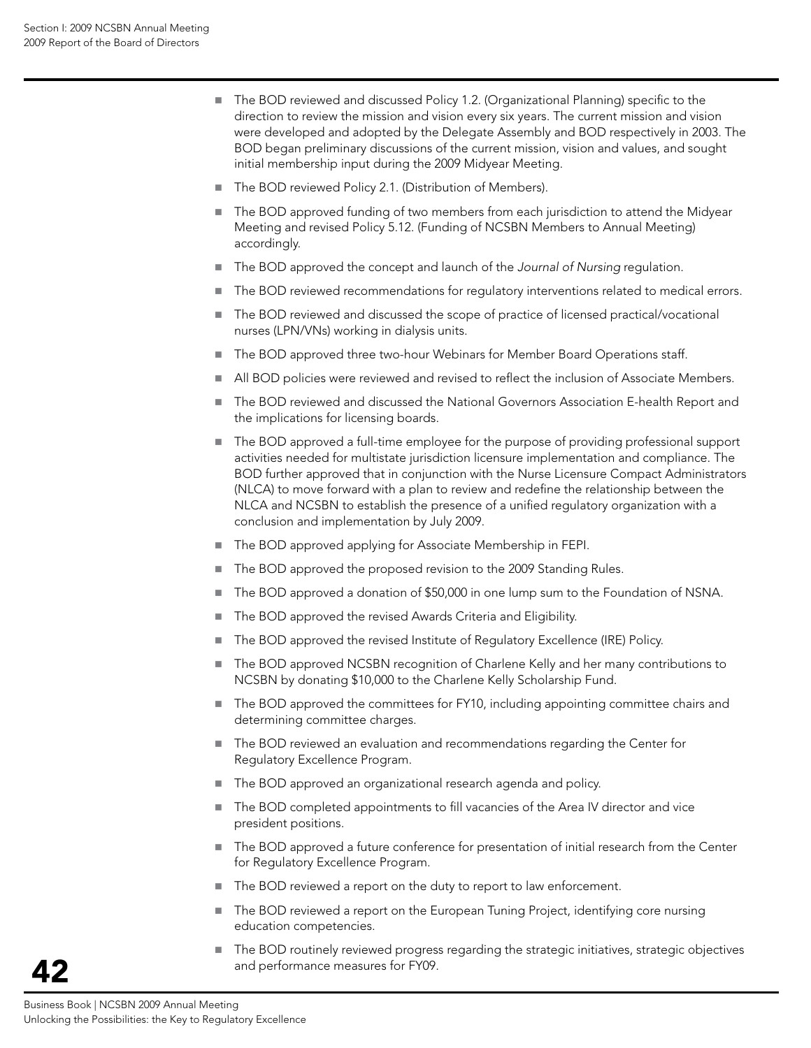- The BOD reviewed and discussed Policy 1.2. (Organizational Planning) specific to the direction to review the mission and vision every six years. The current mission and vision were developed and adopted by the Delegate Assembly and BOD respectively in 2003. The BOD began preliminary discussions of the current mission, vision and values, and sought initial membership input during the 2009 Midyear Meeting.
- The BOD reviewed Policy 2.1. (Distribution of Members).
- The BOD approved funding of two members from each jurisdiction to attend the Midyear Meeting and revised Policy 5.12. (Funding of NCSBN Members to Annual Meeting) accordingly.
- The BOD approved the concept and launch of the *Journal of Nursing* regulation.
- The BOD reviewed recommendations for regulatory interventions related to medical errors.
- The BOD reviewed and discussed the scope of practice of licensed practical/vocational nurses (LPN/VNs) working in dialysis units.
- The BOD approved three two-hour Webinars for Member Board Operations staff.
- All BOD policies were reviewed and revised to reflect the inclusion of Associate Members.
- The BOD reviewed and discussed the National Governors Association E-health Report and the implications for licensing boards.
- The BOD approved a full-time employee for the purpose of providing professional support activities needed for multistate jurisdiction licensure implementation and compliance. The BOD further approved that in conjunction with the Nurse Licensure Compact Administrators (NLCA) to move forward with a plan to review and redefine the relationship between the NLCA and NCSBN to establish the presence of a unified regulatory organization with a conclusion and implementation by July 2009.
- The BOD approved applying for Associate Membership in FEPI.
- The BOD approved the proposed revision to the 2009 Standing Rules.
- The BOD approved a donation of $50,000 in one lump sum to the Foundation of NSNA.
- The BOD approved the revised Awards Criteria and Eligibility.
- The BOD approved the revised Institute of Regulatory Excellence (IRE) Policy.
- The BOD approved NCSBN recognition of Charlene Kelly and her many contributions to NCSBN by donating $10,000 to the Charlene Kelly Scholarship Fund.
- The BOD approved the committees for FY10, including appointing committee chairs and determining committee charges.
- The BOD reviewed an evaluation and recommendations regarding the Center for Regulatory Excellence Program.
- The BOD approved an organizational research agenda and policy.
- The BOD completed appointments to fill vacancies of the Area IV director and vice president positions.
- The BOD approved a future conference for presentation of initial research from the Center for Regulatory Excellence Program.
- The BOD reviewed a report on the duty to report to law enforcement.
- The BOD reviewed a report on the European Tuning Project, identifying core nursing education competencies.
- The BOD routinely reviewed progress regarding the strategic initiatives, strategic objectives and performance measures for FY09.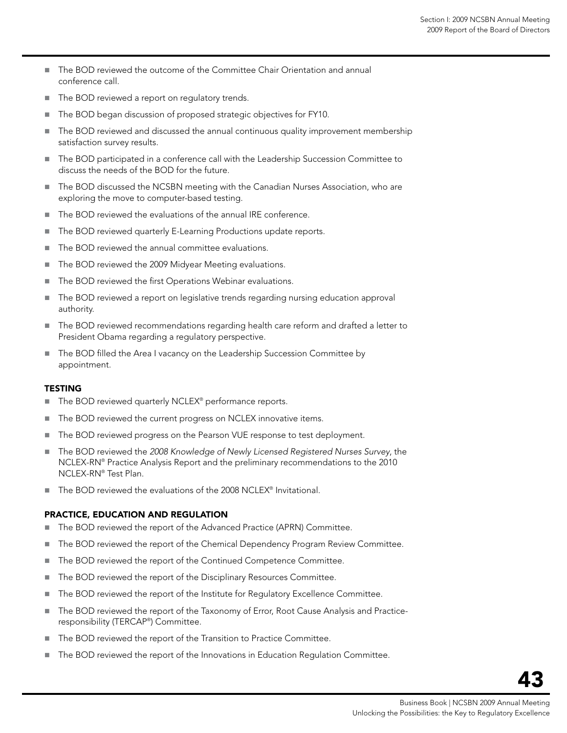- The BOD reviewed the outcome of the Committee Chair Orientation and annual conference call.
- The BOD reviewed a report on regulatory trends.
- The BOD began discussion of proposed strategic objectives for FY10.
- The BOD reviewed and discussed the annual continuous quality improvement membership satisfaction survey results.
- The BOD participated in a conference call with the Leadership Succession Committee to discuss the needs of the BOD for the future.
- The BOD discussed the NCSBN meeting with the Canadian Nurses Association, who are exploring the move to computer-based testing.
- The BOD reviewed the evaluations of the annual IRE conference.
- The BOD reviewed quarterly E-Learning Productions update reports.
- The BOD reviewed the annual committee evaluations.
- The BOD reviewed the 2009 Midyear Meeting evaluations.
- The BOD reviewed the first Operations Webinar evaluations.
- The BOD reviewed a report on legislative trends regarding nursing education approval authority.
- The BOD reviewed recommendations regarding health care reform and drafted a letter to President Obama regarding a regulatory perspective.
- The BOD filled the Area I vacancy on the Leadership Succession Committee by appointment.

### TESTING

- The BOD reviewed quarterly NCLEX® performance reports.
- The BOD reviewed the current progress on NCLEX innovative items.
- The BOD reviewed progress on the Pearson VUE response to test deployment.
- The BOD reviewed the *2008 Knowledge of Newly Licensed Registered Nurses Survey*, the NCLEX-RN® Practice Analysis Report and the preliminary recommendations to the 2010 NCLEX-RN® Test Plan.
- The BOD reviewed the evaluations of the 2008 NCLEX® Invitational.

### PRACTICE, EDUCATION AND REGULATION

- The BOD reviewed the report of the Advanced Practice (APRN) Committee.
- The BOD reviewed the report of the Chemical Dependency Program Review Committee.
- The BOD reviewed the report of the Continued Competence Committee.
- The BOD reviewed the report of the Disciplinary Resources Committee.
- The BOD reviewed the report of the Institute for Regulatory Excellence Committee.
- The BOD reviewed the report of the Taxonomy of Error, Root Cause Analysis and Practice-responsibility (TERCAP®) Committee.
- The BOD reviewed the report of the Transition to Practice Committee.
- The BOD reviewed the report of the Innovations in Education Regulation Committee.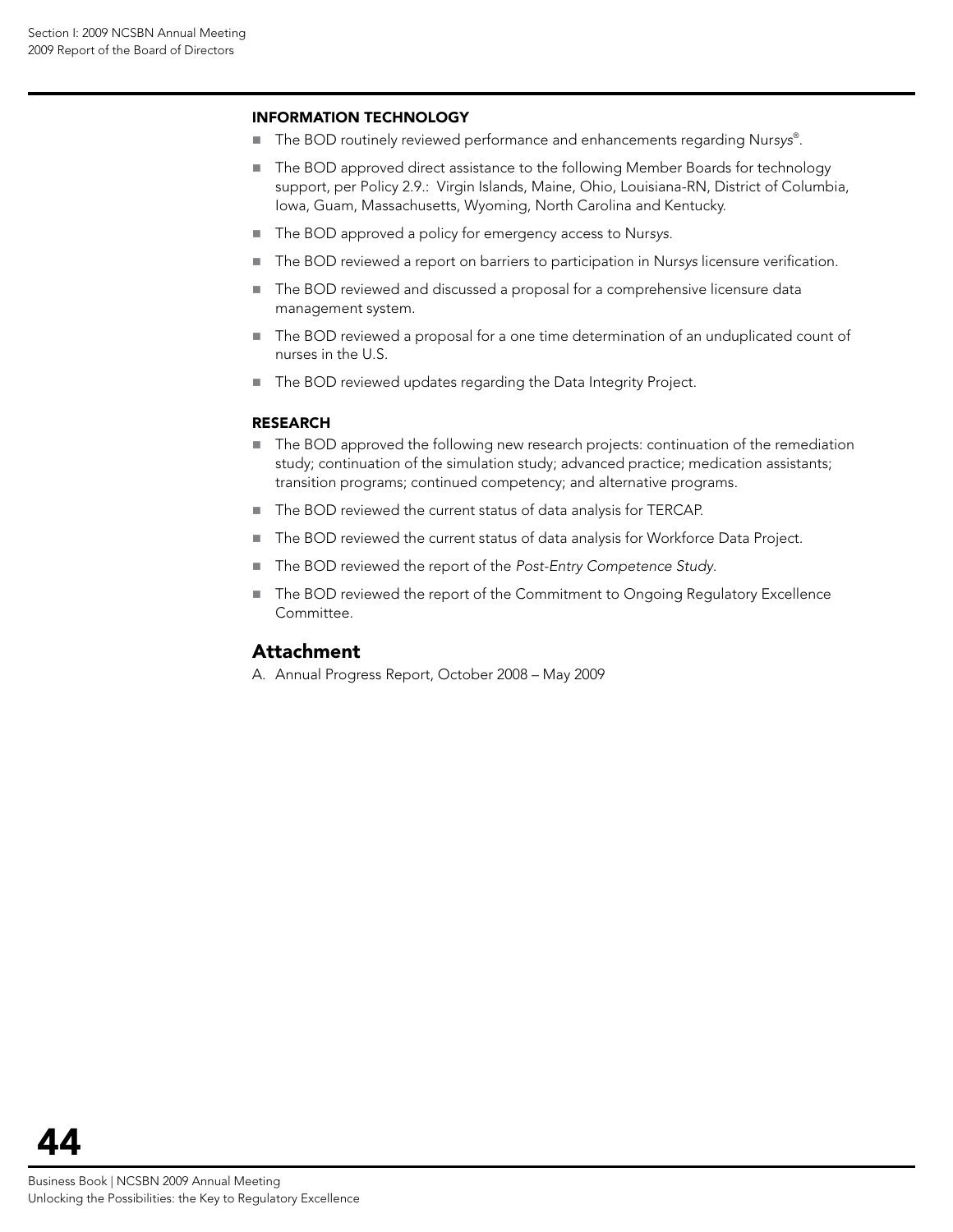### INFORMATION TECHNOLOGY

- The BOD routinely reviewed performance and enhancements regarding Nur*sys*®.
- The BOD approved direct assistance to the following Member Boards for technology support, per Policy 2.9.: Virgin Islands, Maine, Ohio, Louisiana-RN, District of Columbia, Iowa, Guam, Massachusetts, Wyoming, North Carolina and Kentucky.
- The BOD approved a policy for emergency access to Nur*sys*.
- The BOD reviewed a report on barriers to participation in Nur*sys* licensure verification.
- The BOD reviewed and discussed a proposal for a comprehensive licensure data management system.
- The BOD reviewed a proposal for a one time determination of an unduplicated count of nurses in the U.S.
- The BOD reviewed updates regarding the Data Integrity Project.

### RESEARCH

- The BOD approved the following new research projects: continuation of the remediation study; continuation of the simulation study; advanced practice; medication assistants; transition programs; continued competency; and alternative programs.
- The BOD reviewed the current status of data analysis for TERCAP.
- The BOD reviewed the current status of data analysis for Workforce Data Project.
- The BOD reviewed the report of the *Post-Entry Competence Study*.
- The BOD reviewed the report of the Commitment to Ongoing Regulatory Excellence Committee.

## Attachment

A. Annual Progress Report, October 2008 – May 2009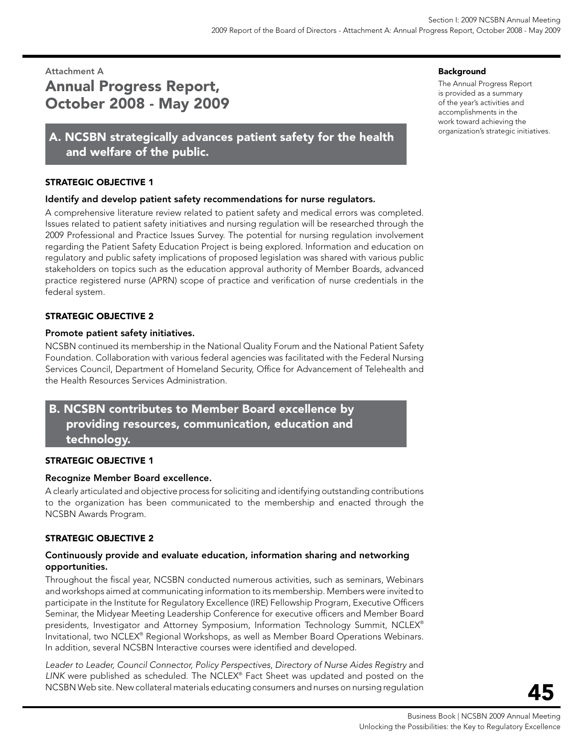## Attachment A

# Annual Progress Report, October 2008 - May 2009

**Background**

The Annual Progress Report is provided as a summary of the year's activities and accomplishments in the work toward achieving the organization's strategic initiatives.

## A. NCSBN strategically advances patient safety for the health and welfare of the public.

### STRATEGIC OBJECTIVE 1

**Identify and develop patient safety recommendations for nurse regulators.**

A comprehensive literature review related to patient safety and medical errors was completed. Issues related to patient safety initiatives and nursing regulation will be researched through the 2009 Professional and Practice Issues Survey. The potential for nursing regulation involvement regarding the Patient Safety Education Project is being explored. Information and education on regulatory and public safety implications of proposed legislation was shared with various public stakeholders on topics such as the education approval authority of Member Boards, advanced practice registered nurse (APRN) scope of practice and verification of nurse credentials in the federal system.

### STRATEGIC OBJECTIVE 2

**Promote patient safety initiatives.**

NCSBN continued its membership in the National Quality Forum and the National Patient Safety Foundation. Collaboration with various federal agencies was facilitated with the Federal Nursing Services Council, Department of Homeland Security, Office for Advancement of Telehealth and the Health Resources Services Administration.

## B. NCSBN contributes to Member Board excellence by providing resources, communication, education and technology.

### STRATEGIC OBJECTIVE 1

**Recognize Member Board excellence.**

A clearly articulated and objective process for soliciting and identifying outstanding contributions to the organization has been communicated to the membership and enacted through the NCSBN Awards Program.

### STRATEGIC OBJECTIVE 2

**Continuously provide and evaluate education, information sharing and networking opportunities.**

Throughout the fiscal year, NCSBN conducted numerous activities, such as seminars, Webinars and workshops aimed at communicating information to its membership. Members were invited to participate in the Institute for Regulatory Excellence (IRE) Fellowship Program, Executive Officers Seminar, the Midyear Meeting Leadership Conference for executive officers and Member Board presidents, Investigator and Attorney Symposium, Information Technology Summit, NCLEX® Invitational, two NCLEX® Regional Workshops, as well as Member Board Operations Webinars. In addition, several NCSBN Interactive courses were identified and developed.

*Leader to Leader, Council Connector, Policy Perspectives, Directory of Nurse Aides Registry* and *LINK* were published as scheduled. The NCLEX® Fact Sheet was updated and posted on the NCSBN Web site. New collateral materials educating consumers and nurses on nursing regulation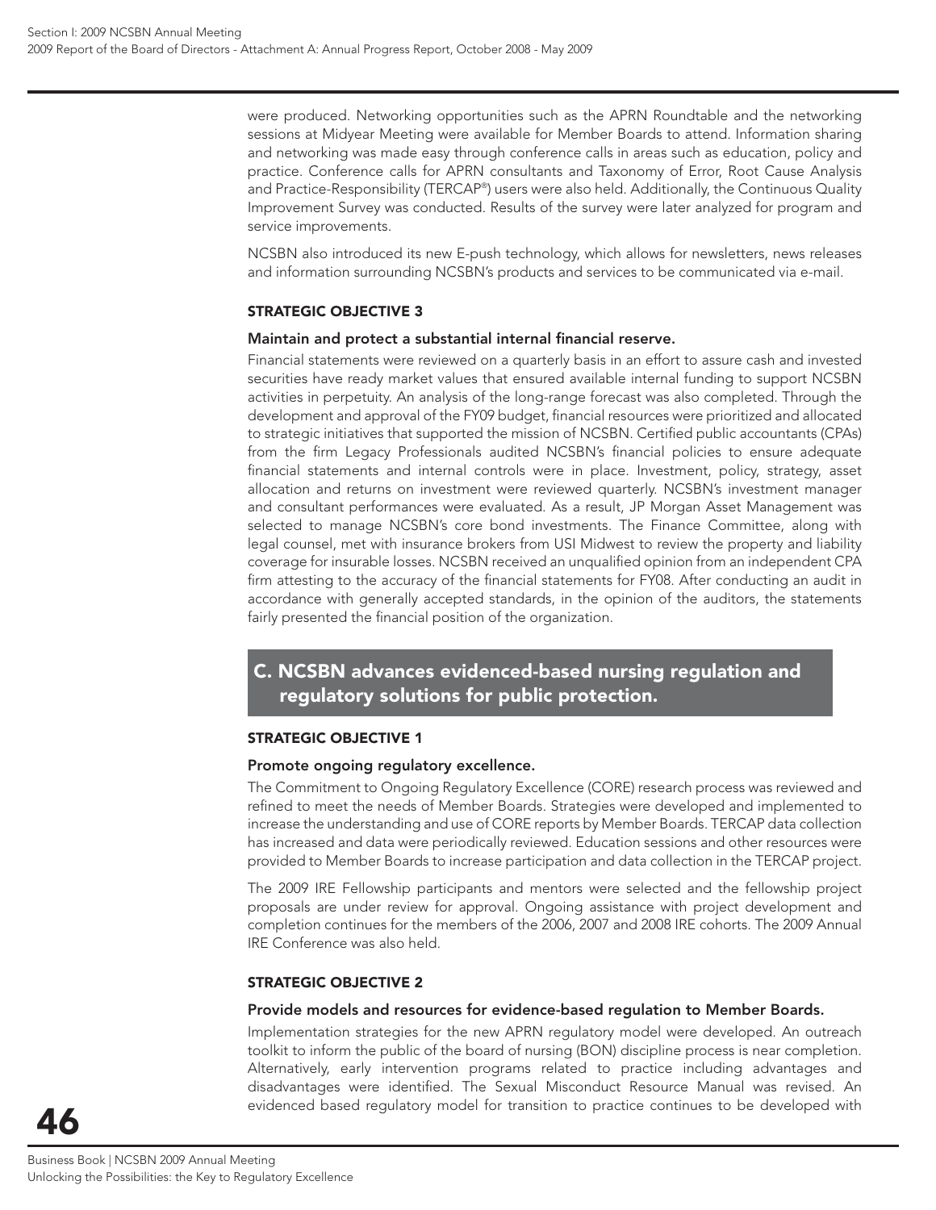were produced. Networking opportunities such as the APRN Roundtable and the networking sessions at Midyear Meeting were available for Member Boards to attend. Information sharing and networking was made easy through conference calls in areas such as education, policy and practice. Conference calls for APRN consultants and Taxonomy of Error, Root Cause Analysis and Practice-Responsibility (TERCAP®) users were also held. Additionally, the Continuous Quality Improvement Survey was conducted. Results of the survey were later analyzed for program and service improvements.

NCSBN also introduced its new E-push technology, which allows for newsletters, news releases and information surrounding NCSBN's products and services to be communicated via e-mail.

#### STRATEGIC OBJECTIVE 3

**Maintain and protect a substantial internal financial reserve.**

Financial statements were reviewed on a quarterly basis in an effort to assure cash and invested securities have ready market values that ensured available internal funding to support NCSBN activities in perpetuity. An analysis of the long-range forecast was also completed. Through the development and approval of the FY09 budget, financial resources were prioritized and allocated to strategic initiatives that supported the mission of NCSBN. Certified public accountants (CPAs) from the firm Legacy Professionals audited NCSBN's financial policies to ensure adequate financial statements and internal controls were in place. Investment, policy, strategy, asset allocation and returns on investment were reviewed quarterly. NCSBN's investment manager and consultant performances were evaluated. As a result, JP Morgan Asset Management was selected to manage NCSBN's core bond investments. The Finance Committee, along with legal counsel, met with insurance brokers from USI Midwest to review the property and liability coverage for insurable losses. NCSBN received an unqualified opinion from an independent CPA firm attesting to the accuracy of the financial statements for FY08. After conducting an audit in accordance with generally accepted standards, in the opinion of the auditors, the statements fairly presented the financial position of the organization.

### C. NCSBN advances evidenced-based nursing regulation and regulatory solutions for public protection.

#### STRATEGIC OBJECTIVE 1

**Promote ongoing regulatory excellence.**

The Commitment to Ongoing Regulatory Excellence (CORE) research process was reviewed and refined to meet the needs of Member Boards. Strategies were developed and implemented to increase the understanding and use of CORE reports by Member Boards. TERCAP data collection has increased and data were periodically reviewed. Education sessions and other resources were provided to Member Boards to increase participation and data collection in the TERCAP project.

The 2009 IRE Fellowship participants and mentors were selected and the fellowship project proposals are under review for approval. Ongoing assistance with project development and completion continues for the members of the 2006, 2007 and 2008 IRE cohorts. The 2009 Annual IRE Conference was also held.

#### STRATEGIC OBJECTIVE 2

**Provide models and resources for evidence-based regulation to Member Boards.**

Implementation strategies for the new APRN regulatory model were developed. An outreach toolkit to inform the public of the board of nursing (BON) discipline process is near completion. Alternatively, early intervention programs related to practice including advantages and disadvantages were identified. The Sexual Misconduct Resource Manual was revised. An evidenced based regulatory model for transition to practice continues to be developed with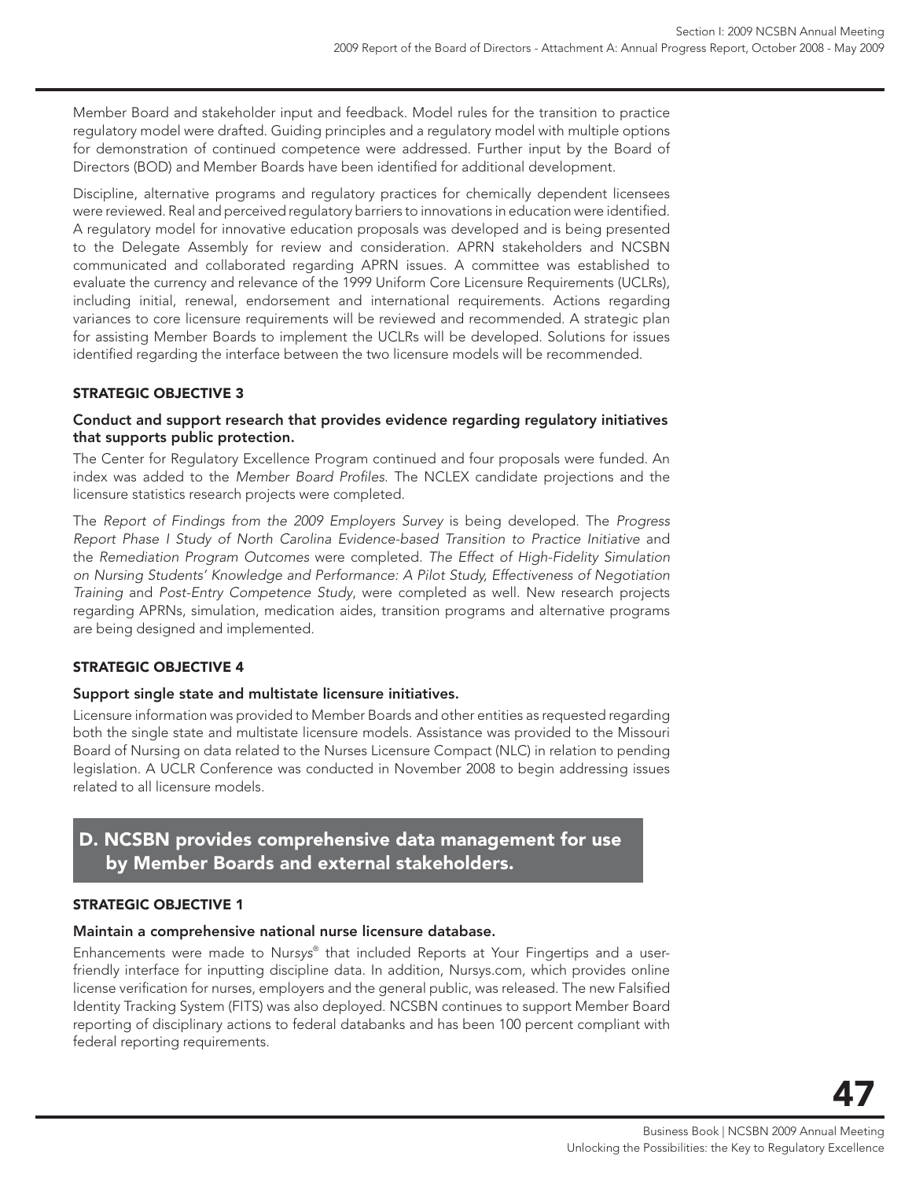Member Board and stakeholder input and feedback. Model rules for the transition to practice regulatory model were drafted. Guiding principles and a regulatory model with multiple options for demonstration of continued competence were addressed. Further input by the Board of Directors (BOD) and Member Boards have been identified for additional development.

Discipline, alternative programs and regulatory practices for chemically dependent licensees were reviewed. Real and perceived regulatory barriers to innovations in education were identified. A regulatory model for innovative education proposals was developed and is being presented to the Delegate Assembly for review and consideration. APRN stakeholders and NCSBN communicated and collaborated regarding APRN issues. A committee was established to evaluate the currency and relevance of the 1999 Uniform Core Licensure Requirements (UCLRs), including initial, renewal, endorsement and international requirements. Actions regarding variances to core licensure requirements will be reviewed and recommended. A strategic plan for assisting Member Boards to implement the UCLRs will be developed. Solutions for issues identified regarding the interface between the two licensure models will be recommended.

#### STRATEGIC OBJECTIVE 3

**Conduct and support research that provides evidence regarding regulatory initiatives that supports public protection.**

The Center for Regulatory Excellence Program continued and four proposals were funded. An index was added to the *Member Board Profiles.* The NCLEX candidate projections and the licensure statistics research projects were completed.

The *Report of Findings from the 2009 Employers Survey* is being developed. The *Progress Report Phase I Study of North Carolina Evidence-based Transition to Practice Initiative* and the *Remediation Program Outcomes* were completed. *The Effect of High-Fidelity Simulation on Nursing Students' Knowledge and Performance: A Pilot Study, Effectiveness of Negotiation Training* and *Post-Entry Competence Study*, were completed as well. New research projects regarding APRNs, simulation, medication aides, transition programs and alternative programs are being designed and implemented.

#### STRATEGIC OBJECTIVE 4

**Support single state and multistate licensure initiatives.**

Licensure information was provided to Member Boards and other entities as requested regarding both the single state and multistate licensure models. Assistance was provided to the Missouri Board of Nursing on data related to the Nurses Licensure Compact (NLC) in relation to pending legislation. A UCLR Conference was conducted in November 2008 to begin addressing issues related to all licensure models.

## D. NCSBN provides comprehensive data management for use by Member Boards and external stakeholders.

#### STRATEGIC OBJECTIVE 1

**Maintain a comprehensive national nurse licensure database.**

Enhancements were made to Nursys® that included Reports at Your Fingertips and a user-friendly interface for inputting discipline data. In addition, Nursys.com, which provides online license verification for nurses, employers and the general public, was released. The new Falsified Identity Tracking System (FITS) was also deployed. NCSBN continues to support Member Board reporting of disciplinary actions to federal databanks and has been 100 percent compliant with federal reporting requirements.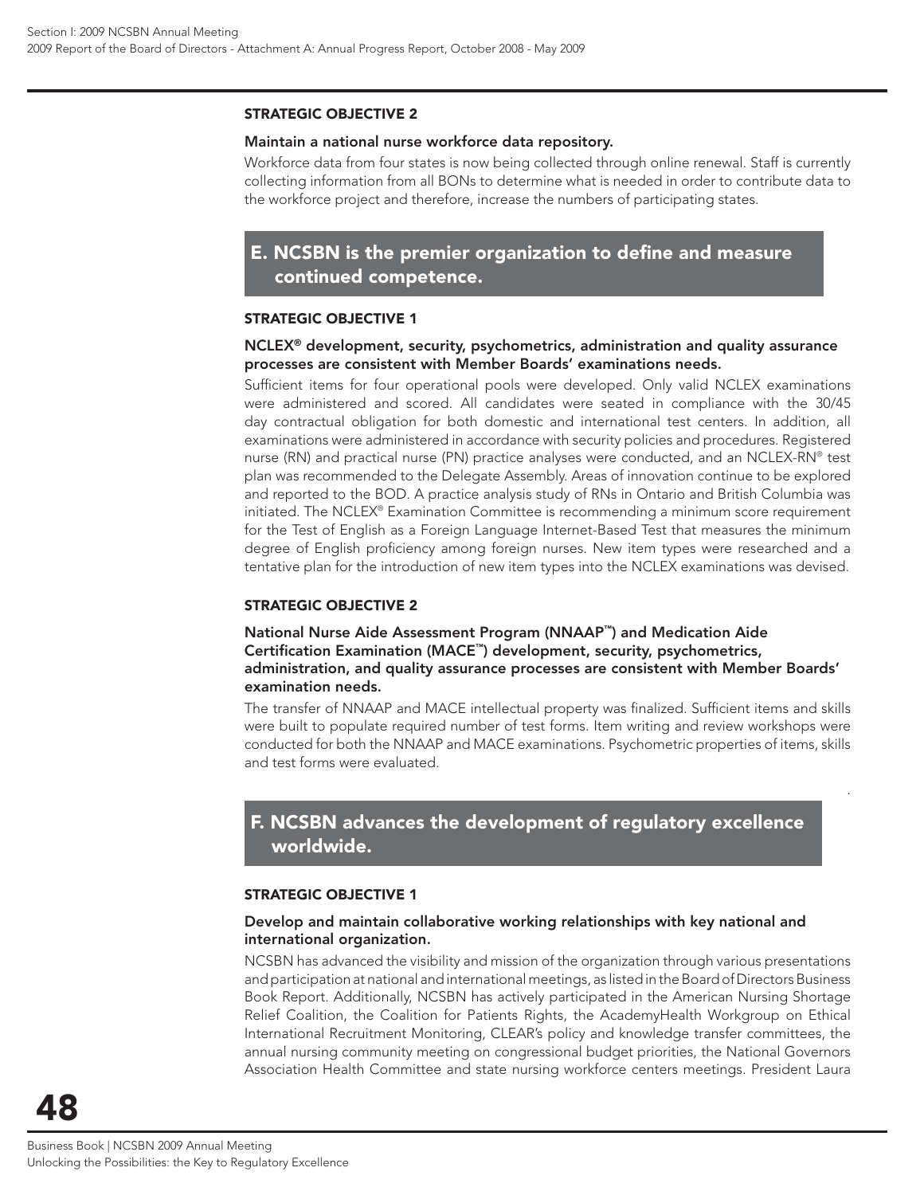### STRATEGIC OBJECTIVE 2

**Maintain a national nurse workforce data repository.**

Workforce data from four states is now being collected through online renewal. Staff is currently collecting information from all BONs to determine what is needed in order to contribute data to the workforce project and therefore, increase the numbers of participating states.

## E. NCSBN is the premier organization to define and measure continued competence.

### STRATEGIC OBJECTIVE 1

**NCLEX® development, security, psychometrics, administration and quality assurance processes are consistent with Member Boards' examinations needs.**

Sufficient items for four operational pools were developed. Only valid NCLEX examinations were administered and scored. All candidates were seated in compliance with the 30/45 day contractual obligation for both domestic and international test centers. In addition, all examinations were administered in accordance with security policies and procedures. Registered nurse (RN) and practical nurse (PN) practice analyses were conducted, and an NCLEX-RN® test plan was recommended to the Delegate Assembly. Areas of innovation continue to be explored and reported to the BOD. A practice analysis study of RNs in Ontario and British Columbia was initiated. The NCLEX® Examination Committee is recommending a minimum score requirement for the Test of English as a Foreign Language Internet-Based Test that measures the minimum degree of English proficiency among foreign nurses. New item types were researched and a tentative plan for the introduction of new item types into the NCLEX examinations was devised.

### STRATEGIC OBJECTIVE 2

**National Nurse Aide Assessment Program (NNAAP™) and Medication Aide Certification Examination (MACE™) development, security, psychometrics, administration, and quality assurance processes are consistent with Member Boards' examination needs.**

The transfer of NNAAP and MACE intellectual property was finalized. Sufficient items and skills were built to populate required number of test forms. Item writing and review workshops were conducted for both the NNAAP and MACE examinations. Psychometric properties of items, skills and test forms were evaluated.

## F. NCSBN advances the development of regulatory excellence worldwide.

### STRATEGIC OBJECTIVE 1

**Develop and maintain collaborative working relationships with key national and international organization.**

NCSBN has advanced the visibility and mission of the organization through various presentations and participation at national and international meetings, as listed in the Board of Directors Business Book Report. Additionally, NCSBN has actively participated in the American Nursing Shortage Relief Coalition, the Coalition for Patients Rights, the AcademyHealth Workgroup on Ethical International Recruitment Monitoring, CLEAR's policy and knowledge transfer committees, the annual nursing community meeting on congressional budget priorities, the National Governors Association Health Committee and state nursing workforce centers meetings. President Laura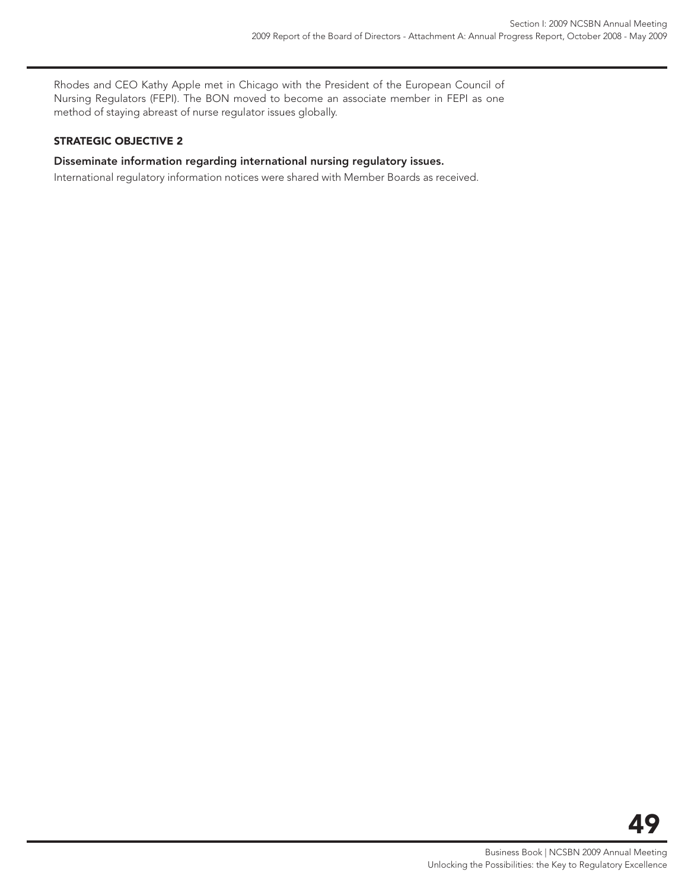Rhodes and CEO Kathy Apple met in Chicago with the President of the European Council of Nursing Regulators (FEPI). The BON moved to become an associate member in FEPI as one method of staying abreast of nurse regulator issues globally.

### STRATEGIC OBJECTIVE 2

**Disseminate information regarding international nursing regulatory issues.**

International regulatory information notices were shared with Member Boards as received.